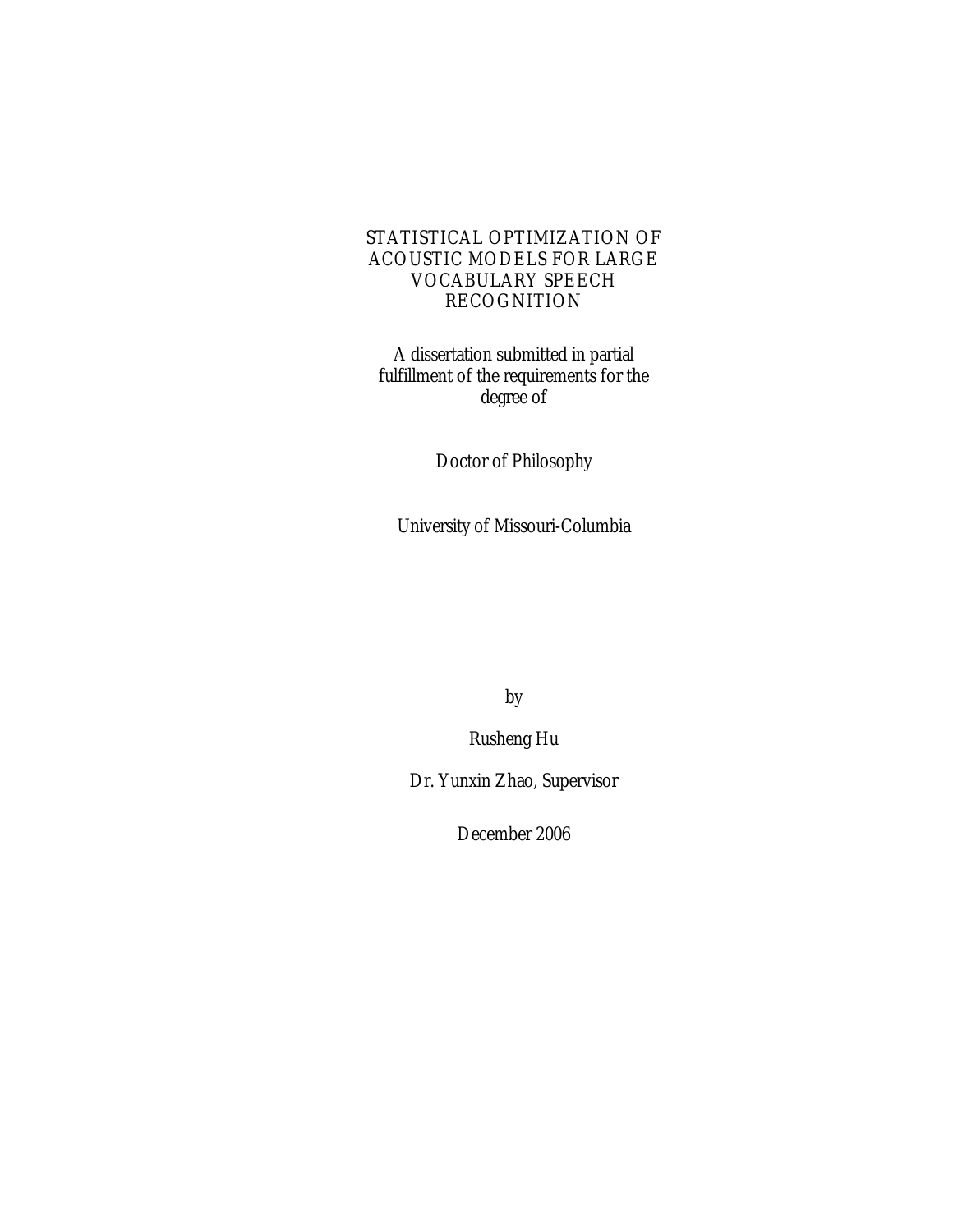# STATISTICAL OPTIMIZATION OF ACOUSTIC MODELS FOR LARGE VOCABULARY SPEECH RECOGNITION

A dissertation submitted in partial fulfillment of the requirements for the degree of

Doctor of Philosophy

University of Missouri-Columbia

by

Rusheng Hu

Dr. Yunxin Zhao, Supervisor

December 2006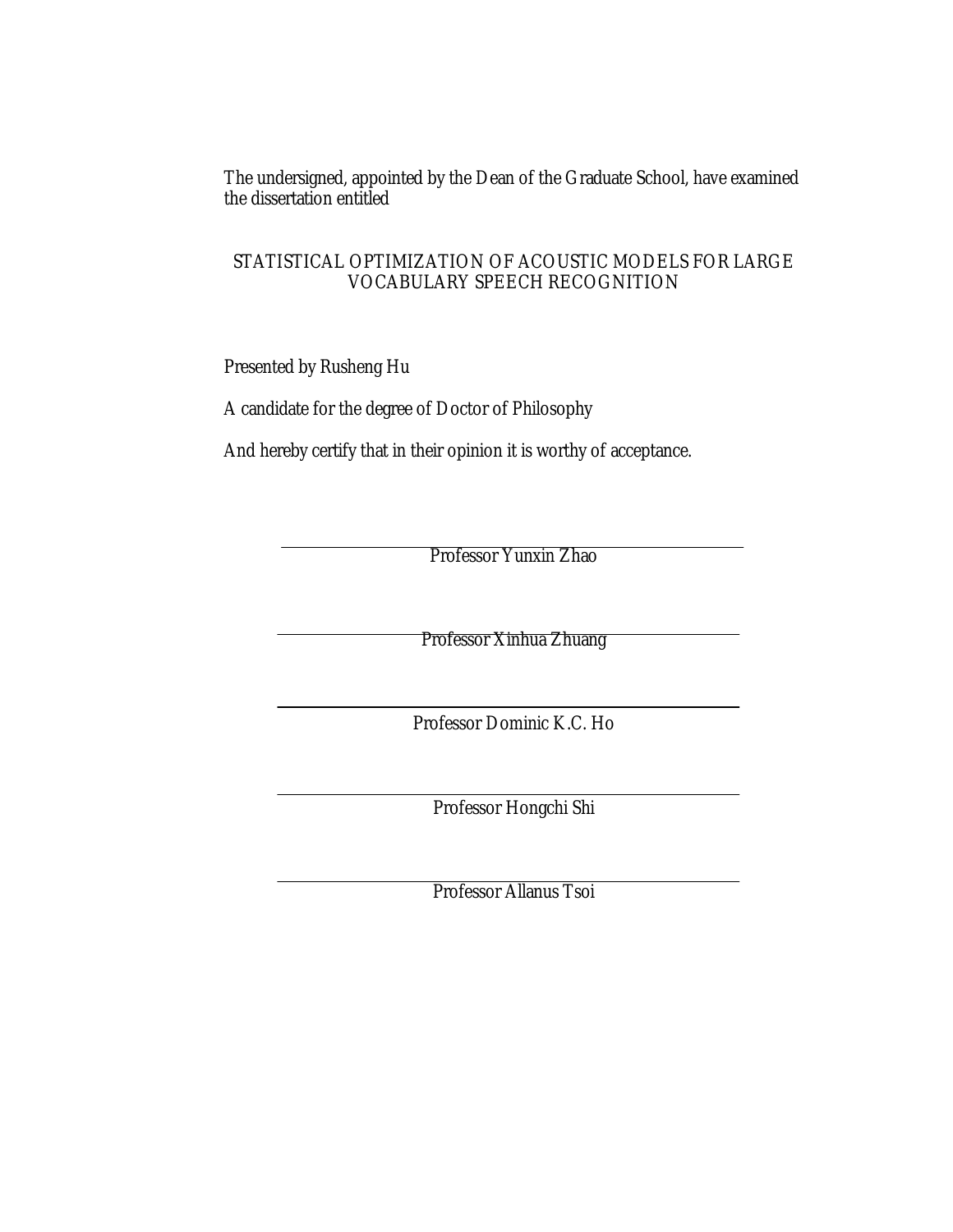The undersigned, appointed by the Dean of the Graduate School, have examined the dissertation entitled

STATISTICAL OPTIMIZATION OF ACOUSTIC MODELS FOR LARGE VOCABULARY SPEECH RECOGNITION

Presented by Rusheng Hu

A candidate for the degree of Doctor of Philosophy

And hereby certify that in their opinion it is worthy of acceptance.

Professor Yunxin Zhao

Professor Xinhua Zhuang

Professor Dominic K.C. Ho

Professor Hongchi Shi

Professor Allanus Tsoi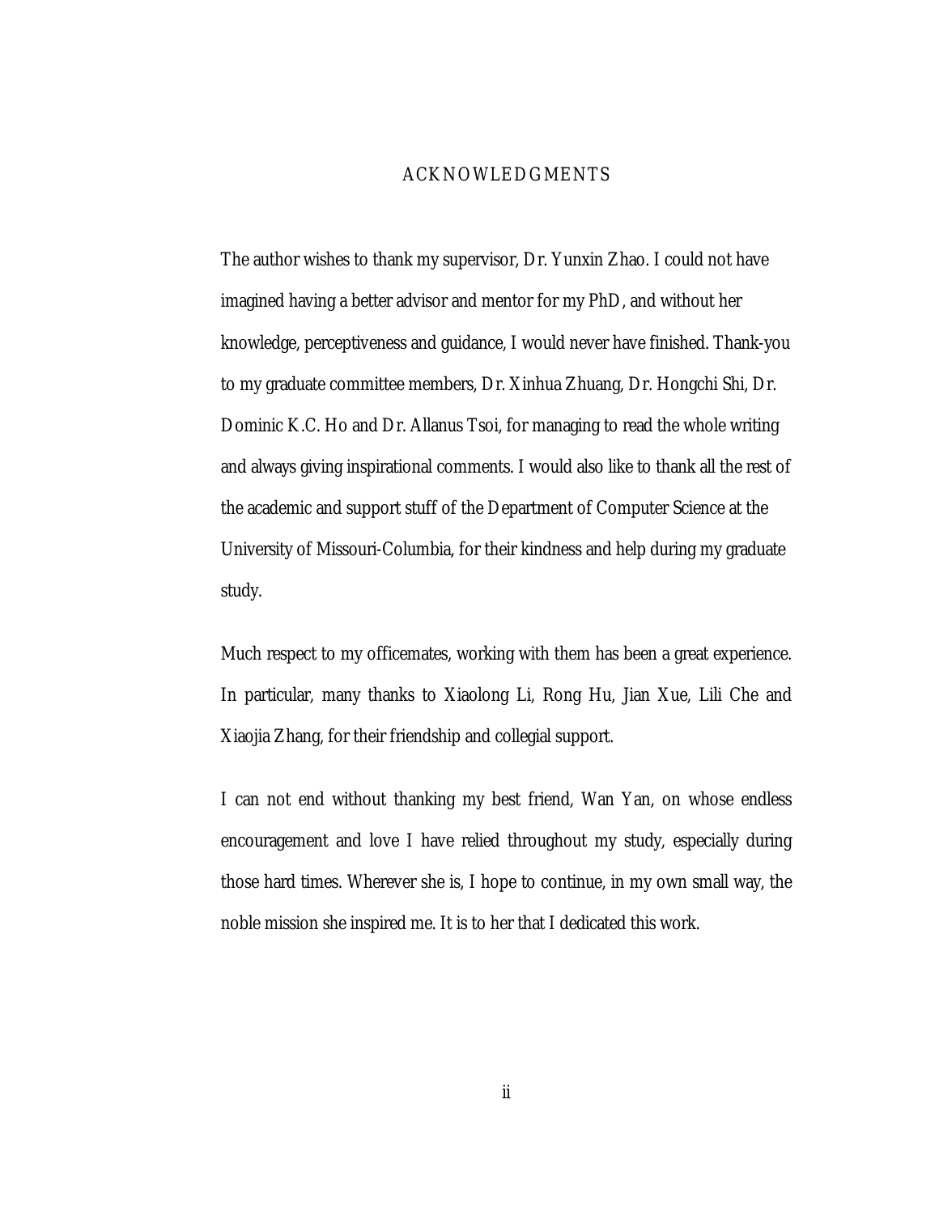# ACKNOWLEDGMENTS

The author wishes to thank my supervisor, Dr. Yunxin Zhao. I could not have imagined having a better advisor and mentor for my PhD, and without her knowledge, perceptiveness and guidance, I would never have finished. Thank-you to my graduate committee members, Dr. Xinhua Zhuang, Dr. Hongchi Shi, Dr. Dominic K.C. Ho and Dr. Allanus Tsoi, for managing to read the whole writing and always giving inspirational comments. I would also like to thank all the rest of the academic and support stuff of the Department of Computer Science at the University of Missouri-Columbia, for their kindness and help during my graduate study.

Much respect to my officemates, working with them has been a great experience. In particular, many thanks to Xiaolong Li, Rong Hu, Jian Xue, Lili Che and Xiaojia Zhang, for their friendship and collegial support.

I can not end without thanking my best friend, Wan Yan, on whose endless encouragement and love I have relied throughout my study, especially during those hard times. Wherever she is, I hope to continue, in my own small way, the noble mission she inspired me. It is to her that I dedicated this work.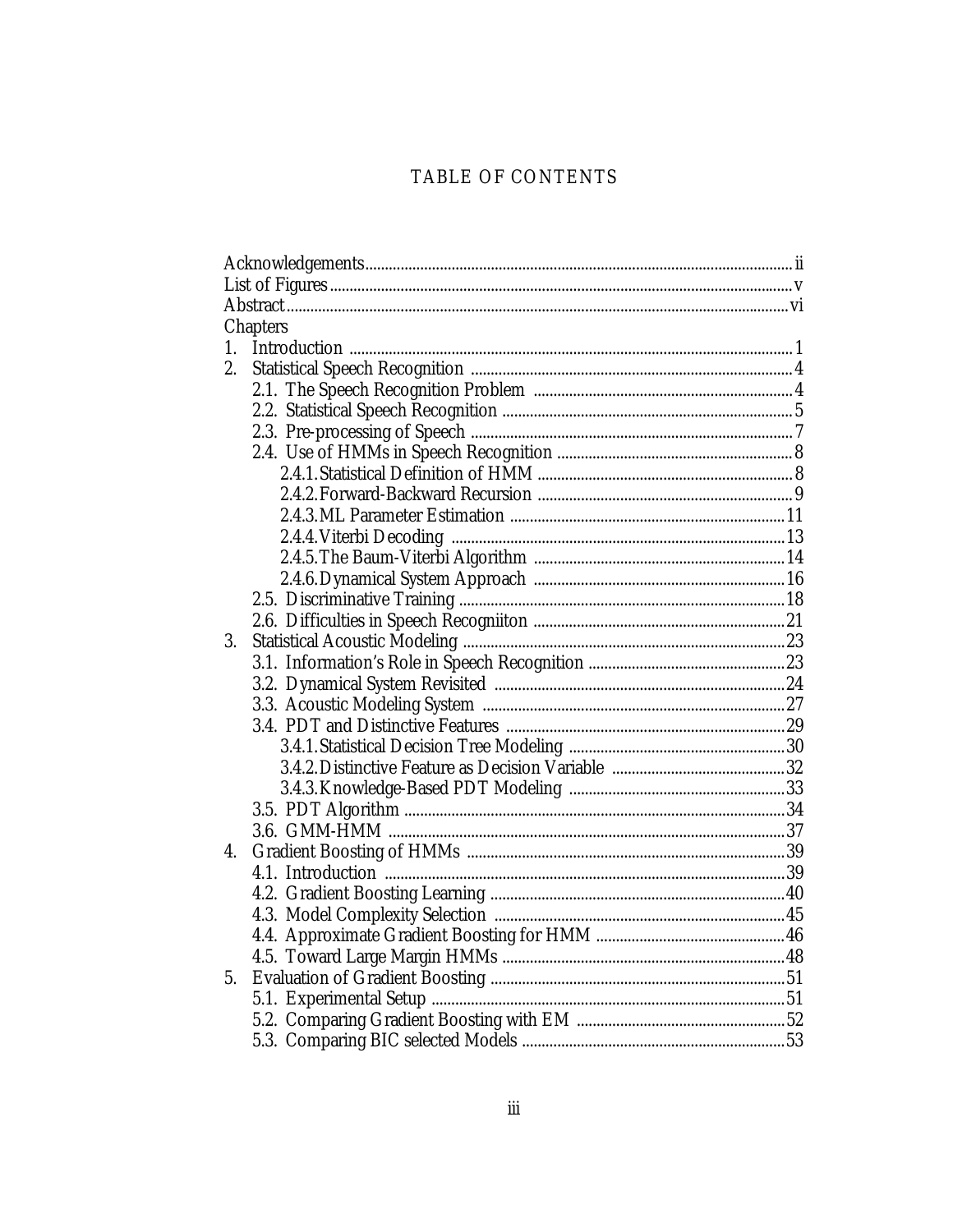# TABLE OF CONTENTS

Acknowledgements .......... ii
List of Figures .......... v
Abstract .......... vi

Chapters

1. Introduction .......... 1
2. Statistical Speech Recognition .......... 4
   - 2.1. The Speech Recognition Problem .......... 4
   - 2.2. Statistical Speech Recognition .......... 5
   - 2.3. Pre-processing of Speech .......... 7
   - 2.4. Use of HMMs in Speech Recognition .......... 8
     - 2.4.1. Statistical Definition of HMM .......... 8
     - 2.4.2. Forward-Backward Recursion .......... 9
     - 2.4.3. ML Parameter Estimation .......... 11
     - 2.4.4. Viterbi Decoding .......... 13
     - 2.4.5. The Baum-Viterbi Algorithm .......... 14
     - 2.4.6. Dynamical System Approach .......... 16
   - 2.5. Discriminative Training .......... 18
   - 2.6. Difficulties in Speech Recogniiton .......... 21
3. Statistical Acoustic Modeling .......... 23
   - 3.1. Information's Role in Speech Recognition .......... 23
   - 3.2. Dynamical System Revisited .......... 24
   - 3.3. Acoustic Modeling System .......... 27
   - 3.4. PDT and Distinctive Features .......... 29
     - 3.4.1. Statistical Decision Tree Modeling .......... 30
     - 3.4.2. Distinctive Feature as Decision Variable .......... 32
     - 3.4.3. Knowledge-Based PDT Modeling .......... 33
   - 3.5. PDT Algorithm .......... 34
   - 3.6. GMM-HMM .......... 37
4. Gradient Boosting of HMMs .......... 39
   - 4.1. Introduction .......... 39
   - 4.2. Gradient Boosting Learning .......... 40
   - 4.3. Model Complexity Selection .......... 45
   - 4.4. Approximate Gradient Boosting for HMM .......... 46
   - 4.5. Toward Large Margin HMMs .......... 48
5. Evaluation of Gradient Boosting .......... 51
   - 5.1. Experimental Setup .......... 51
   - 5.2. Comparing Gradient Boosting with EM .......... 52
   - 5.3. Comparing BIC selected Models .......... 53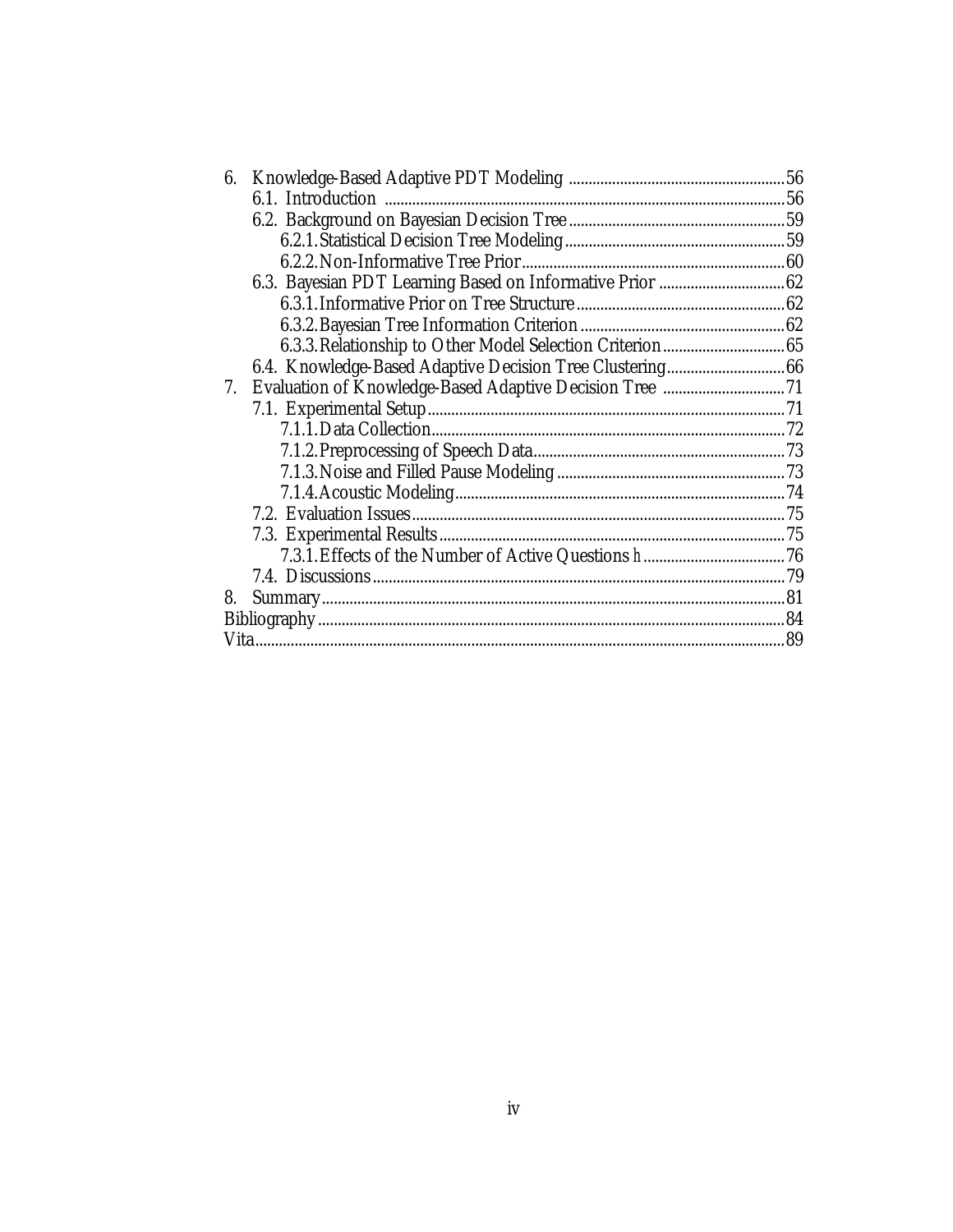- 6. Knowledge-Based Adaptive PDT Modeling ....................................................... 56
  - 6.1. Introduction ..................................................................................... 56
  - 6.2. Background on Bayesian Decision Tree ........................................... 59
    - 6.2.1. Statistical Decision Tree Modeling ............................................ 59
    - 6.2.2. Non-Informative Tree Prior ....................................................... 60
  - 6.3. Bayesian PDT Learning Based on Informative Prior ............................ 62
    - 6.3.1. Informative Prior on Tree Structure ............................................ 62
    - 6.3.2. Bayesian Tree Information Criterion ........................................... 62
    - 6.3.3. Relationship to Other Model Selection Criterion ............................. 65
  - 6.4. Knowledge-Based Adaptive Decision Tree Clustering ........................... 66
- 7. Evaluation of Knowledge-Based Adaptive Decision Tree ................................ 71
  - 7.1. Experimental Setup ............................................................................ 71
    - 7.1.1. Data Collection ......................................................................... 72
    - 7.1.2. Preprocessing of Speech Data .................................................... 73
    - 7.1.3. Noise and Filled Pause Modeling ................................................ 73
    - 7.1.4. Acoustic Modeling ..................................................................... 74
  - 7.2. Evaluation Issues ................................................................................ 75
  - 7.3. Experimental Results .......................................................................... 75
    - 7.3.1. Effects of the Number of Active Questions $h$ ................................ 76
  - 7.4. Discussions ......................................................................................... 79
- 8. Summary ..................................................................................................... 81
- Bibliography ..................................................................................................... 84
- Vita .................................................................................................................. 89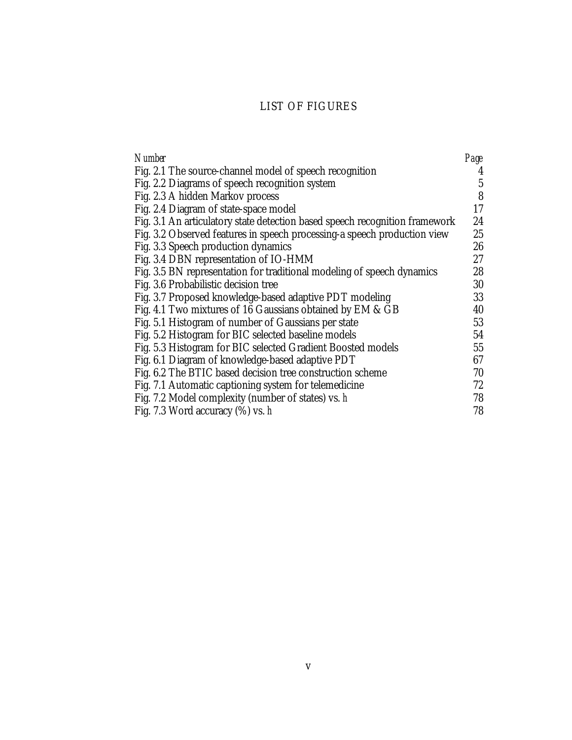# LIST OF FIGURES

| *Number* | *Page* |
|---|---|
| Fig. 2.1 The source-channel model of speech recognition | 4 |
| Fig. 2.2 Diagrams of speech recognition system | 5 |
| Fig. 2.3 A hidden Markov process | 8 |
| Fig. 2.4 Diagram of state-space model | 17 |
| Fig. 3.1 An articulatory state detection based speech recognition framework | 24 |
| Fig. 3.2 Observed features in speech processing-a speech production view | 25 |
| Fig. 3.3 Speech production dynamics | 26 |
| Fig. 3.4 DBN representation of IO-HMM | 27 |
| Fig. 3.5 BN representation for traditional modeling of speech dynamics | 28 |
| Fig. 3.6 Probabilistic decision tree | 30 |
| Fig. 3.7 Proposed knowledge-based adaptive PDT modeling | 33 |
| Fig. 4.1 Two mixtures of 16 Gaussians obtained by EM & GB | 40 |
| Fig. 5.1 Histogram of number of Gaussians per state | 53 |
| Fig. 5.2 Histogram for BIC selected baseline models | 54 |
| Fig. 5.3 Histogram for BIC selected Gradient Boosted models | 55 |
| Fig. 6.1 Diagram of knowledge-based adaptive PDT | 67 |
| Fig. 6.2 The BTIC based decision tree construction scheme | 70 |
| Fig. 7.1 Automatic captioning system for telemedicine | 72 |
| Fig. 7.2 Model complexity (number of states) vs. $h$ | 78 |
| Fig. 7.3 Word accuracy (%) vs. $h$ | 78 |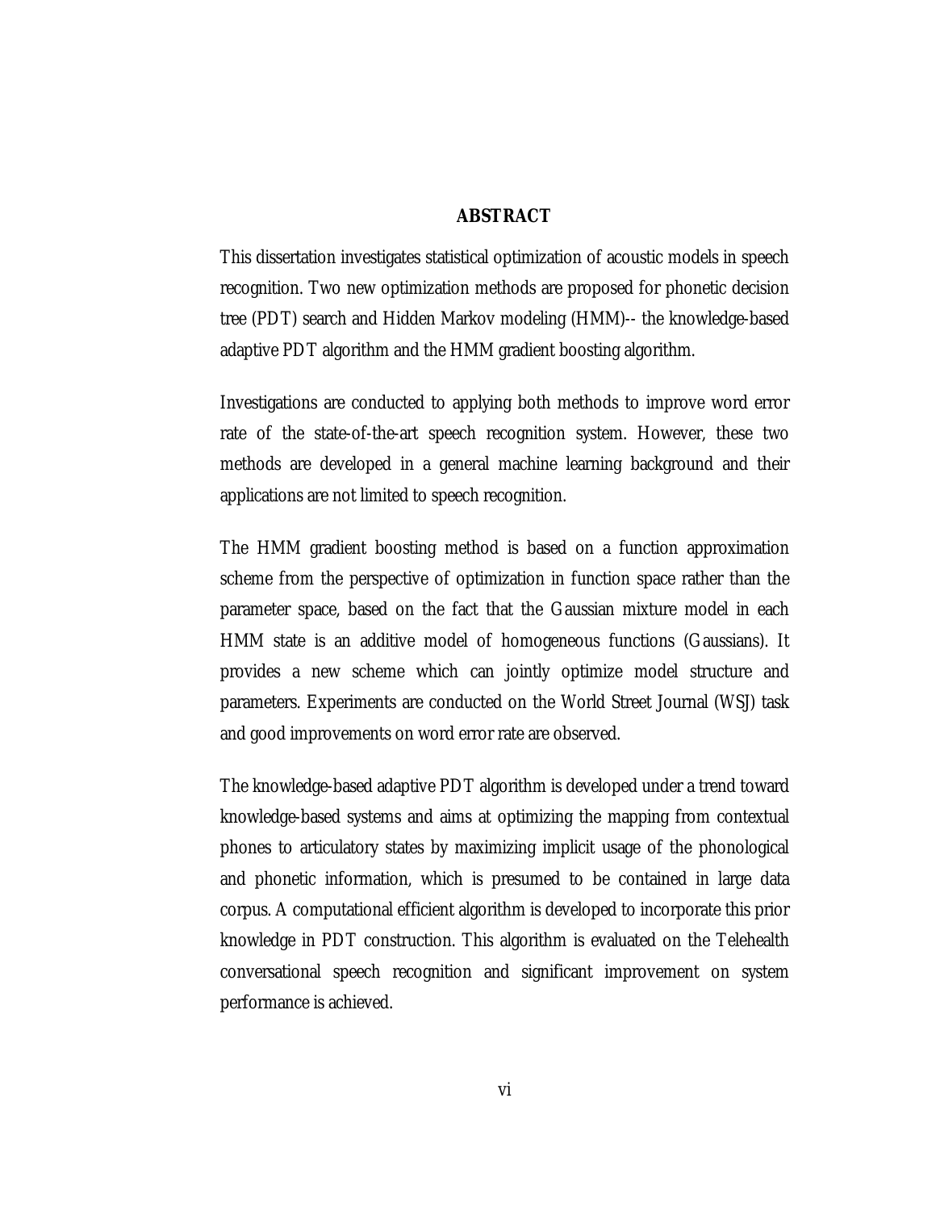## ABSTRACT

This dissertation investigates statistical optimization of acoustic models in speech recognition. Two new optimization methods are proposed for phonetic decision tree (PDT) search and Hidden Markov modeling (HMM)-- the knowledge-based adaptive PDT algorithm and the HMM gradient boosting algorithm.

Investigations are conducted to applying both methods to improve word error rate of the state-of-the-art speech recognition system. However, these two methods are developed in a general machine learning background and their applications are not limited to speech recognition.

The HMM gradient boosting method is based on a function approximation scheme from the perspective of optimization in function space rather than the parameter space, based on the fact that the Gaussian mixture model in each HMM state is an additive model of homogeneous functions (Gaussians). It provides a new scheme which can jointly optimize model structure and parameters. Experiments are conducted on the World Street Journal (WSJ) task and good improvements on word error rate are observed.

The knowledge-based adaptive PDT algorithm is developed under a trend toward knowledge-based systems and aims at optimizing the mapping from contextual phones to articulatory states by maximizing implicit usage of the phonological and phonetic information, which is presumed to be contained in large data corpus. A computational efficient algorithm is developed to incorporate this prior knowledge in PDT construction. This algorithm is evaluated on the Telehealth conversational speech recognition and significant improvement on system performance is achieved.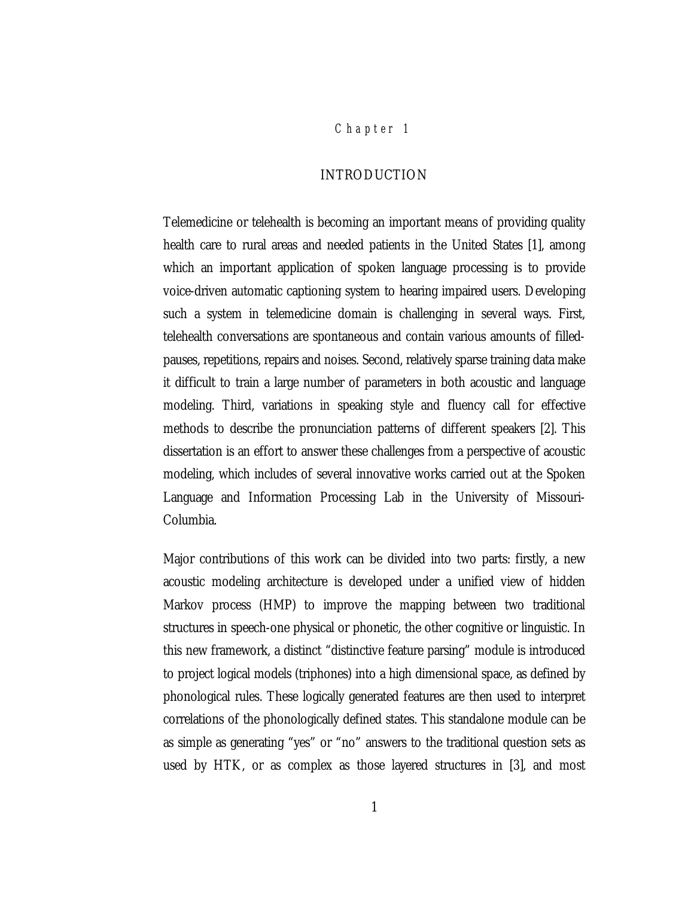# Chapter 1

## INTRODUCTION

Telemedicine or telehealth is becoming an important means of providing quality health care to rural areas and needed patients in the United States [1], among which an important application of spoken language processing is to provide voice-driven automatic captioning system to hearing impaired users. Developing such a system in telemedicine domain is challenging in several ways. First, telehealth conversations are spontaneous and contain various amounts of filled-pauses, repetitions, repairs and noises. Second, relatively sparse training data make it difficult to train a large number of parameters in both acoustic and language modeling. Third, variations in speaking style and fluency call for effective methods to describe the pronunciation patterns of different speakers [2]. This dissertation is an effort to answer these challenges from a perspective of acoustic modeling, which includes of several innovative works carried out at the Spoken Language and Information Processing Lab in the University of Missouri-Columbia.

Major contributions of this work can be divided into two parts: firstly, a new acoustic modeling architecture is developed under a unified view of hidden Markov process (HMP) to improve the mapping between two traditional structures in speech-one physical or phonetic, the other cognitive or linguistic. In this new framework, a distinct "distinctive feature parsing" module is introduced to project logical models (triphones) into a high dimensional space, as defined by phonological rules. These logically generated features are then used to interpret correlations of the phonologically defined states. This standalone module can be as simple as generating "yes" or "no" answers to the traditional question sets as used by HTK, or as complex as those layered structures in [3], and most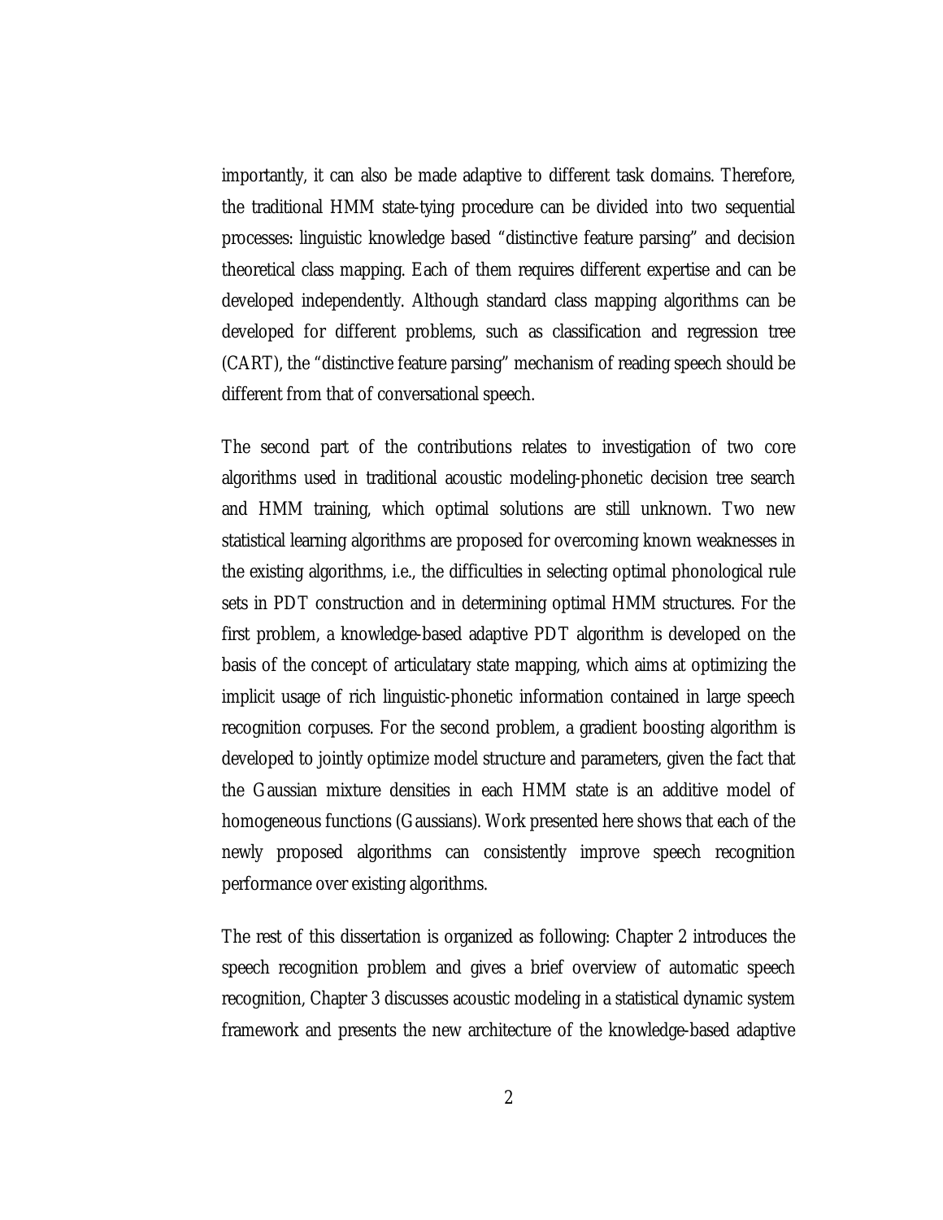importantly, it can also be made adaptive to different task domains. Therefore, the traditional HMM state-tying procedure can be divided into two sequential processes: linguistic knowledge based "distinctive feature parsing" and decision theoretical class mapping. Each of them requires different expertise and can be developed independently. Although standard class mapping algorithms can be developed for different problems, such as classification and regression tree (CART), the "distinctive feature parsing" mechanism of reading speech should be different from that of conversational speech.

The second part of the contributions relates to investigation of two core algorithms used in traditional acoustic modeling-phonetic decision tree search and HMM training, which optimal solutions are still unknown. Two new statistical learning algorithms are proposed for overcoming known weaknesses in the existing algorithms, i.e., the difficulties in selecting optimal phonological rule sets in PDT construction and in determining optimal HMM structures. For the first problem, a knowledge-based adaptive PDT algorithm is developed on the basis of the concept of articulatary state mapping, which aims at optimizing the implicit usage of rich linguistic-phonetic information contained in large speech recognition corpuses. For the second problem, a gradient boosting algorithm is developed to jointly optimize model structure and parameters, given the fact that the Gaussian mixture densities in each HMM state is an additive model of homogeneous functions (Gaussians). Work presented here shows that each of the newly proposed algorithms can consistently improve speech recognition performance over existing algorithms.

The rest of this dissertation is organized as following: Chapter 2 introduces the speech recognition problem and gives a brief overview of automatic speech recognition, Chapter 3 discusses acoustic modeling in a statistical dynamic system framework and presents the new architecture of the knowledge-based adaptive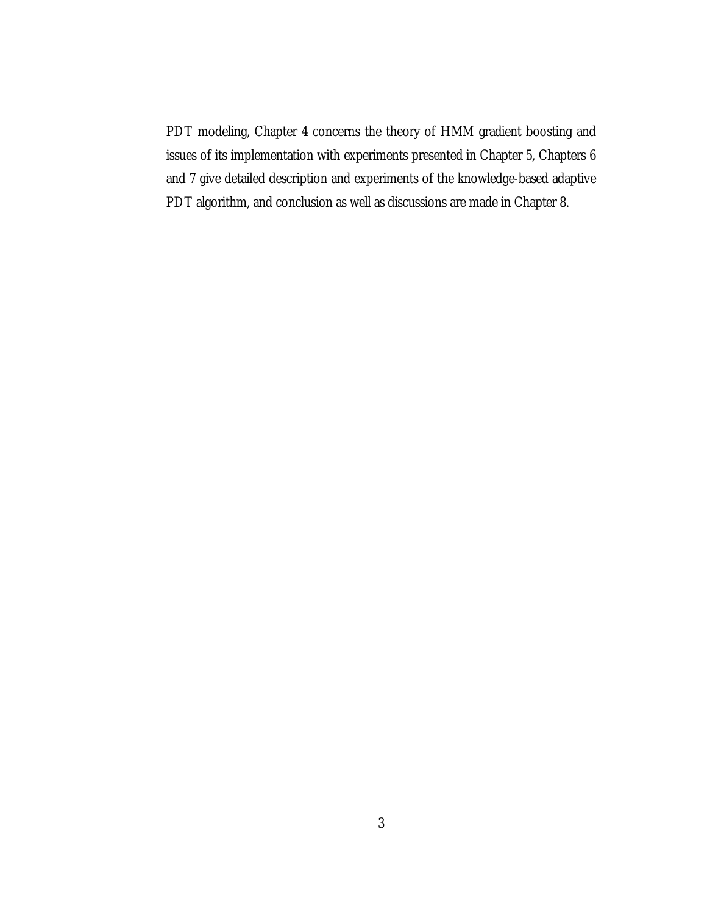PDT modeling, Chapter 4 concerns the theory of HMM gradient boosting and issues of its implementation with experiments presented in Chapter 5, Chapters 6 and 7 give detailed description and experiments of the knowledge-based adaptive PDT algorithm, and conclusion as well as discussions are made in Chapter 8.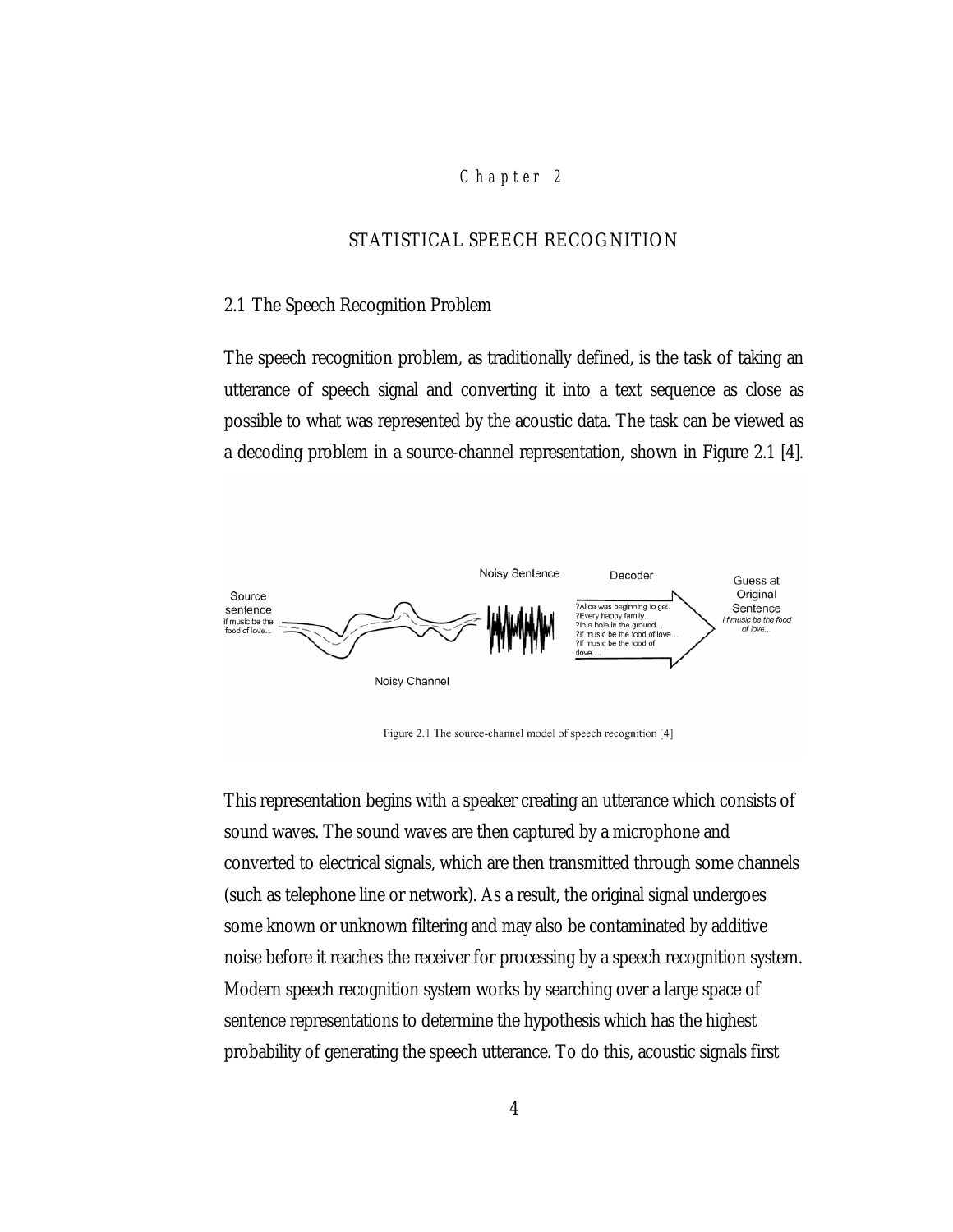# Chapter 2

## STATISTICAL SPEECH RECOGNITION

### 2.1 The Speech Recognition Problem

The speech recognition problem, as traditionally defined, is the task of taking an utterance of speech signal and converting it into a text sequence as close as possible to what was represented by the acoustic data. The task can be viewed as a decoding problem in a source-channel representation, shown in Figure 2.1 [4].

Figure 2.1 The source-channel model of speech recognition [4]

This representation begins with a speaker creating an utterance which consists of sound waves. The sound waves are then captured by a microphone and converted to electrical signals, which are then transmitted through some channels (such as telephone line or network). As a result, the original signal undergoes some known or unknown filtering and may also be contaminated by additive noise before it reaches the receiver for processing by a speech recognition system. Modern speech recognition system works by searching over a large space of sentence representations to determine the hypothesis which has the highest probability of generating the speech utterance. To do this, acoustic signals first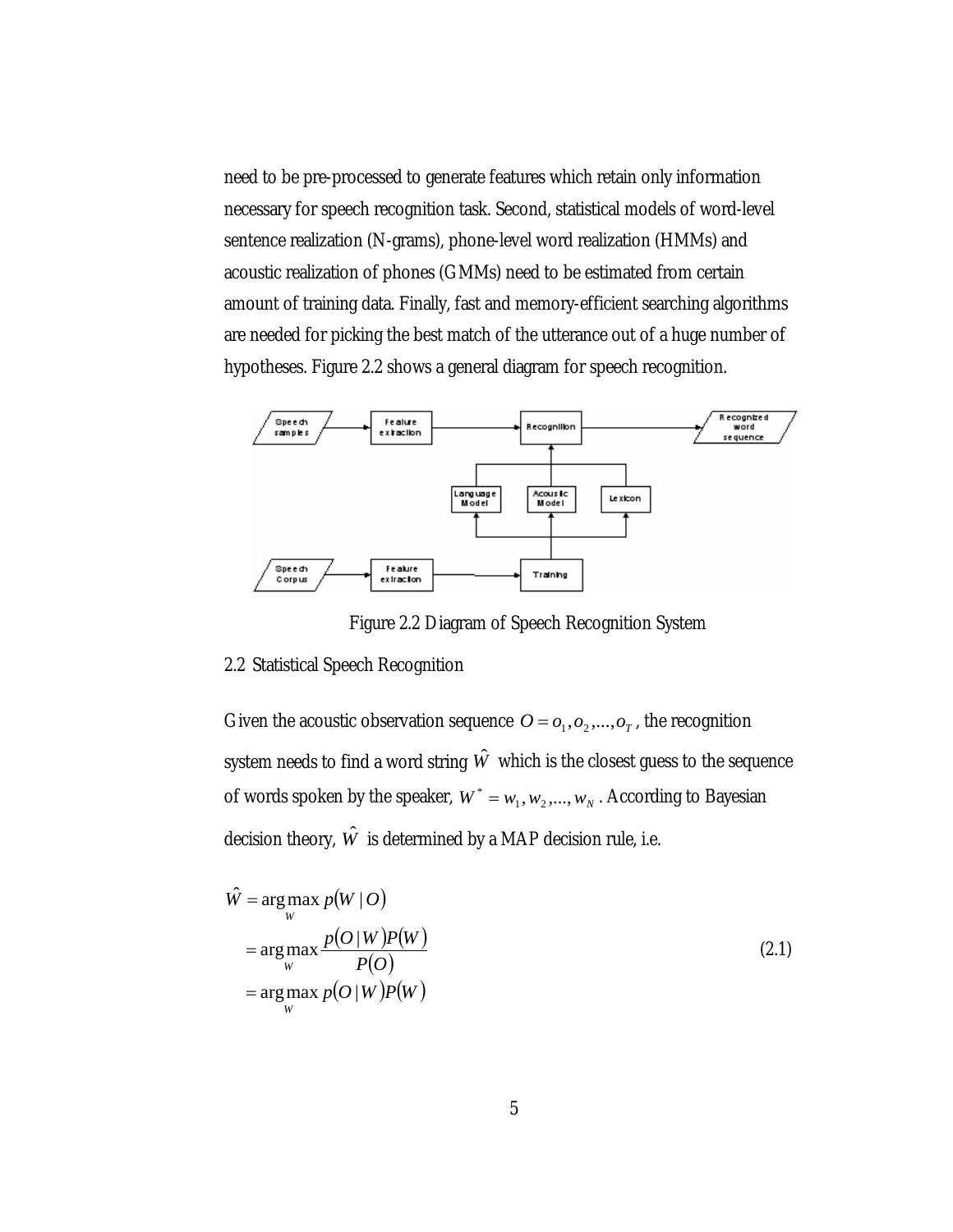need to be pre-processed to generate features which retain only information necessary for speech recognition task. Second, statistical models of word-level sentence realization (N-grams), phone-level word realization (HMMs) and acoustic realization of phones (GMMs) need to be estimated from certain amount of training data. Finally, fast and memory-efficient searching algorithms are needed for picking the best match of the utterance out of a huge number of hypotheses. Figure 2.2 shows a general diagram for speech recognition.

Figure 2.2 Diagram of Speech Recognition System

## 2.2 Statistical Speech Recognition

Given the acoustic observation sequence $O = o_1, o_2, ..., o_T$, the recognition system needs to find a word string $\hat{W}$ which is the closest guess to the sequence of words spoken by the speaker, $W^* = w_1, w_2, ..., w_N$. According to Bayesian decision theory, $\hat{W}$ is determined by a MAP decision rule, i.e.

$$
\begin{aligned}
\hat{W} &= \arg\max_{W} p(W \mid O) \\
&= \arg\max_{W} \frac{p(O \mid W) P(W)}{P(O)} \\
&= \arg\max_{W} p(O \mid W) P(W)
\end{aligned}
\tag{2.1}
$$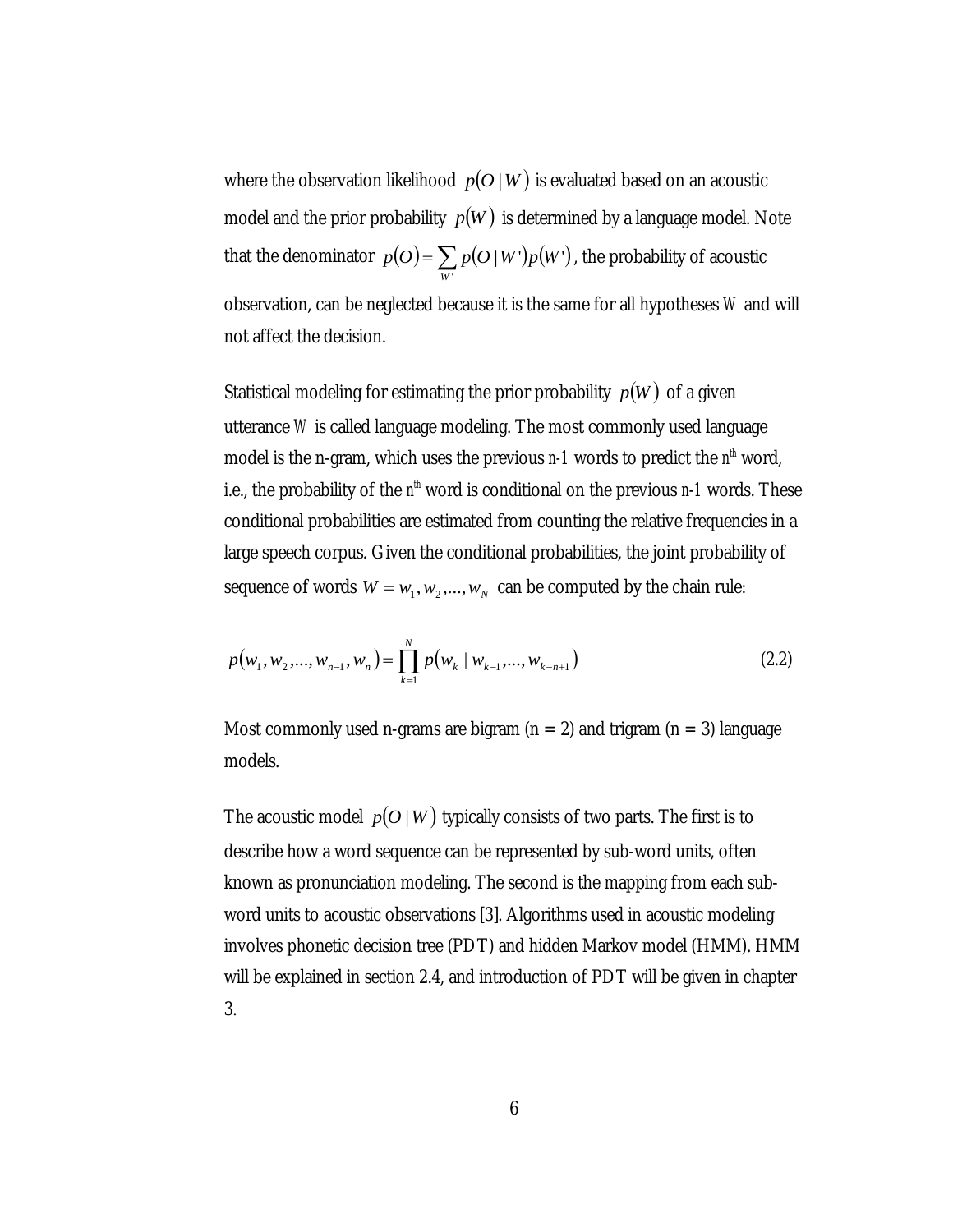where the observation likelihood $p(O \mid W)$ is evaluated based on an acoustic model and the prior probability $p(W)$ is determined by a language model. Note that the denominator $p(O) = \sum_{W'} p(O \mid W')p(W')$, the probability of acoustic observation, can be neglected because it is the same for all hypotheses $W$ and will not affect the decision.

Statistical modeling for estimating the prior probability $p(W)$ of a given utterance $W$ is called language modeling. The most commonly used language model is the n-gram, which uses the previous $n$-1 words to predict the $n^{th}$ word, i.e., the probability of the $n^{th}$ word is conditional on the previous $n$-1 words. These conditional probabilities are estimated from counting the relative frequencies in a large speech corpus. Given the conditional probabilities, the joint probability of sequence of words $W = w_1, w_2, ..., w_N$ can be computed by the chain rule:

$$p(w_1, w_2, ..., w_{n-1}, w_n) = \prod_{k=1}^{N} p(w_k \mid w_{k-1}, ..., w_{k-n+1}) \tag{2.2}$$

Most commonly used n-grams are bigram (n = 2) and trigram (n = 3) language models.

The acoustic model $p(O \mid W)$ typically consists of two parts. The first is to describe how a word sequence can be represented by sub-word units, often known as pronunciation modeling. The second is the mapping from each sub-word units to acoustic observations [3]. Algorithms used in acoustic modeling involves phonetic decision tree (PDT) and hidden Markov model (HMM). HMM will be explained in section 2.4, and introduction of PDT will be given in chapter 3.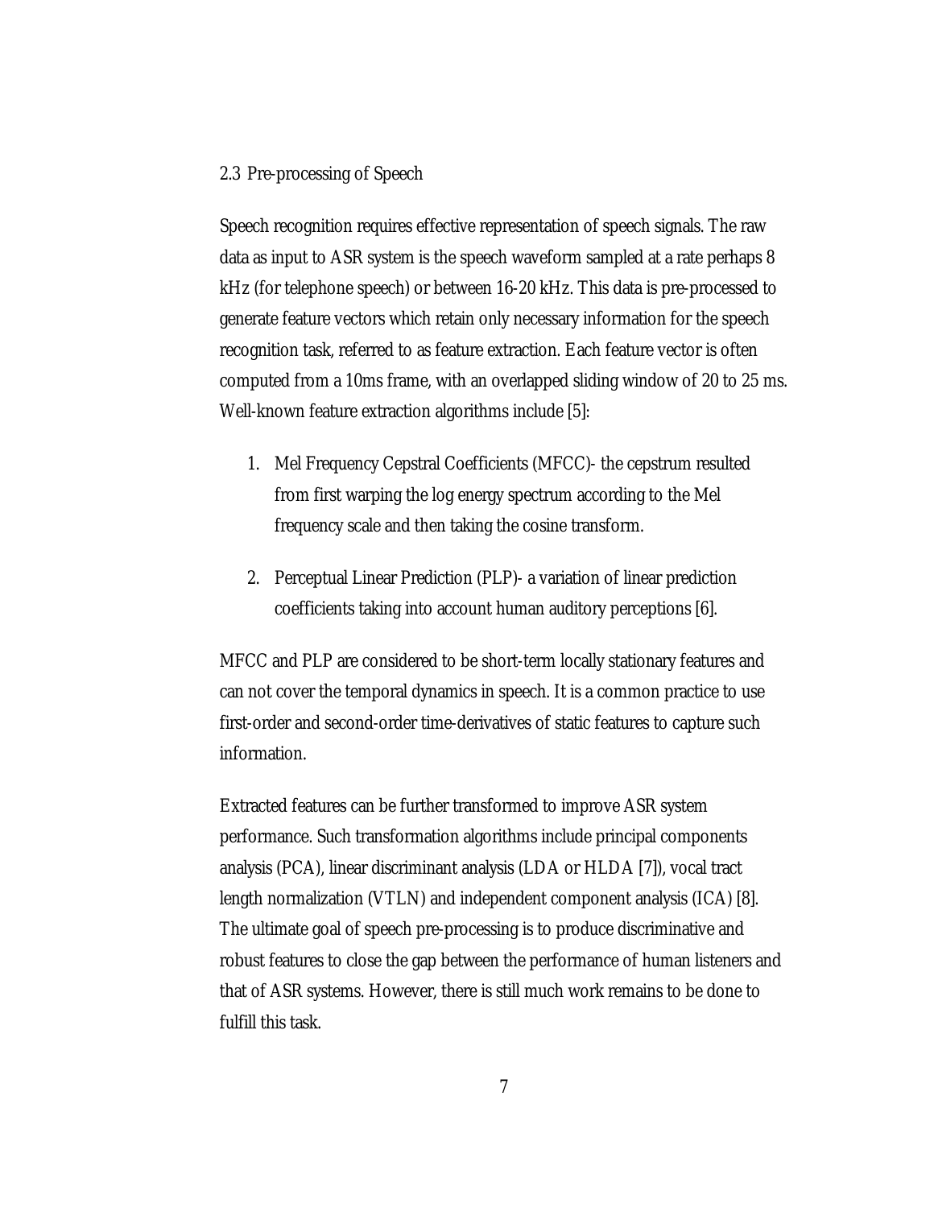## 2.3 Pre-processing of Speech

Speech recognition requires effective representation of speech signals. The raw data as input to ASR system is the speech waveform sampled at a rate perhaps 8 kHz (for telephone speech) or between 16-20 kHz. This data is pre-processed to generate feature vectors which retain only necessary information for the speech recognition task, referred to as feature extraction. Each feature vector is often computed from a 10ms frame, with an overlapped sliding window of 20 to 25 ms. Well-known feature extraction algorithms include [5]:

1. Mel Frequency Cepstral Coefficients (MFCC)- the cepstrum resulted from first warping the log energy spectrum according to the Mel frequency scale and then taking the cosine transform.

2. Perceptual Linear Prediction (PLP)- a variation of linear prediction coefficients taking into account human auditory perceptions [6].

MFCC and PLP are considered to be short-term locally stationary features and can not cover the temporal dynamics in speech. It is a common practice to use first-order and second-order time-derivatives of static features to capture such information.

Extracted features can be further transformed to improve ASR system performance. Such transformation algorithms include principal components analysis (PCA), linear discriminant analysis (LDA or HLDA [7]), vocal tract length normalization (VTLN) and independent component analysis (ICA) [8]. The ultimate goal of speech pre-processing is to produce discriminative and robust features to close the gap between the performance of human listeners and that of ASR systems. However, there is still much work remains to be done to fulfill this task.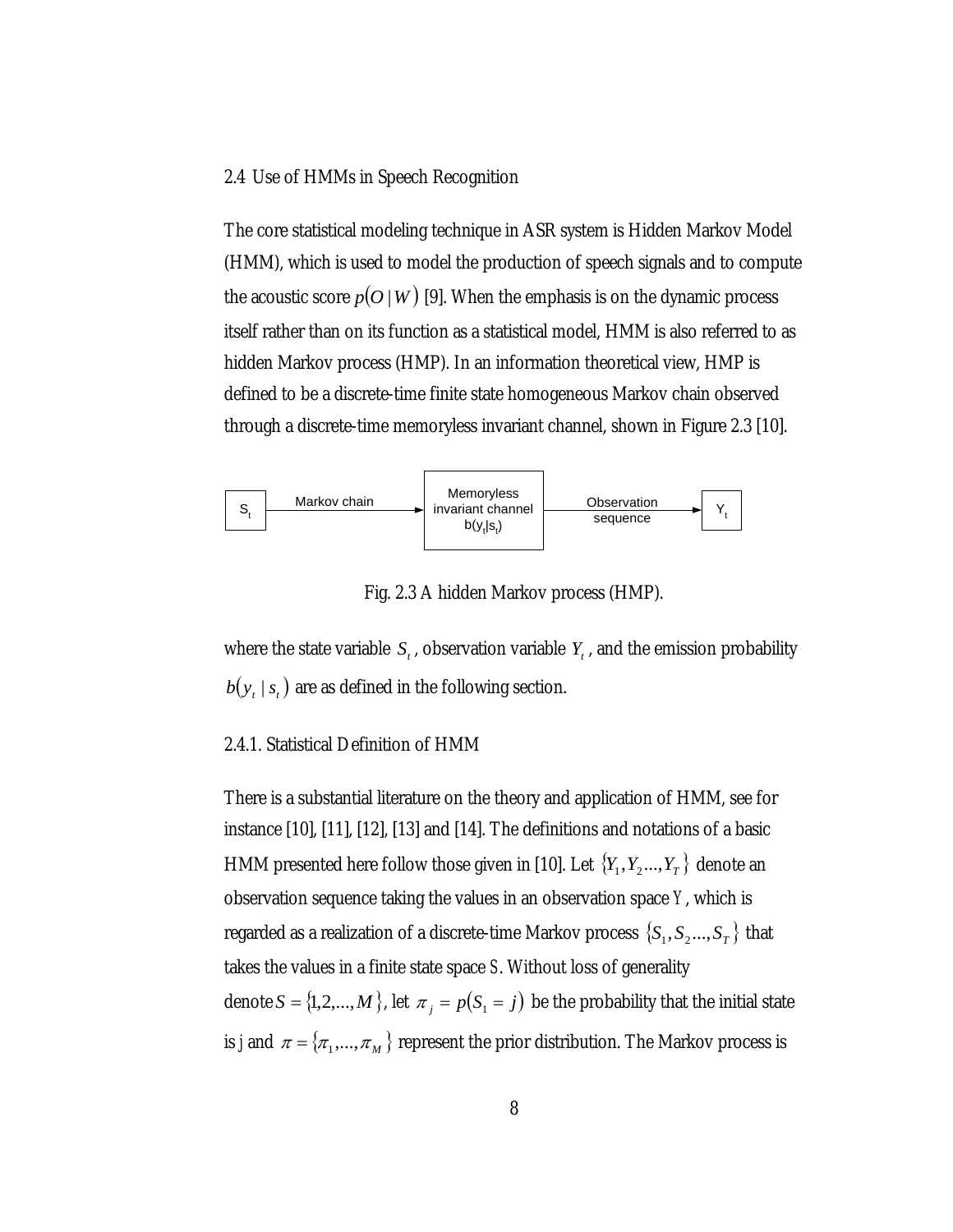## 2.4 Use of HMMs in Speech Recognition

The core statistical modeling technique in ASR system is Hidden Markov Model (HMM), which is used to model the production of speech signals and to compute the acoustic score $p(O \mid W)$ [9]. When the emphasis is on the dynamic process itself rather than on its function as a statistical model, HMM is also referred to as hidden Markov process (HMP). In an information theoretical view, HMP is defined to be a discrete-time finite state homogeneous Markov chain observed through a discrete-time memoryless invariant channel, shown in Figure 2.3 [10].

$S_t$ —Markov chain→ [Memoryless invariant channel $b(y_t|s_t)$] —Observation sequence→ $Y_t$

Fig. 2.3 A hidden Markov process (HMP).

where the state variable $S_t$, observation variable $Y_t$, and the emission probability $b(y_t \mid s_t)$ are as defined in the following section.

### 2.4.1. Statistical Definition of HMM

There is a substantial literature on the theory and application of HMM, see for instance [10], [11], [12], [13] and [14]. The definitions and notations of a basic HMM presented here follow those given in [10]. Let $\{Y_1, Y_2 ..., Y_T\}$ denote an observation sequence taking the values in an observation space $Y$, which is regarded as a realization of a discrete-time Markov process $\{S_1, S_2 ..., S_T\}$ that takes the values in a finite state space $S$. Without loss of generality denote $S = \{1,2,...,M\}$, let $\pi_j = p(S_1 = j)$ be the probability that the initial state is j and $\pi = \{\pi_1,...,\pi_M\}$ represent the prior distribution. The Markov process is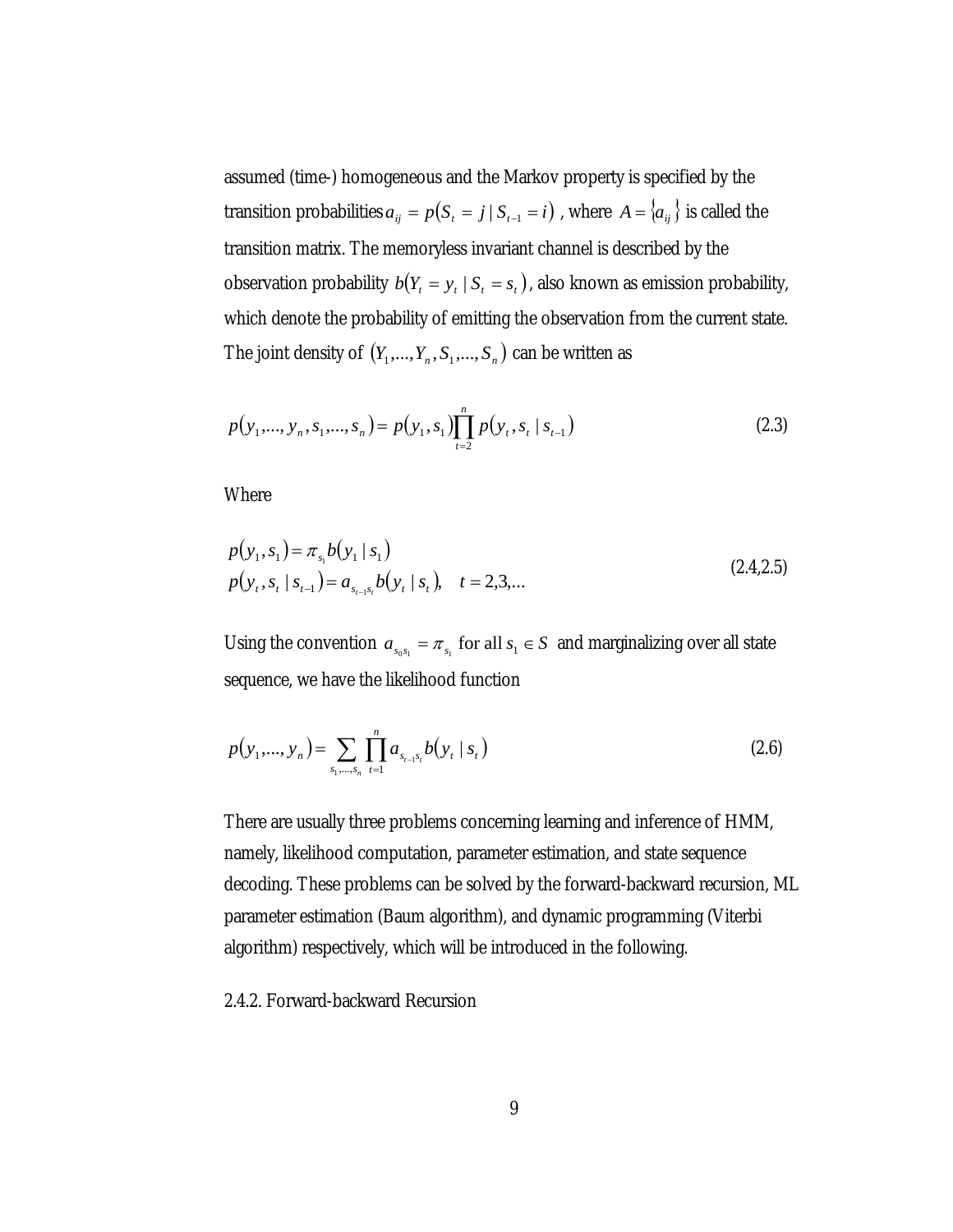assumed (time-) homogeneous and the Markov property is specified by the transition probabilities $a_{ij} = p(S_t = j \mid S_{t-1} = i)$ , where $A = \{a_{ij}\}$ is called the transition matrix. The memoryless invariant channel is described by the observation probability $b(Y_t = y_t \mid S_t = s_t)$, also known as emission probability, which denote the probability of emitting the observation from the current state. The joint density of $(Y_1,...,Y_n,S_1,...,S_n)$ can be written as

$$p(y_1,...,y_n,s_1,...,s_n) = p(y_1,s_1)\prod_{t=2}^{n} p(y_t,s_t \mid s_{t-1}) \tag{2.3}$$

Where

$$\begin{aligned} p(y_1,s_1) &= \pi_{s_1} b(y_1 \mid s_1) \\ p(y_t,s_t \mid s_{t-1}) &= a_{s_{t-1}s_t} b(y_t \mid s_t), \quad t = 2,3,... \end{aligned} \tag{2.4,2.5}$$

Using the convention $a_{s_0 s_1} = \pi_{s_1}$ for all $s_1 \in S$ and marginalizing over all state sequence, we have the likelihood function

$$p(y_1,...,y_n) = \sum_{s_1,...,s_n} \prod_{t=1}^{n} a_{s_{t-1}s_t} b(y_t \mid s_t) \tag{2.6}$$

There are usually three problems concerning learning and inference of HMM, namely, likelihood computation, parameter estimation, and state sequence decoding. These problems can be solved by the forward-backward recursion, ML parameter estimation (Baum algorithm), and dynamic programming (Viterbi algorithm) respectively, which will be introduced in the following.

### 2.4.2. Forward-backward Recursion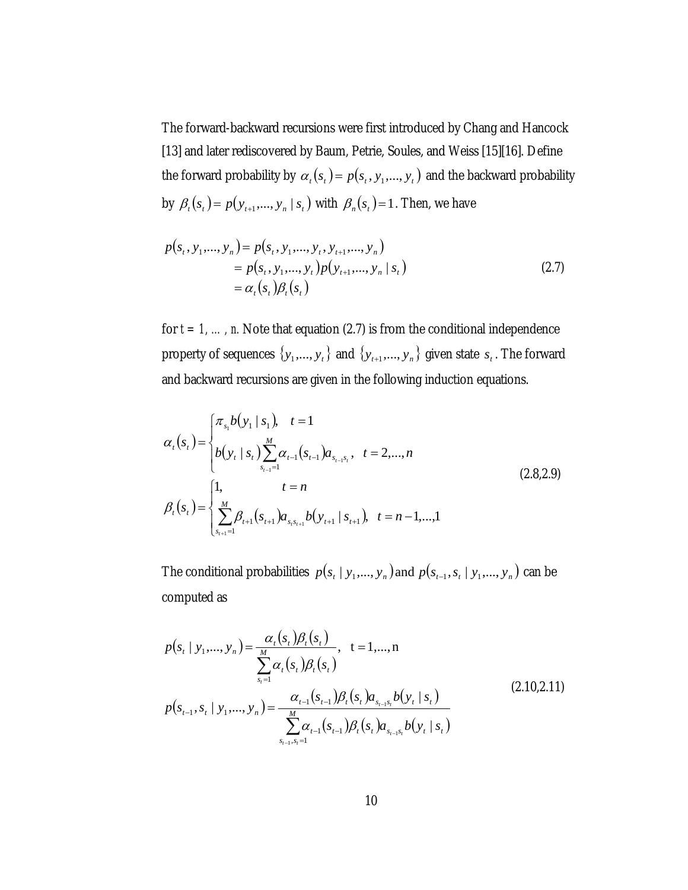The forward-backward recursions were first introduced by Chang and Hancock [13] and later rediscovered by Baum, Petrie, Soules, and Weiss [15][16]. Define the forward probability by $\alpha_t(s_t) = p(s_t, y_1, ..., y_t)$ and the backward probability by $\beta_t(s_t) = p(y_{t+1}, ..., y_n \mid s_t)$ with $\beta_n(s_t) = 1$. Then, we have

$$
\begin{aligned}
p(s_t, y_1, ..., y_n) &= p(s_t, y_1, ..., y_t, y_{t+1}, ..., y_n) \\
&= p(s_t, y_1, ..., y_t) p(y_{t+1}, ..., y_n \mid s_t) \\
&= \alpha_t(s_t) \beta_t(s_t)
\end{aligned}
\tag{2.7}
$$

for $t = 1, \ldots, n$. Note that equation (2.7) is from the conditional independence property of sequences $\{y_1, ..., y_t\}$ and $\{y_{t+1}, ..., y_n\}$ given state $s_t$. The forward and backward recursions are given in the following induction equations.

$$
\alpha_t(s_t) = \begin{cases} \pi_{s_1} b(y_1 \mid s_1), & t = 1 \\ b(y_t \mid s_t) \displaystyle\sum_{s_{t-1}=1}^{M} \alpha_{t-1}(s_{t-1}) a_{s_{t-1}s_t}, & t = 2, ..., n \end{cases}
$$

$$
\beta_t(s_t) = \begin{cases} 1, & t = n \\ \displaystyle\sum_{s_{t+1}=1}^{M} \beta_{t+1}(s_{t+1}) a_{s_t s_{t+1}} b(y_{t+1} \mid s_{t+1}), & t = n-1, ..., 1 \end{cases}
\tag{2.8,2.9}
$$

The conditional probabilities $p(s_t \mid y_1, ..., y_n)$ and $p(s_{t-1}, s_t \mid y_1, ..., y_n)$ can be computed as

$$
p(s_t \mid y_1, ..., y_n) = \frac{\alpha_t(s_t) \beta_t(s_t)}{\displaystyle\sum_{s_t=1}^{M} \alpha_t(s_t) \beta_t(s_t)}, \quad \mathrm{t = 1, ..., n}
$$

$$
p(s_{t-1}, s_t \mid y_1, ..., y_n) = \frac{\alpha_{t-1}(s_{t-1}) \beta_t(s_t) a_{s_{t-1}s_t} b(y_t \mid s_t)}{\displaystyle\sum_{s_{t-1}, s_t=1}^{M} \alpha_{t-1}(s_{t-1}) \beta_t(s_t) a_{s_{t-1}s_t} b(y_t \mid s_t)}
\tag{2.10,2.11}
$$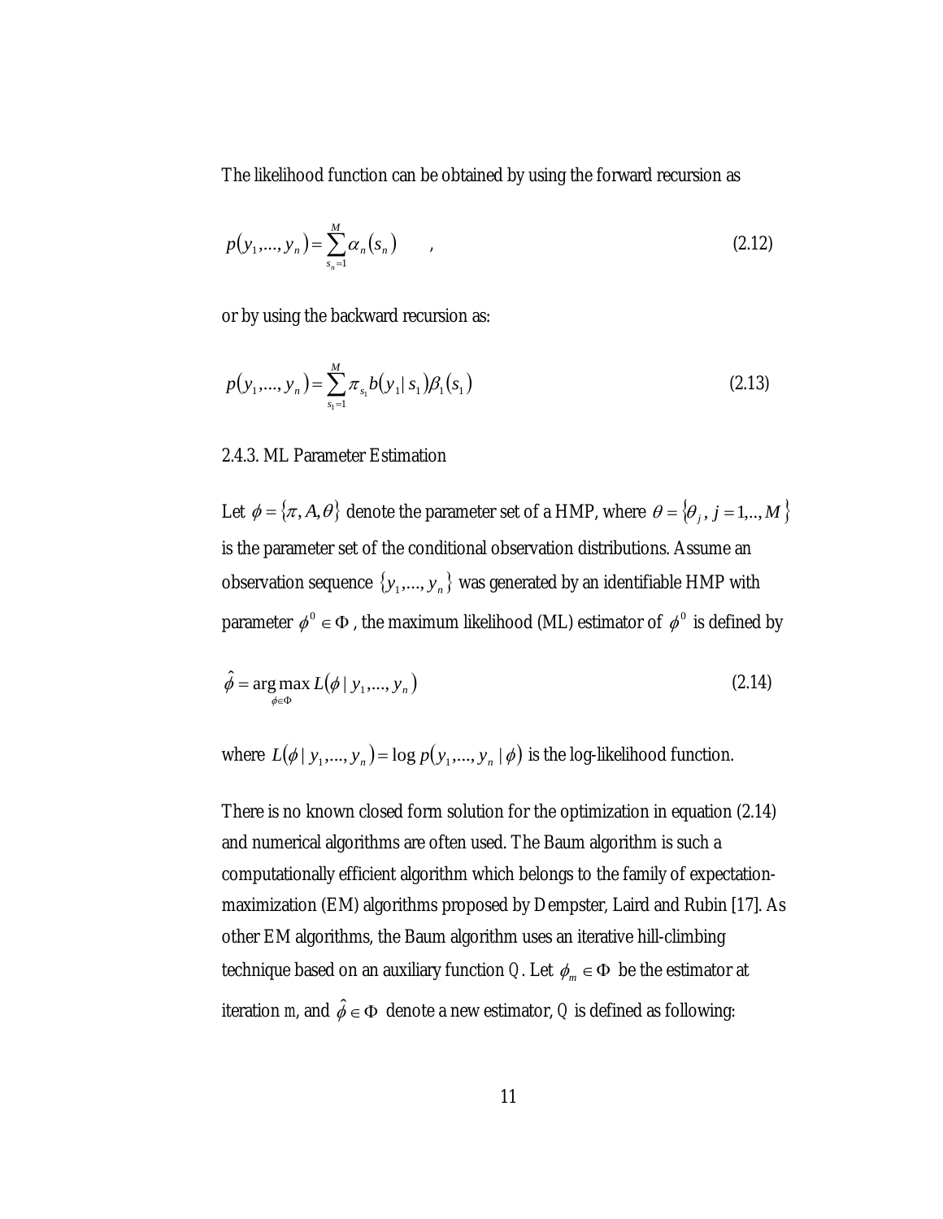The likelihood function can be obtained by using the forward recursion as

$$p(y_1,...,y_n) = \sum_{s_n=1}^{M} \alpha_n(s_n) \quad , \tag{2.12}$$

or by using the backward recursion as:

$$p(y_1,...,y_n) = \sum_{s_1=1}^{M} \pi_{s_1} b(y_1 | s_1) \beta_1(s_1) \tag{2.13}$$

### 2.4.3. ML Parameter Estimation

Let $\phi = \{\pi, A, \theta\}$ denote the parameter set of a HMP, where $\theta = \{\theta_j, \, j = 1,.., M\}$ is the parameter set of the conditional observation distributions. Assume an observation sequence $\{y_1,..., y_n\}$ was generated by an identifiable HMP with parameter $\phi^0 \in \Phi$, the maximum likelihood (ML) estimator of $\phi^0$ is defined by

$$\hat{\phi} = \arg\max_{\phi \in \Phi} L(\phi \,|\, y_1,..., y_n) \tag{2.14}$$

where $L(\phi \,|\, y_1,..., y_n) = \log p(y_1,..., y_n \,|\, \phi)$ is the log-likelihood function.

There is no known closed form solution for the optimization in equation (2.14) and numerical algorithms are often used. The Baum algorithm is such a computationally efficient algorithm which belongs to the family of expectation-maximization (EM) algorithms proposed by Dempster, Laird and Rubin [17]. As other EM algorithms, the Baum algorithm uses an iterative hill-climbing technique based on an auxiliary function $Q$. Let $\phi_m \in \Phi$ be the estimator at iteration $m$, and $\hat{\phi} \in \Phi$ denote a new estimator, $Q$ is defined as following: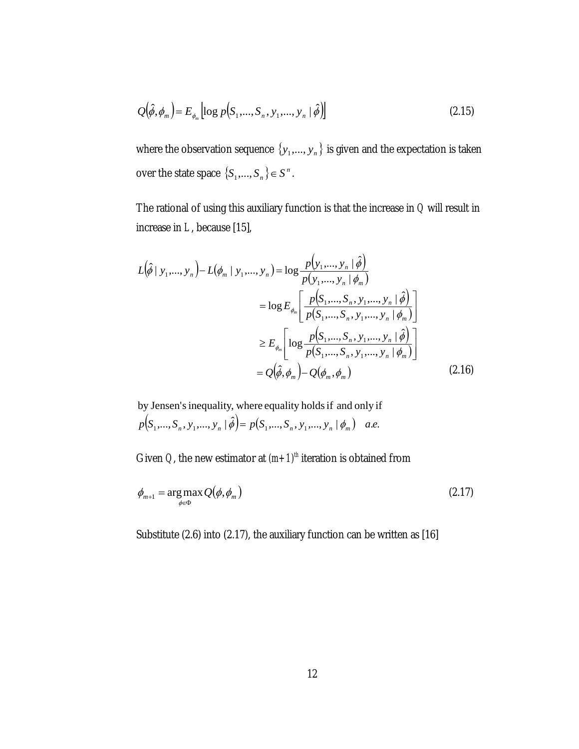$$Q(\hat{\phi}, \phi_m) = E_{\phi_m}\left[\log p(S_1,..., S_n, y_1,..., y_n \mid \hat{\phi})\right] \tag{2.15}$$

where the observation sequence $\{y_1,..., y_n\}$ is given and the expectation is taken over the state space $\{S_1,..., S_n\} \in S^n$.

The rational of using this auxiliary function is that the increase in $Q$ will result in increase in $L$, because [15],

$$\begin{aligned}
L(\hat{\phi} \mid y_1,..., y_n) - L(\phi_m \mid y_1,..., y_n) &= \log \frac{p(y_1,..., y_n \mid \hat{\phi})}{p(y_1,..., y_n \mid \phi_m)} \\
&= \log E_{\phi_m}\left[\frac{p(S_1,..., S_n, y_1,..., y_n \mid \hat{\phi})}{p(S_1,..., S_n, y_1,..., y_n \mid \phi_m)}\right] \\
&\geq E_{\phi_m}\left[\log \frac{p(S_1,..., S_n, y_1,..., y_n \mid \hat{\phi})}{p(S_1,..., S_n, y_1,..., y_n \mid \phi_m)}\right] \\
&= Q(\hat{\phi}, \phi_m) - Q(\phi_m, \phi_m)
\end{aligned} \tag{2.16}$$

by Jensen's inequality, where equality holds if and only if $p(S_1,..., S_n, y_1,..., y_n \mid \hat{\phi}) = p(S_1,..., S_n, y_1,..., y_n \mid \phi_m)$ *a.e.*

Given $Q$, the new estimator at $(m+1)^{th}$ iteration is obtained from

$$\phi_{m+1} = \arg\max_{\phi \in \Phi} Q(\phi, \phi_m) \tag{2.17}$$

Substitute (2.6) into (2.17), the auxiliary function can be written as [16]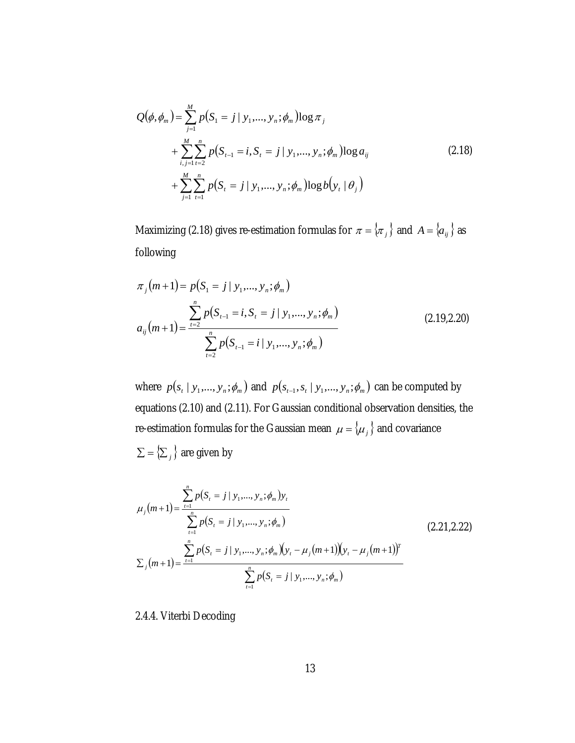$$
\begin{aligned}
Q(\phi, \phi_m) = & \sum_{j=1}^{M} p(S_1 = j \mid y_1, ..., y_n; \phi_m) \log \pi_j \\
& + \sum_{i,j=1}^{M} \sum_{t=2}^{n} p(S_{t-1} = i, S_t = j \mid y_1, ..., y_n; \phi_m) \log a_{ij} \\
& + \sum_{j=1}^{M} \sum_{t=1}^{n} p(S_t = j \mid y_1, ..., y_n; \phi_m) \log b(y_t \mid \theta_j)
\end{aligned} \tag{2.18}
$$

Maximizing (2.18) gives re-estimation formulas for $\pi = \{\pi_j\}$ and $A = \{a_{ij}\}$ as following

$$
\begin{aligned}
\pi_j(m+1) &= p(S_1 = j \mid y_1, ..., y_n; \phi_m) \\
a_{ij}(m+1) &= \frac{\sum_{t=2}^{n} p(S_{t-1} = i, S_t = j \mid y_1, ..., y_n; \phi_m)}{\sum_{t=2}^{n} p(S_{t-1} = i \mid y_1, ..., y_n; \phi_m)}
\end{aligned} \tag{2.19,2.20}
$$

where $p(s_t \mid y_1, ..., y_n; \phi_m)$ and $p(s_{t-1}, s_t \mid y_1, ..., y_n; \phi_m)$ can be computed by equations (2.10) and (2.11). For Gaussian conditional observation densities, the re-estimation formulas for the Gaussian mean $\mu = \{\mu_j\}$ and covariance $\Sigma = \{\Sigma_j\}$ are given by

$$
\begin{aligned}
\mu_j(m+1) &= \frac{\sum_{t=1}^{n} p(S_t = j \mid y_1, ..., y_n; \phi_m) y_t}{\sum_{t=1}^{n} p(S_t = j \mid y_1, ..., y_n; \phi_m)} \\
\Sigma_j(m+1) &= \frac{\sum_{t=1}^{n} p(S_t = j \mid y_1, ..., y_n; \phi_m)(y_t - \mu_j(m+1))(y_t - \mu_j(m+1))^T}{\sum_{t=1}^{n} p(S_t = j \mid y_1, ..., y_n; \phi_m)}
\end{aligned} \tag{2.21,2.22}
$$

### 2.4.4. Viterbi Decoding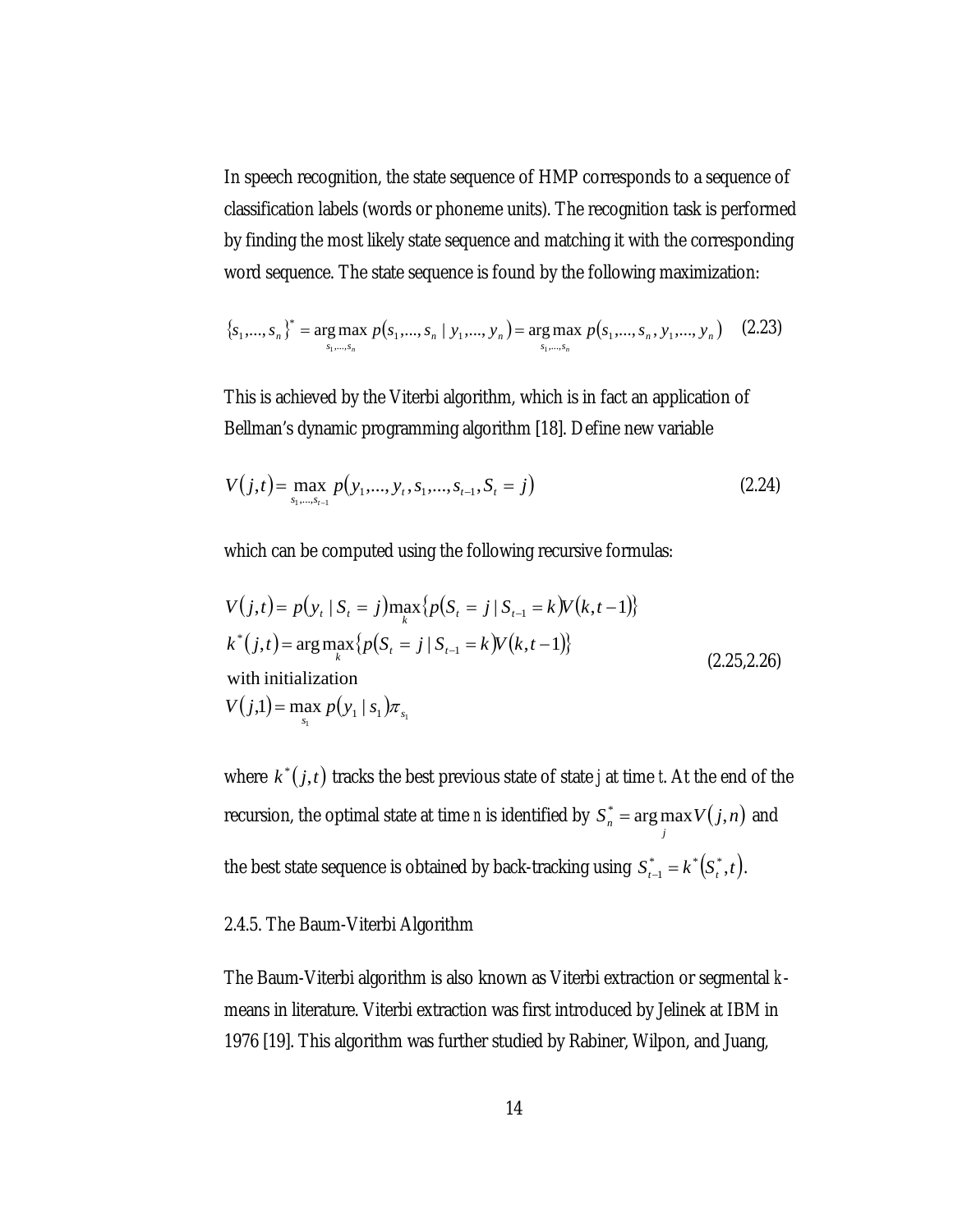In speech recognition, the state sequence of HMP corresponds to a sequence of classification labels (words or phoneme units). The recognition task is performed by finding the most likely state sequence and matching it with the corresponding word sequence. The state sequence is found by the following maximization:

$$\{s_1,...,s_n\}^* = \arg\max_{s_1,...,s_n} p(s_1,...,s_n \mid y_1,...,y_n) = \arg\max_{s_1,...,s_n} p(s_1,...,s_n, y_1,...,y_n) \quad (2.23)$$

This is achieved by the Viterbi algorithm, which is in fact an application of Bellman's dynamic programming algorithm [18]. Define new variable

$$V(j,t) = \max_{s_1,...,s_{t-1}} p(y_1,...,y_t, s_1,...,s_{t-1}, S_t = j) \quad (2.24)$$

which can be computed using the following recursive formulas:

$$\begin{aligned} &V(j,t) = p(y_t \mid S_t = j) \max_k \{p(S_t = j \mid S_{t-1} = k) V(k,t-1)\} \\ &k^*(j,t) = \arg\max_k \{p(S_t = j \mid S_{t-1} = k) V(k,t-1)\} \\ &\text{with initialization} \\ &V(j,1) = \max_{s_1} p(y_1 \mid s_1) \pi_{s_1} \end{aligned} \quad (2.25, 2.26)$$

where $k^*(j,t)$ tracks the best previous state of state $j$ at time $t$. At the end of the recursion, the optimal state at time $n$ is identified by $S_n^* = \arg\max_j V(j,n)$ and the best state sequence is obtained by back-tracking using $S_{t-1}^* = k^*(S_t^*, t)$.

### 2.4.5. The Baum-Viterbi Algorithm

The Baum-Viterbi algorithm is also known as Viterbi extraction or segmental $k$-means in literature. Viterbi extraction was first introduced by Jelinek at IBM in 1976 [19]. This algorithm was further studied by Rabiner, Wilpon, and Juang,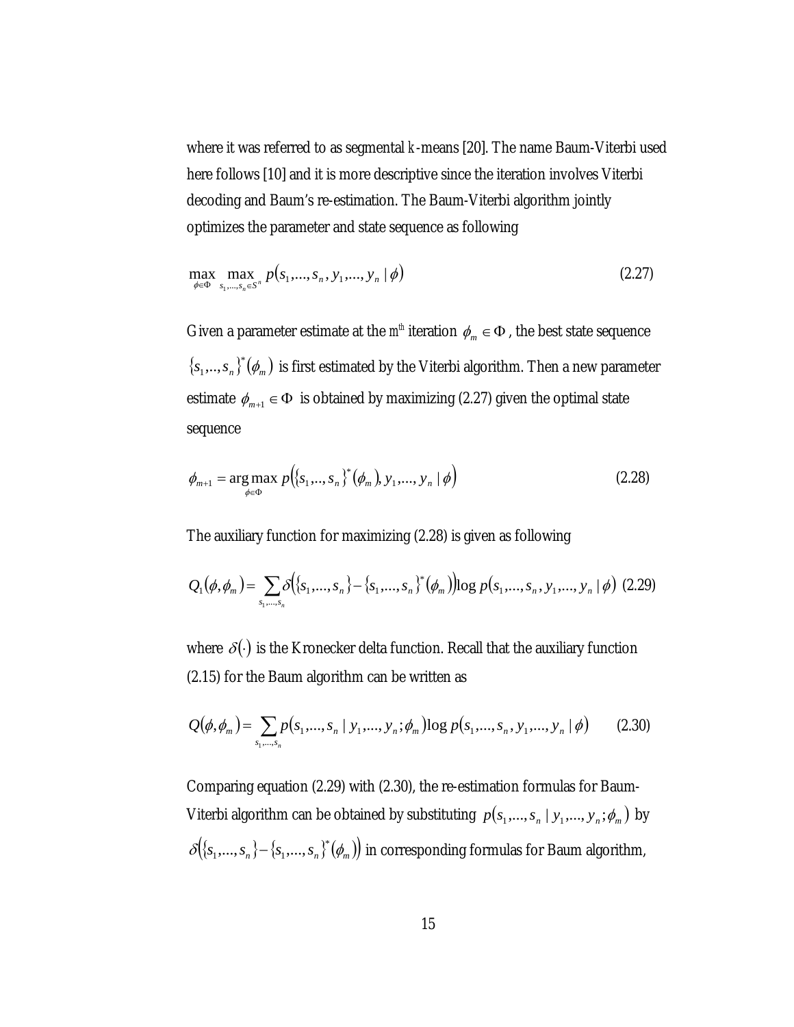where it was referred to as segmental $k$-means [20]. The name Baum-Viterbi used here follows [10] and it is more descriptive since the iteration involves Viterbi decoding and Baum's re-estimation. The Baum-Viterbi algorithm jointly optimizes the parameter and state sequence as following

$$\max_{\phi \in \Phi} \max_{s_1,\ldots,s_n \in S^n} p(s_1,\ldots,s_n, y_1,\ldots,y_n \mid \phi) \tag{2.27}$$

Given a parameter estimate at the m[th] iteration $\phi_m \in \Phi$, the best state sequence $\{s_1,..,s_n\}^*(\phi_m)$ is first estimated by the Viterbi algorithm. Then a new parameter estimate $\phi_{m+1} \in \Phi$ is obtained by maximizing (2.27) given the optimal state sequence

$$\phi_{m+1} = \arg\max_{\phi \in \Phi} p\left(\{s_1,..,s_n\}^*(\phi_m), y_1,\ldots,y_n \mid \phi\right) \tag{2.28}$$

The auxiliary function for maximizing (2.28) is given as following

$$Q_1(\phi,\phi_m) = \sum_{s_1,\ldots,s_n} \delta\left(\{s_1,\ldots,s_n\} - \{s_1,\ldots,s_n\}^*(\phi_m)\right) \log p(s_1,\ldots,s_n, y_1,\ldots,y_n \mid \phi) \tag{2.29}$$

where $\delta(\cdot)$ is the Kronecker delta function. Recall that the auxiliary function (2.15) for the Baum algorithm can be written as

$$Q(\phi,\phi_m) = \sum_{s_1,\ldots,s_n} p(s_1,\ldots,s_n \mid y_1,\ldots,y_n;\phi_m) \log p(s_1,\ldots,s_n, y_1,\ldots,y_n \mid \phi) \tag{2.30}$$

Comparing equation (2.29) with (2.30), the re-estimation formulas for Baum-Viterbi algorithm can be obtained by substituting $p(s_1,\ldots,s_n \mid y_1,\ldots,y_n;\phi_m)$ by $\delta\left(\{s_1,\ldots,s_n\} - \{s_1,\ldots,s_n\}^*(\phi_m)\right)$ in corresponding formulas for Baum algorithm,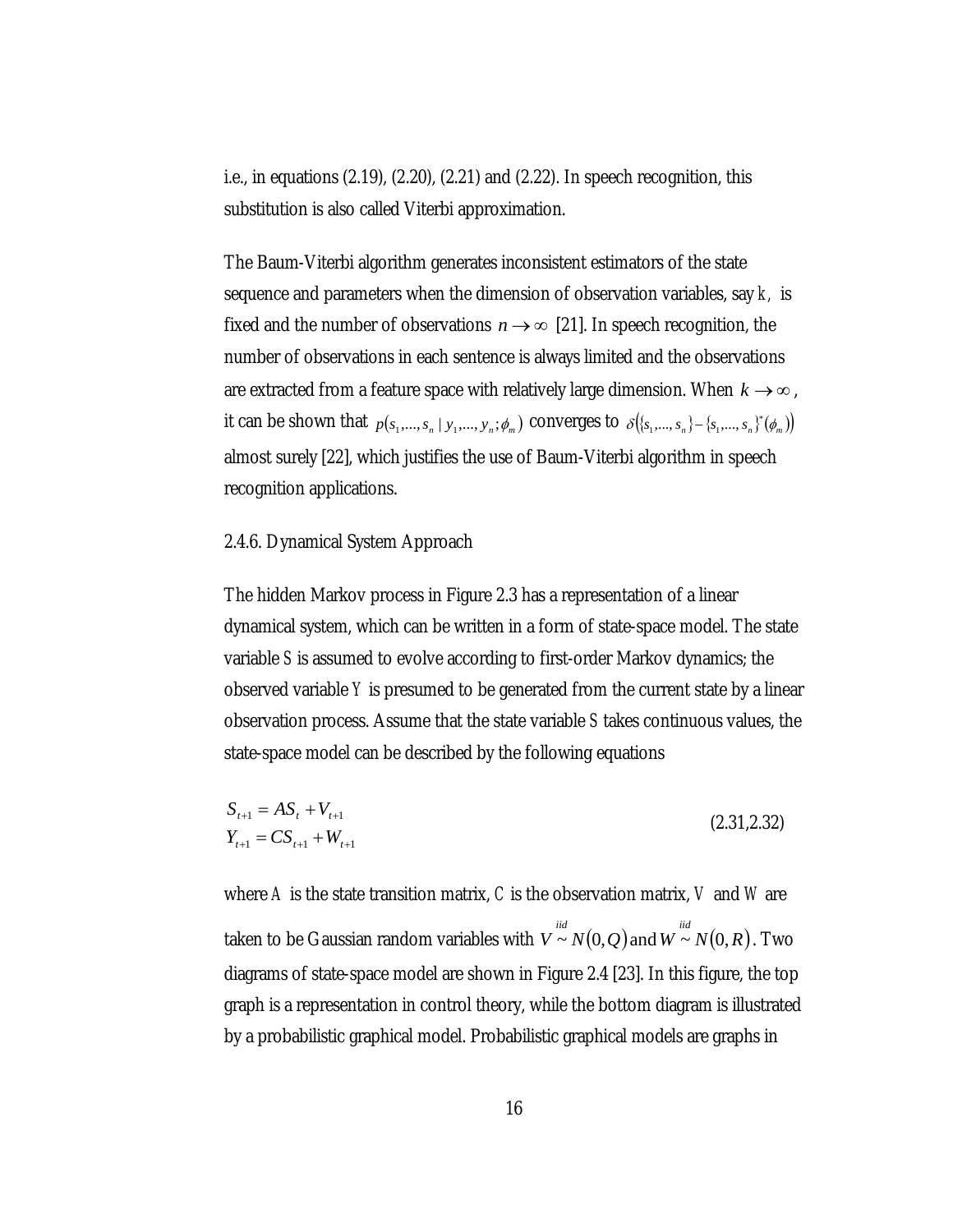i.e., in equations (2.19), (2.20), (2.21) and (2.22). In speech recognition, this substitution is also called Viterbi approximation.

The Baum-Viterbi algorithm generates inconsistent estimators of the state sequence and parameters when the dimension of observation variables, say $k$, is fixed and the number of observations $n \to \infty$ [21]. In speech recognition, the number of observations in each sentence is always limited and the observations are extracted from a feature space with relatively large dimension. When $k \to \infty$, it can be shown that $p(s_1,...,s_n \mid y_1,...,y_n;\phi_m)$ converges to $\delta(\{s_1,...,s_n\} - \{s_1,...,s_n\}^*(\phi_m))$ almost surely [22], which justifies the use of Baum-Viterbi algorithm in speech recognition applications.

### 2.4.6. Dynamical System Approach

The hidden Markov process in Figure 2.3 has a representation of a linear dynamical system, which can be written in a form of state-space model. The state variable $S$ is assumed to evolve according to first-order Markov dynamics; the observed variable $Y$ is presumed to be generated from the current state by a linear observation process. Assume that the state variable $S$ takes continuous values, the state-space model can be described by the following equations

$$
\begin{aligned}
S_{t+1} &= AS_t + V_{t+1} \\
Y_{t+1} &= CS_{t+1} + W_{t+1}
\end{aligned}
\qquad (2.31,2.32)
$$

where $A$ is the state transition matrix, $C$ is the observation matrix, $V$ and $W$ are taken to be Gaussian random variables with $V \overset{iid}{\sim} N(0,Q)$ and $W \overset{iid}{\sim} N(0,R)$. Two diagrams of state-space model are shown in Figure 2.4 [23]. In this figure, the top graph is a representation in control theory, while the bottom diagram is illustrated by a probabilistic graphical model. Probabilistic graphical models are graphs in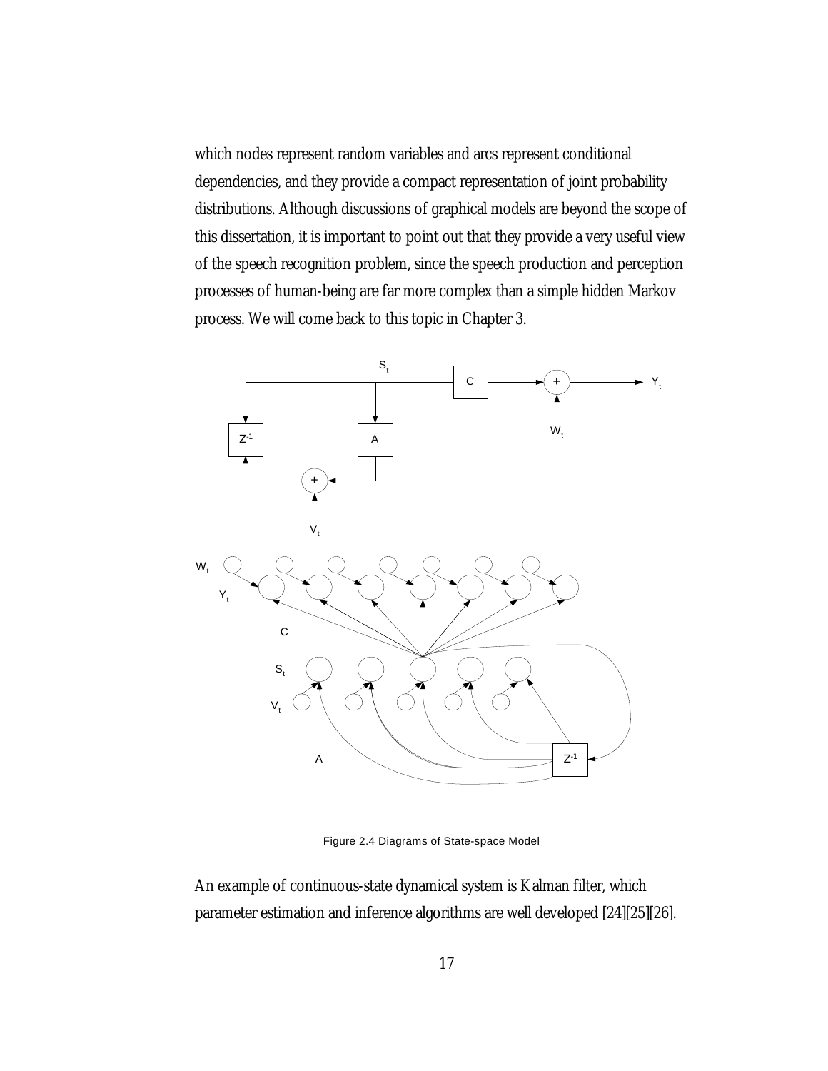which nodes represent random variables and arcs represent conditional dependencies, and they provide a compact representation of joint probability distributions. Although discussions of graphical models are beyond the scope of this dissertation, it is important to point out that they provide a very useful view of the speech recognition problem, since the speech production and perception processes of human-being are far more complex than a simple hidden Markov process. We will come back to this topic in Chapter 3.

Figure 2.4 Diagrams of State-space Model

An example of continuous-state dynamical system is Kalman filter, which parameter estimation and inference algorithms are well developed [24][25][26].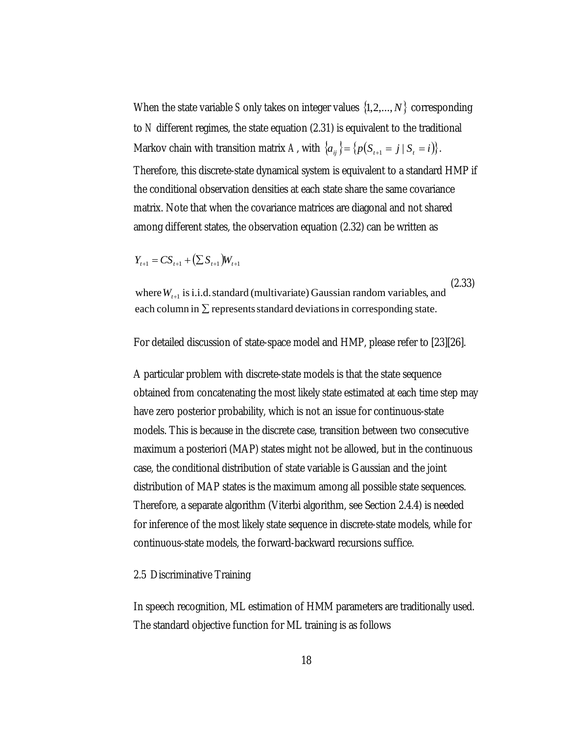When the state variable $S$ only takes on integer values $\{1,2,\ldots,N\}$ corresponding to $N$ different regimes, the state equation (2.31) is equivalent to the traditional Markov chain with transition matrix $A$, with $\{a_{ij}\} = \{p(S_{t+1} = j \mid S_t = i)\}$. Therefore, this discrete-state dynamical system is equivalent to a standard HMP if the conditional observation densities at each state share the same covariance matrix. Note that when the covariance matrices are diagonal and not shared among different states, the observation equation (2.32) can be written as

$$Y_{t+1} = CS_{t+1} + \left(\sum S_{t+1}\right)W_{t+1} \tag{2.33}$$

where $W_{t+1}$ is i.i.d. standard (multivariate) Gaussian random variables, and each column in $\sum$ represents standard deviations in corresponding state.

For detailed discussion of state-space model and HMP, please refer to [23][26].

A particular problem with discrete-state models is that the state sequence obtained from concatenating the most likely state estimated at each time step may have zero posterior probability, which is not an issue for continuous-state models. This is because in the discrete case, transition between two consecutive maximum a posteriori (MAP) states might not be allowed, but in the continuous case, the conditional distribution of state variable is Gaussian and the joint distribution of MAP states is the maximum among all possible state sequences. Therefore, a separate algorithm (Viterbi algorithm, see Section 2.4.4) is needed for inference of the most likely state sequence in discrete-state models, while for continuous-state models, the forward-backward recursions suffice.

## 2.5 Discriminative Training

In speech recognition, ML estimation of HMM parameters are traditionally used. The standard objective function for ML training is as follows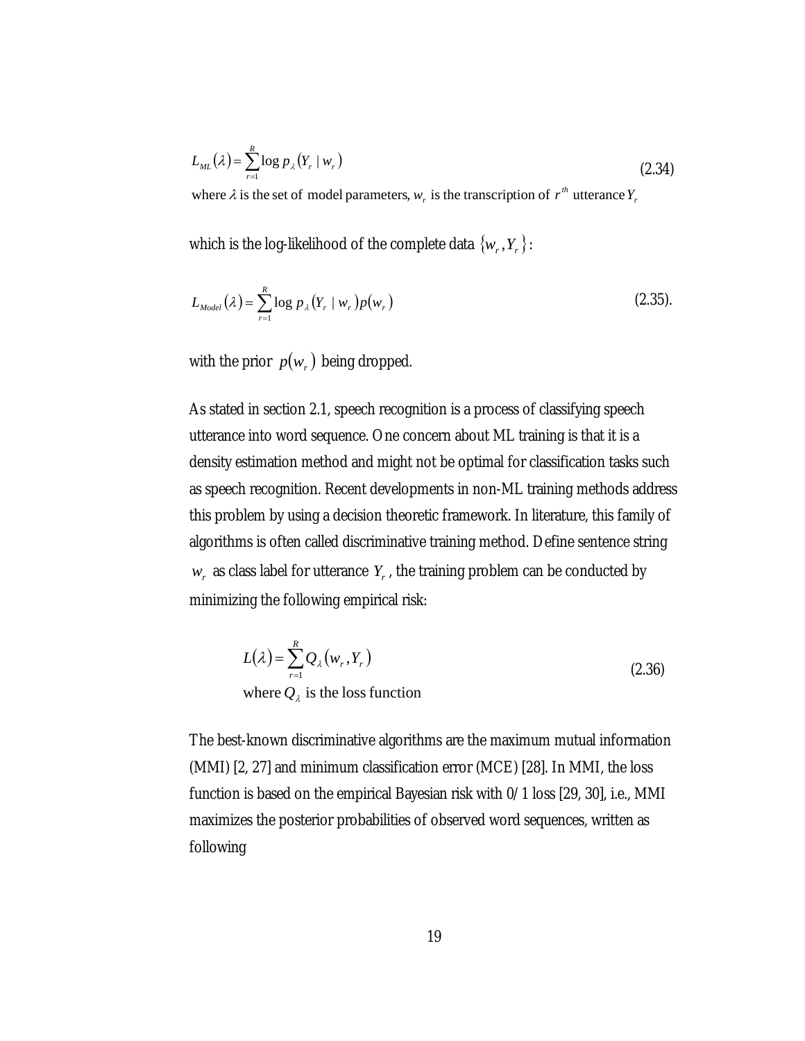$$L_{ML}(\lambda) = \sum_{r=1}^{R} \log p_{\lambda}(Y_r \mid w_r) \tag{2.34}$$

where $\lambda$ is the set of model parameters, $w_r$ is the transcription of $r^{th}$ utterance $Y_r$

which is the log-likelihood of the complete data $\{w_r, Y_r\}$:

$$L_{Model}(\lambda) = \sum_{r=1}^{R} \log p_{\lambda}(Y_r \mid w_r) p(w_r) \tag{2.35}$$

with the prior $p(w_r)$ being dropped.

As stated in section 2.1, speech recognition is a process of classifying speech utterance into word sequence. One concern about ML training is that it is a density estimation method and might not be optimal for classification tasks such as speech recognition. Recent developments in non-ML training methods address this problem by using a decision theoretic framework. In literature, this family of algorithms is often called discriminative training method. Define sentence string $w_r$ as class label for utterance $Y_r$, the training problem can be conducted by minimizing the following empirical risk:

$$L(\lambda) = \sum_{r=1}^{R} Q_{\lambda}(w_r, Y_r) \tag{2.36}$$

where $Q_{\lambda}$ is the loss function

The best-known discriminative algorithms are the maximum mutual information (MMI) [2, 27] and minimum classification error (MCE) [28]. In MMI, the loss function is based on the empirical Bayesian risk with 0/1 loss [29, 30], i.e., MMI maximizes the posterior probabilities of observed word sequences, written as following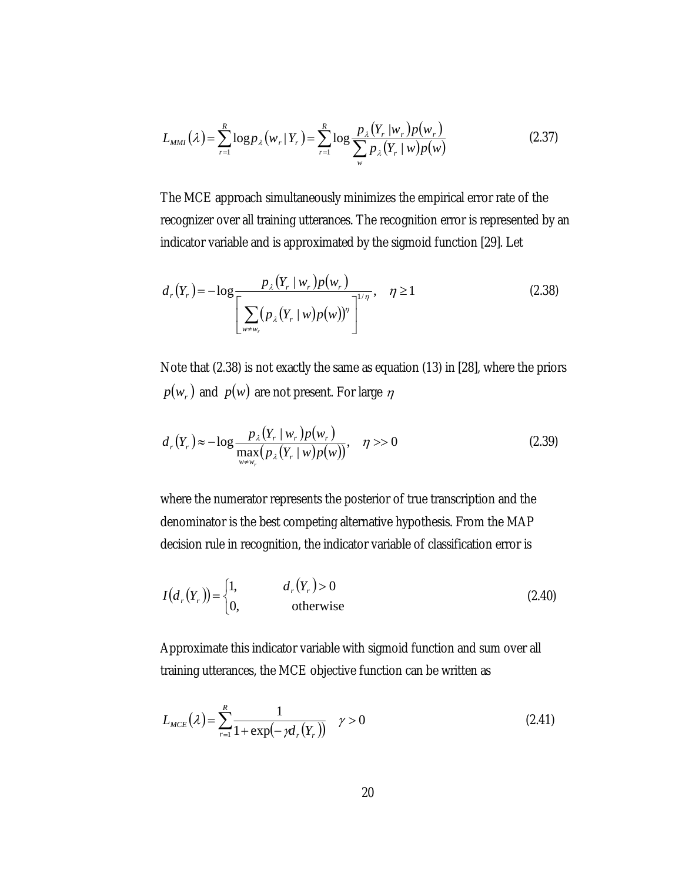$$L_{MMI}(\lambda) = \sum_{r=1}^{R} \log p_{\lambda}(w_r \mid Y_r) = \sum_{r=1}^{R} \log \frac{p_{\lambda}(Y_r \mid w_r) p(w_r)}{\sum_{w} p_{\lambda}(Y_r \mid w) p(w)} \tag{2.37}$$

The MCE approach simultaneously minimizes the empirical error rate of the recognizer over all training utterances. The recognition error is represented by an indicator variable and is approximated by the sigmoid function [29]. Let

$$d_r(Y_r) = -\log \frac{p_{\lambda}(Y_r \mid w_r) p(w_r)}{\left[ \sum_{w \neq w_r} \left( p_{\lambda}(Y_r \mid w) p(w) \right)^{\eta} \right]^{1/\eta}}, \quad \eta \geq 1 \tag{2.38}$$

Note that (2.38) is not exactly the same as equation (13) in [28], where the priors $p(w_r)$ and $p(w)$ are not present. For large $\eta$

$$d_r(Y_r) \approx -\log \frac{p_{\lambda}(Y_r \mid w_r) p(w_r)}{\max_{w \neq w_r} \left( p_{\lambda}(Y_r \mid w) p(w) \right)}, \quad \eta >> 0 \tag{2.39}$$

where the numerator represents the posterior of true transcription and the denominator is the best competing alternative hypothesis. From the MAP decision rule in recognition, the indicator variable of classification error is

$$I(d_r(Y_r)) = \begin{cases} 1, & d_r(Y_r) > 0 \\ 0, & \text{otherwise} \end{cases} \tag{2.40}$$

Approximate this indicator variable with sigmoid function and sum over all training utterances, the MCE objective function can be written as

$$L_{MCE}(\lambda) = \sum_{r=1}^{R} \frac{1}{1 + \exp(-\gamma d_r(Y_r))} \quad \gamma > 0 \tag{2.41}$$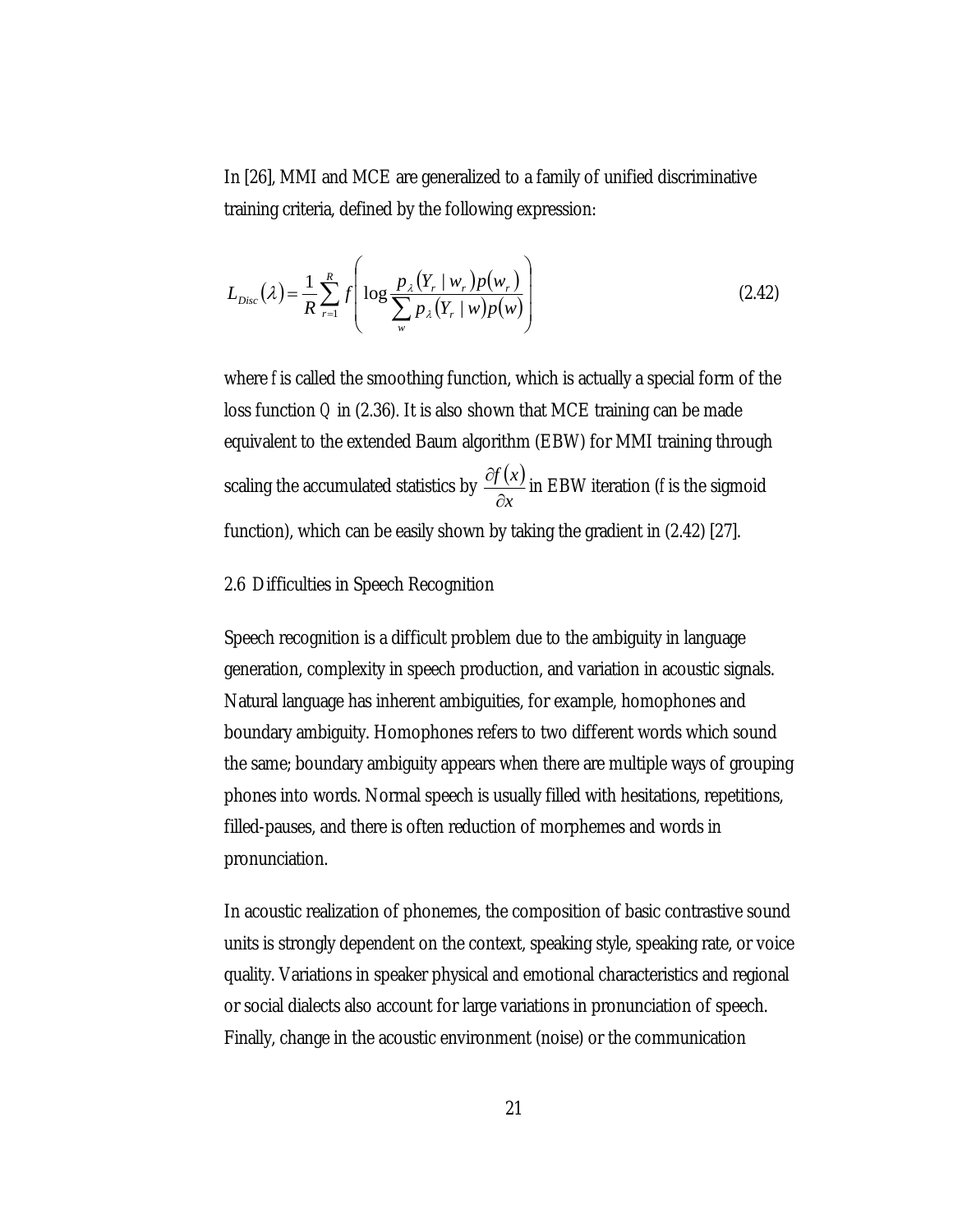In [26], MMI and MCE are generalized to a family of unified discriminative training criteria, defined by the following expression:

$$L_{Disc}(\lambda) = \frac{1}{R}\sum_{r=1}^{R} f\left( \log \frac{p_{\lambda}(Y_r \mid w_r)p(w_r)}{\sum_{w} p_{\lambda}(Y_r \mid w)p(w)} \right) \tag{2.42}$$

where $f$ is called the smoothing function, which is actually a special form of the loss function $Q$ in (2.36). It is also shown that MCE training can be made equivalent to the extended Baum algorithm (EBW) for MMI training through scaling the accumulated statistics by $\frac{\partial f(x)}{\partial x}$ in EBW iteration ($f$ is the sigmoid function), which can be easily shown by taking the gradient in (2.42) [27].

## 2.6 Difficulties in Speech Recognition

Speech recognition is a difficult problem due to the ambiguity in language generation, complexity in speech production, and variation in acoustic signals. Natural language has inherent ambiguities, for example, homophones and boundary ambiguity. Homophones refers to two different words which sound the same; boundary ambiguity appears when there are multiple ways of grouping phones into words. Normal speech is usually filled with hesitations, repetitions, filled-pauses, and there is often reduction of morphemes and words in pronunciation.

In acoustic realization of phonemes, the composition of basic contrastive sound units is strongly dependent on the context, speaking style, speaking rate, or voice quality. Variations in speaker physical and emotional characteristics and regional or social dialects also account for large variations in pronunciation of speech. Finally, change in the acoustic environment (noise) or the communication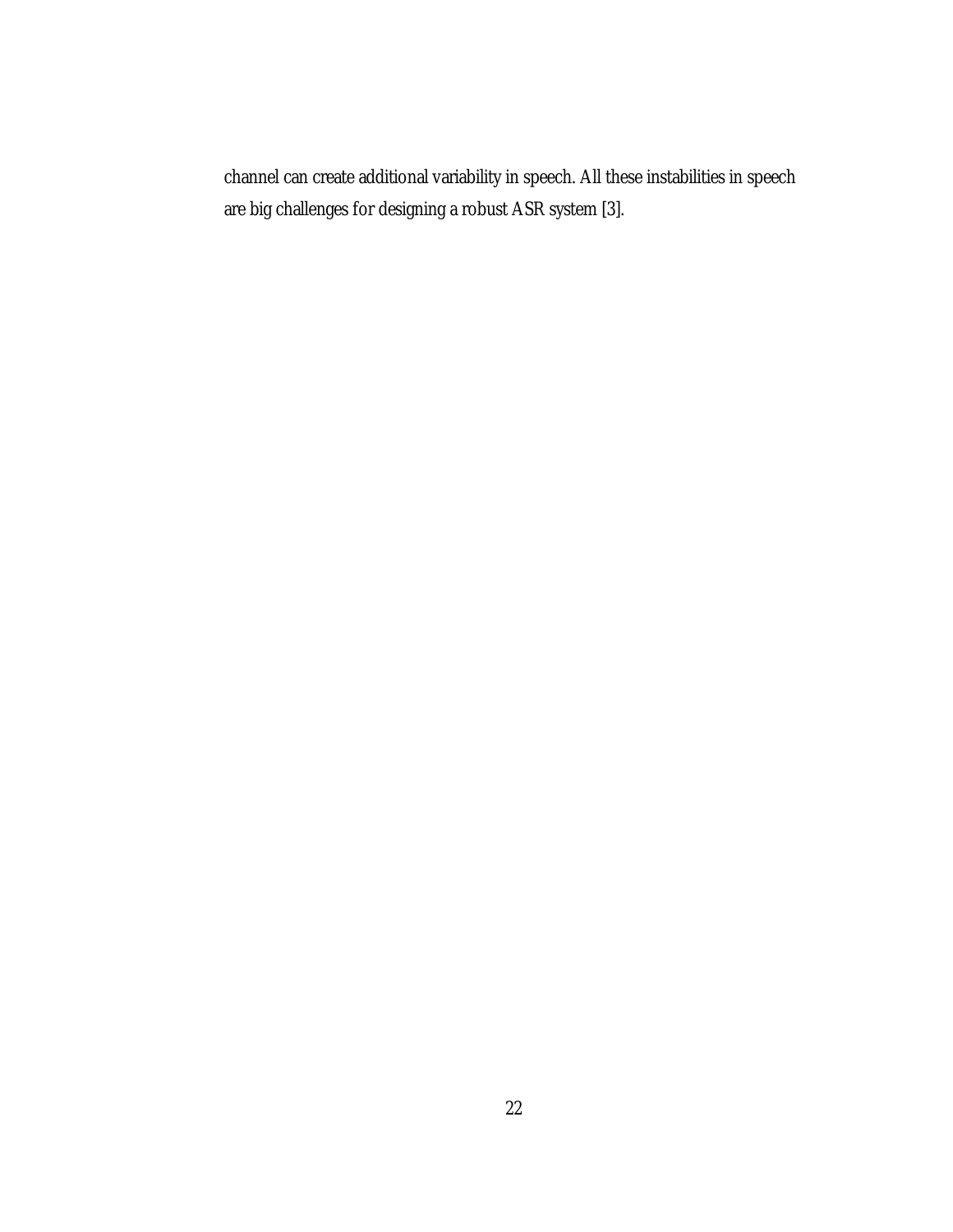channel can create additional variability in speech. All these instabilities in speech are big challenges for designing a robust ASR system [3].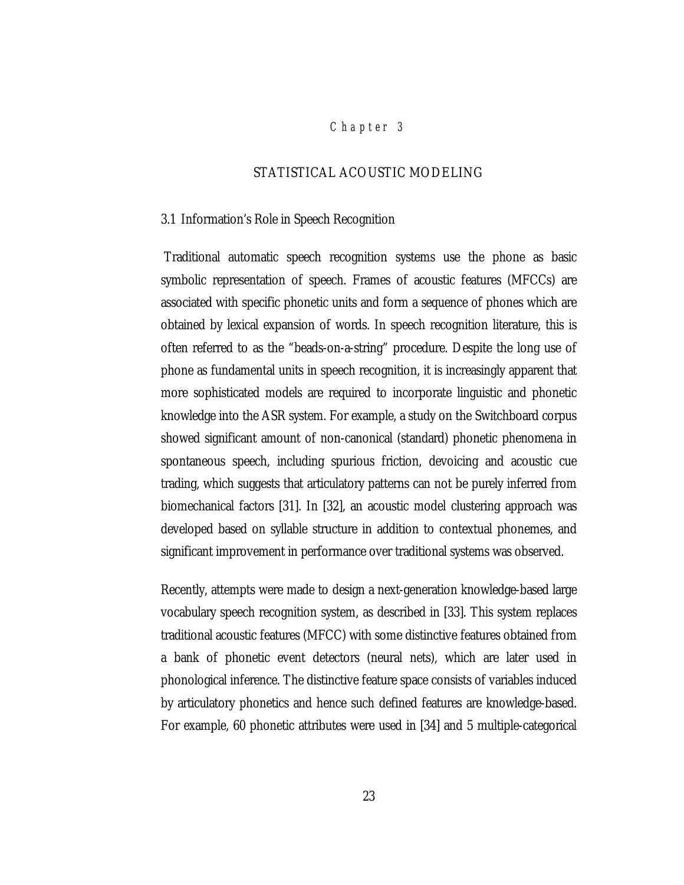# Chapter 3

## STATISTICAL ACOUSTIC MODELING

### 3.1 Information's Role in Speech Recognition

Traditional automatic speech recognition systems use the phone as basic symbolic representation of speech. Frames of acoustic features (MFCCs) are associated with specific phonetic units and form a sequence of phones which are obtained by lexical expansion of words. In speech recognition literature, this is often referred to as the "beads-on-a-string" procedure. Despite the long use of phone as fundamental units in speech recognition, it is increasingly apparent that more sophisticated models are required to incorporate linguistic and phonetic knowledge into the ASR system. For example, a study on the Switchboard corpus showed significant amount of non-canonical (standard) phonetic phenomena in spontaneous speech, including spurious friction, devoicing and acoustic cue trading, which suggests that articulatory patterns can not be purely inferred from biomechanical factors [31]. In [32], an acoustic model clustering approach was developed based on syllable structure in addition to contextual phonemes, and significant improvement in performance over traditional systems was observed.

Recently, attempts were made to design a next-generation knowledge-based large vocabulary speech recognition system, as described in [33]. This system replaces traditional acoustic features (MFCC) with some distinctive features obtained from a bank of phonetic event detectors (neural nets), which are later used in phonological inference. The distinctive feature space consists of variables induced by articulatory phonetics and hence such defined features are knowledge-based. For example, 60 phonetic attributes were used in [34] and 5 multiple-categorical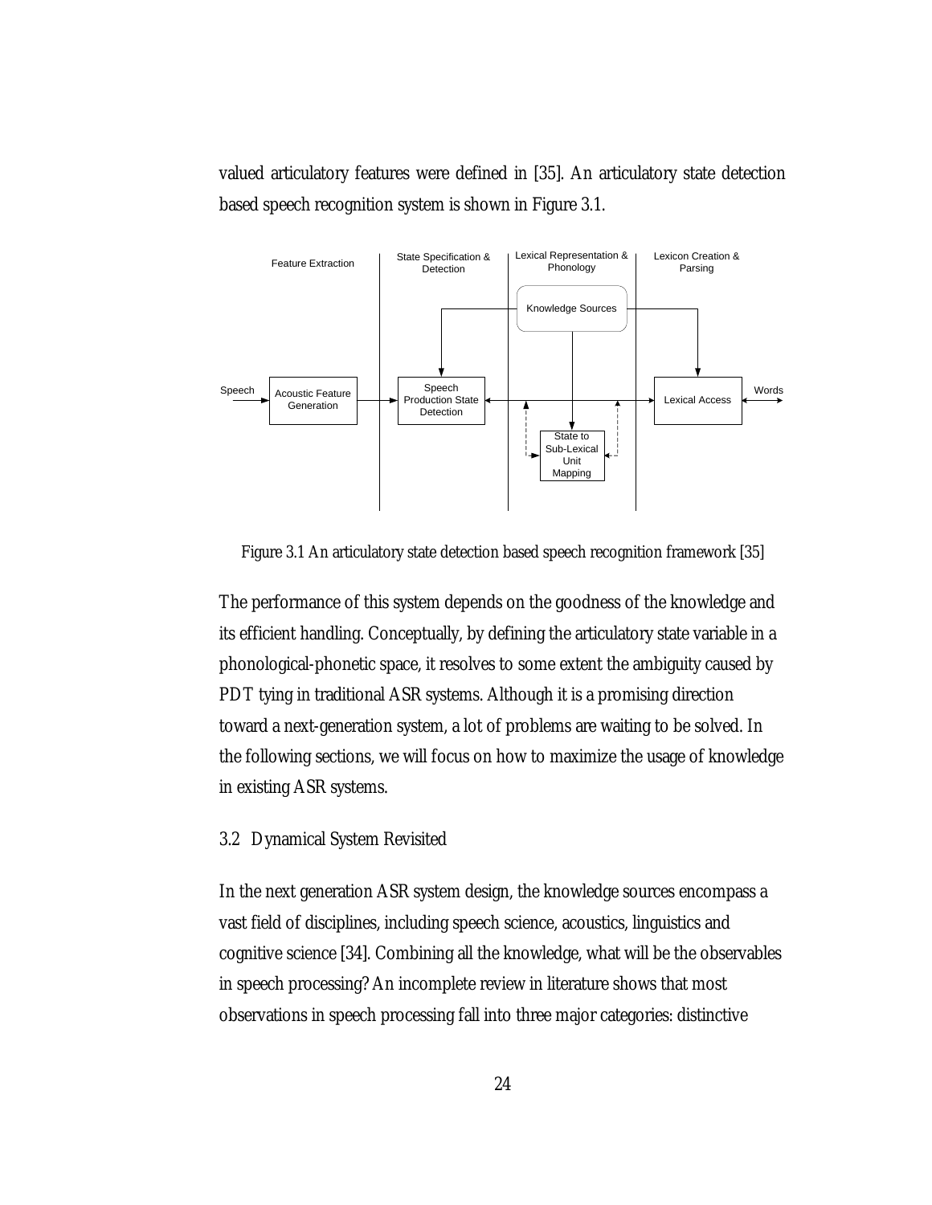valued articulatory features were defined in [35]. An articulatory state detection based speech recognition system is shown in Figure 3.1.

Figure 3.1 An articulatory state detection based speech recognition framework [35]

The performance of this system depends on the goodness of the knowledge and its efficient handling. Conceptually, by defining the articulatory state variable in a phonological-phonetic space, it resolves to some extent the ambiguity caused by PDT tying in traditional ASR systems. Although it is a promising direction toward a next-generation system, a lot of problems are waiting to be solved. In the following sections, we will focus on how to maximize the usage of knowledge in existing ASR systems.

## 3.2 Dynamical System Revisited

In the next generation ASR system design, the knowledge sources encompass a vast field of disciplines, including speech science, acoustics, linguistics and cognitive science [34]. Combining all the knowledge, what will be the observables in speech processing? An incomplete review in literature shows that most observations in speech processing fall into three major categories: distinctive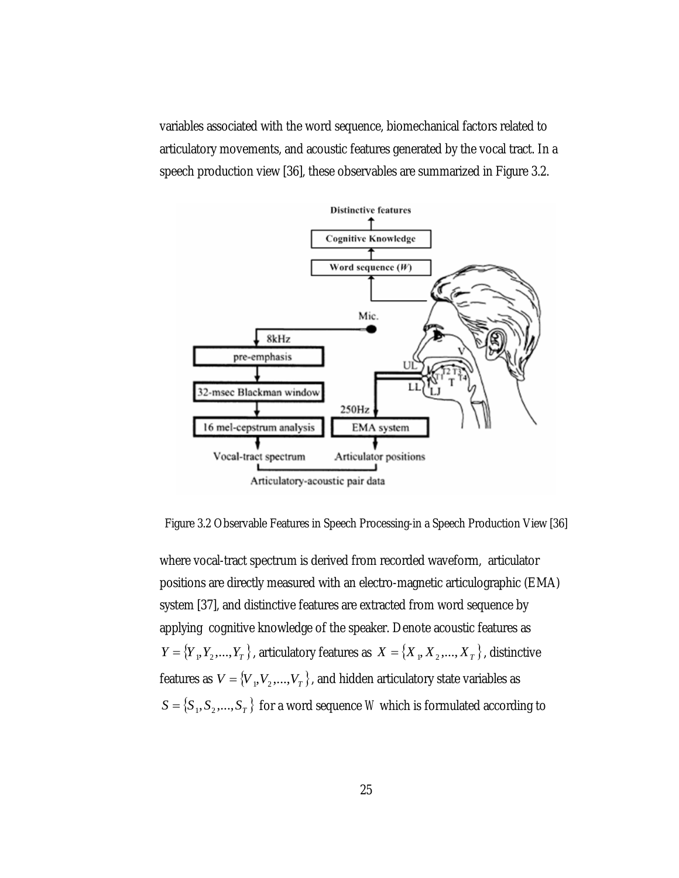variables associated with the word sequence, biomechanical factors related to articulatory movements, and acoustic features generated by the vocal tract. In a speech production view [36], these observables are summarized in Figure 3.2.

Figure 3.2 Observable Features in Speech Processing-in a Speech Production View [36]

where vocal-tract spectrum is derived from recorded waveform, articulator positions are directly measured with an electro-magnetic articulographic (EMA) system [37], and distinctive features are extracted from word sequence by applying cognitive knowledge of the speaker. Denote acoustic features as $Y = \{Y_1, Y_2, ..., Y_T\}$, articulatory features as $X = \{X_1, X_2, ..., X_T\}$, distinctive features as $V = \{V_1, V_2, ..., V_T\}$, and hidden articulatory state variables as $S = \{S_1, S_2, ..., S_T\}$ for a word sequence $W$ which is formulated according to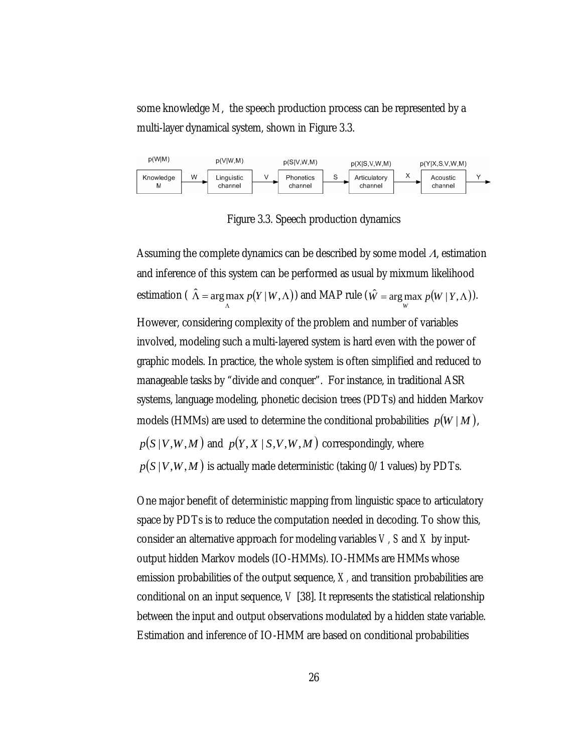some knowledge $M$, the speech production process can be represented by a multi-layer dynamical system, shown in Figure 3.3.

Figure 3.3. Speech production dynamics

Assuming the complete dynamics can be described by some model $\Lambda$, estimation and inference of this system can be performed as usual by mixmum likelihood estimation ( $\hat{\Lambda} = \arg\max_{\Lambda} p(Y \mid W, \Lambda)$) and MAP rule ($\hat{W} = \arg\max_{W} p(W \mid Y, \Lambda)$). However, considering complexity of the problem and number of variables involved, modeling such a multi-layered system is hard even with the power of graphic models. In practice, the whole system is often simplified and reduced to manageable tasks by "divide and conquer". For instance, in traditional ASR systems, language modeling, phonetic decision trees (PDTs) and hidden Markov models (HMMs) are used to determine the conditional probabilities $p(W \mid M)$, $p(S \mid V, W, M)$ and $p(Y, X \mid S, V, W, M)$ correspondingly, where $p(S \mid V, W, M)$ is actually made deterministic (taking 0/1 values) by PDTs.

One major benefit of deterministic mapping from linguistic space to articulatory space by PDTs is to reduce the computation needed in decoding. To show this, consider an alternative approach for modeling variables $V$, $S$ and $X$ by input-output hidden Markov models (IO-HMMs). IO-HMMs are HMMs whose emission probabilities of the output sequence, $X$, and transition probabilities are conditional on an input sequence, $V$ [38]. It represents the statistical relationship between the input and output observations modulated by a hidden state variable. Estimation and inference of IO-HMM are based on conditional probabilities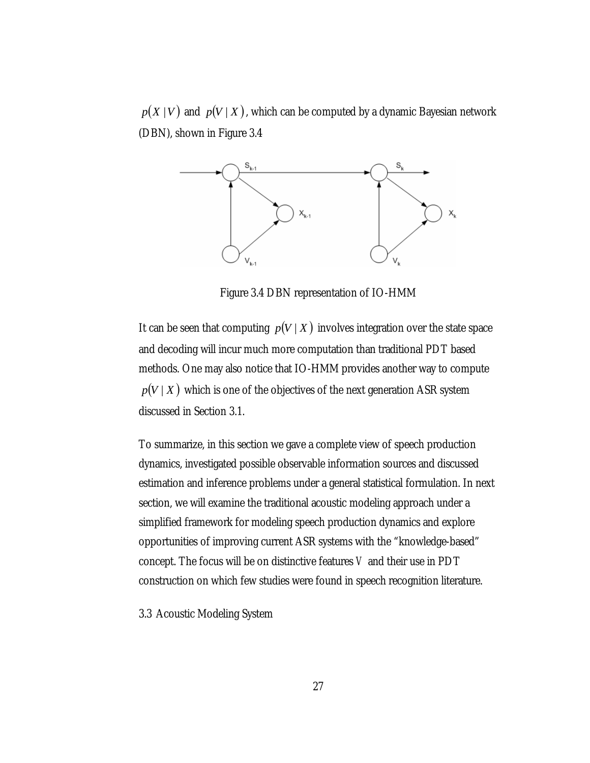$p(X \mid V)$ and $p(V \mid X)$, which can be computed by a dynamic Bayesian network (DBN), shown in Figure 3.4

Figure 3.4 DBN representation of IO-HMM

It can be seen that computing $p(V \mid X)$ involves integration over the state space and decoding will incur much more computation than traditional PDT based methods. One may also notice that IO-HMM provides another way to compute $p(V \mid X)$ which is one of the objectives of the next generation ASR system discussed in Section 3.1.

To summarize, in this section we gave a complete view of speech production dynamics, investigated possible observable information sources and discussed estimation and inference problems under a general statistical formulation. In next section, we will examine the traditional acoustic modeling approach under a simplified framework for modeling speech production dynamics and explore opportunities of improving current ASR systems with the "knowledge-based" concept. The focus will be on distinctive features $V$ and their use in PDT construction on which few studies were found in speech recognition literature.

## 3.3 Acoustic Modeling System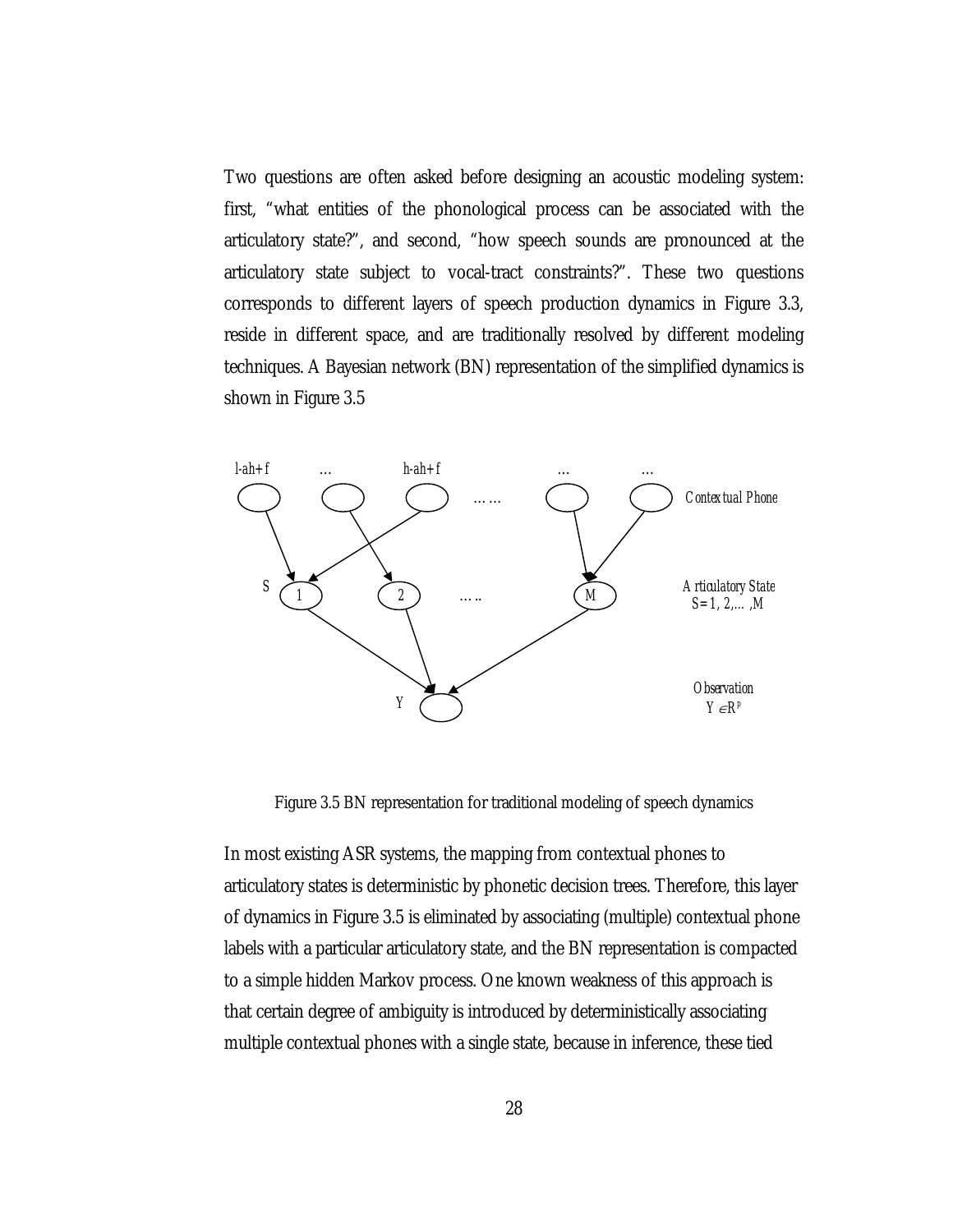Two questions are often asked before designing an acoustic modeling system: first, "what entities of the phonological process can be associated with the articulatory state?", and second, "how speech sounds are pronounced at the articulatory state subject to vocal-tract constraints?". These two questions corresponds to different layers of speech production dynamics in Figure 3.3, reside in different space, and are traditionally resolved by different modeling techniques. A Bayesian network (BN) representation of the simplified dynamics is shown in Figure 3.5

Figure 3.5 BN representation for traditional modeling of speech dynamics

In most existing ASR systems, the mapping from contextual phones to articulatory states is deterministic by phonetic decision trees. Therefore, this layer of dynamics in Figure 3.5 is eliminated by associating (multiple) contextual phone labels with a particular articulatory state, and the BN representation is compacted to a simple hidden Markov process. One known weakness of this approach is that certain degree of ambiguity is introduced by deterministically associating multiple contextual phones with a single state, because in inference, these tied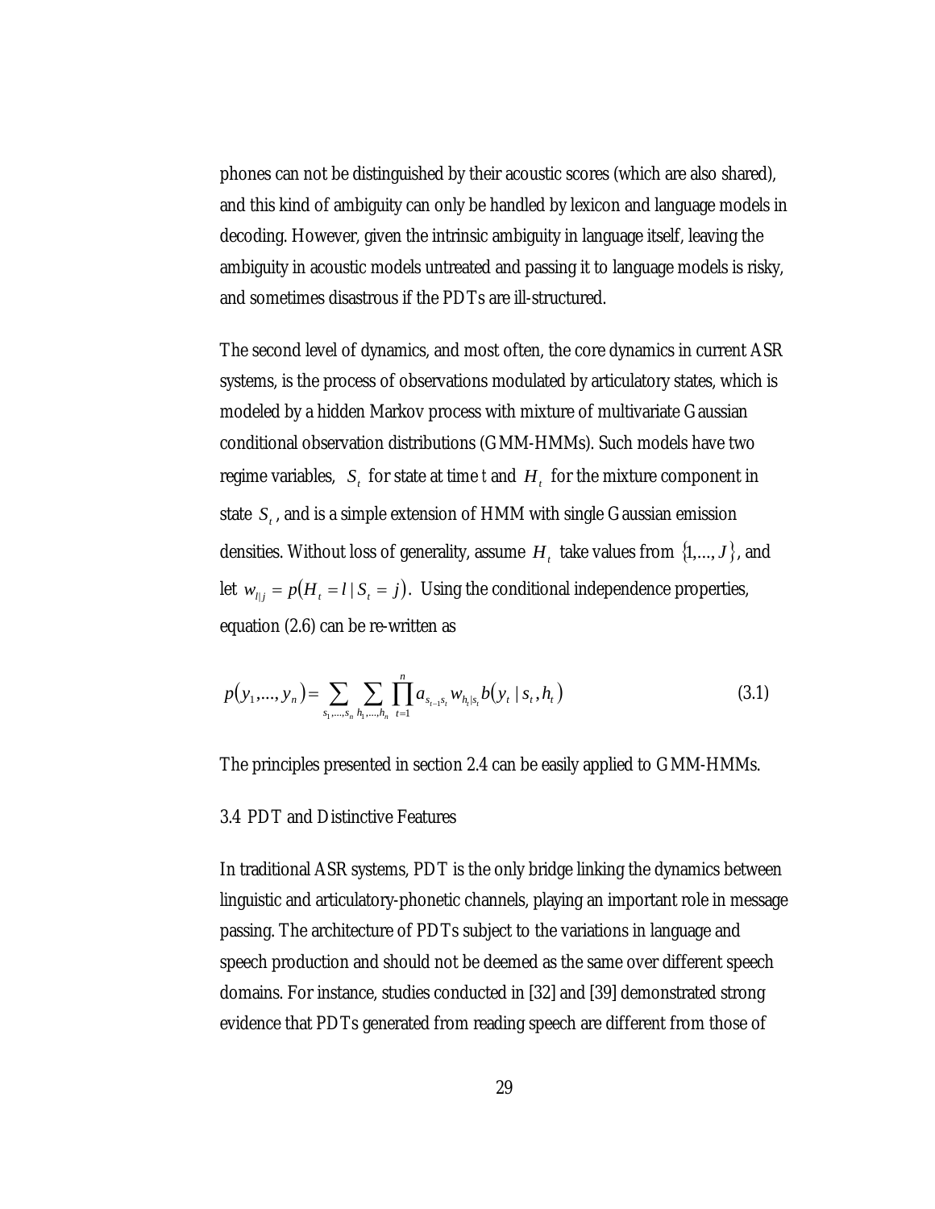phones can not be distinguished by their acoustic scores (which are also shared), and this kind of ambiguity can only be handled by lexicon and language models in decoding. However, given the intrinsic ambiguity in language itself, leaving the ambiguity in acoustic models untreated and passing it to language models is risky, and sometimes disastrous if the PDTs are ill-structured.

The second level of dynamics, and most often, the core dynamics in current ASR systems, is the process of observations modulated by articulatory states, which is modeled by a hidden Markov process with mixture of multivariate Gaussian conditional observation distributions (GMM-HMMs). Such models have two regime variables, $S_t$ for state at time $t$ and $H_t$ for the mixture component in state $S_t$, and is a simple extension of HMM with single Gaussian emission densities. Without loss of generality, assume $H_t$ take values from $\{1,\ldots,J\}$, and let $w_{l|j} = p(H_t = l \mid S_t = j)$. Using the conditional independence properties, equation (2.6) can be re-written as

$$p(y_1,\ldots,y_n) = \sum_{s_1,\ldots,s_n} \sum_{h_1,\ldots,h_n} \prod_{t=1}^{n} a_{s_{t-1}s_t} w_{h_t|s_t} b(y_t \mid s_t, h_t) \tag{3.1}$$

The principles presented in section 2.4 can be easily applied to GMM-HMMs.

### 3.4 PDT and Distinctive Features

In traditional ASR systems, PDT is the only bridge linking the dynamics between linguistic and articulatory-phonetic channels, playing an important role in message passing. The architecture of PDTs subject to the variations in language and speech production and should not be deemed as the same over different speech domains. For instance, studies conducted in [32] and [39] demonstrated strong evidence that PDTs generated from reading speech are different from those of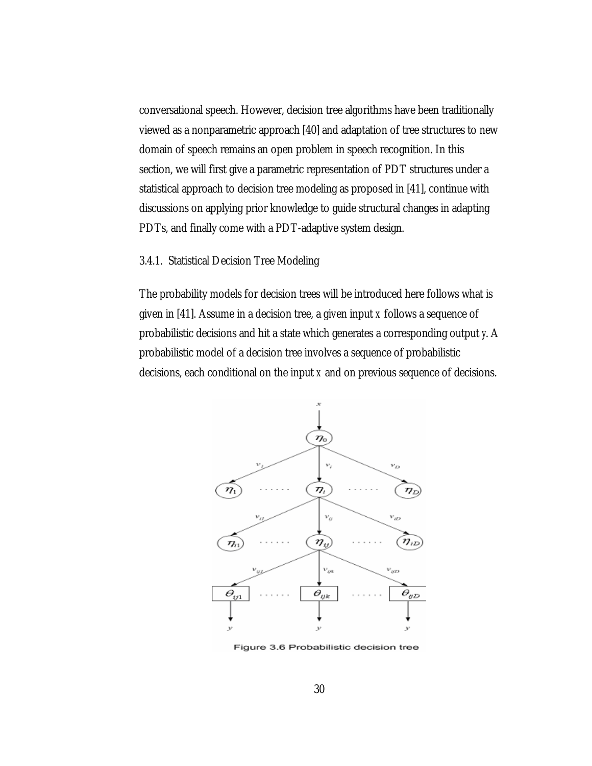conversational speech. However, decision tree algorithms have been traditionally viewed as a nonparametric approach [40] and adaptation of tree structures to new domain of speech remains an open problem in speech recognition. In this section, we will first give a parametric representation of PDT structures under a statistical approach to decision tree modeling as proposed in [41], continue with discussions on applying prior knowledge to guide structural changes in adapting PDTs, and finally come with a PDT-adaptive system design.

### 3.4.1. Statistical Decision Tree Modeling

The probability models for decision trees will be introduced here follows what is given in [41]. Assume in a decision tree, a given input $x$ follows a sequence of probabilistic decisions and hit a state which generates a corresponding output $y$. A probabilistic model of a decision tree involves a sequence of probabilistic decisions, each conditional on the input $x$ and on previous sequence of decisions.

Figure 3.6 Probabilistic decision tree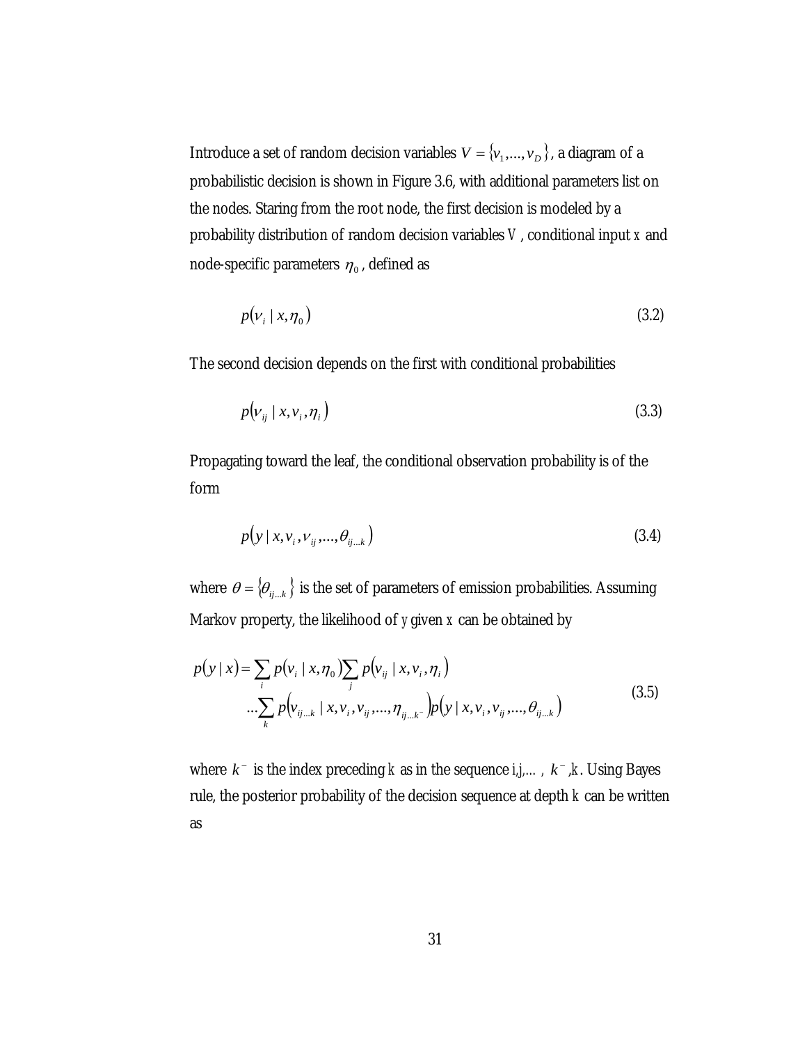Introduce a set of random decision variables $V = \{v_1, ..., v_D\}$, a diagram of a probabilistic decision is shown in Figure 3.6, with additional parameters list on the nodes. Staring from the root node, the first decision is modeled by a probability distribution of random decision variables $V$, conditional input $x$ and node-specific parameters $\eta_0$, defined as

$$p(v_i \mid x, \eta_0) \tag{3.2}$$

The second decision depends on the first with conditional probabilities

$$p(v_{ij} \mid x, v_i, \eta_i) \tag{3.3}$$

Propagating toward the leaf, the conditional observation probability is of the form

$$p(y \mid x, v_i, v_{ij}, ..., \theta_{ij...k}) \tag{3.4}$$

where $\theta = \{\theta_{ij...k}\}$ is the set of parameters of emission probabilities. Assuming Markov property, the likelihood of $y$ given $x$ can be obtained by

$$\begin{aligned} p(y \mid x) = & \sum_i p(v_i \mid x, \eta_0) \sum_j p(v_{ij} \mid x, v_i, \eta_i) \\ & ... \sum_k p(v_{ij...k} \mid x, v_i, v_{ij}, ..., \eta_{ij...k^-}) p(y \mid x, v_i, v_{ij}, ..., \theta_{ij...k}) \end{aligned} \tag{3.5}$$

where $k^-$ is the index preceding $k$ as in the sequence $i, j, \ldots, k^-, k$. Using Bayes rule, the posterior probability of the decision sequence at depth $k$ can be written as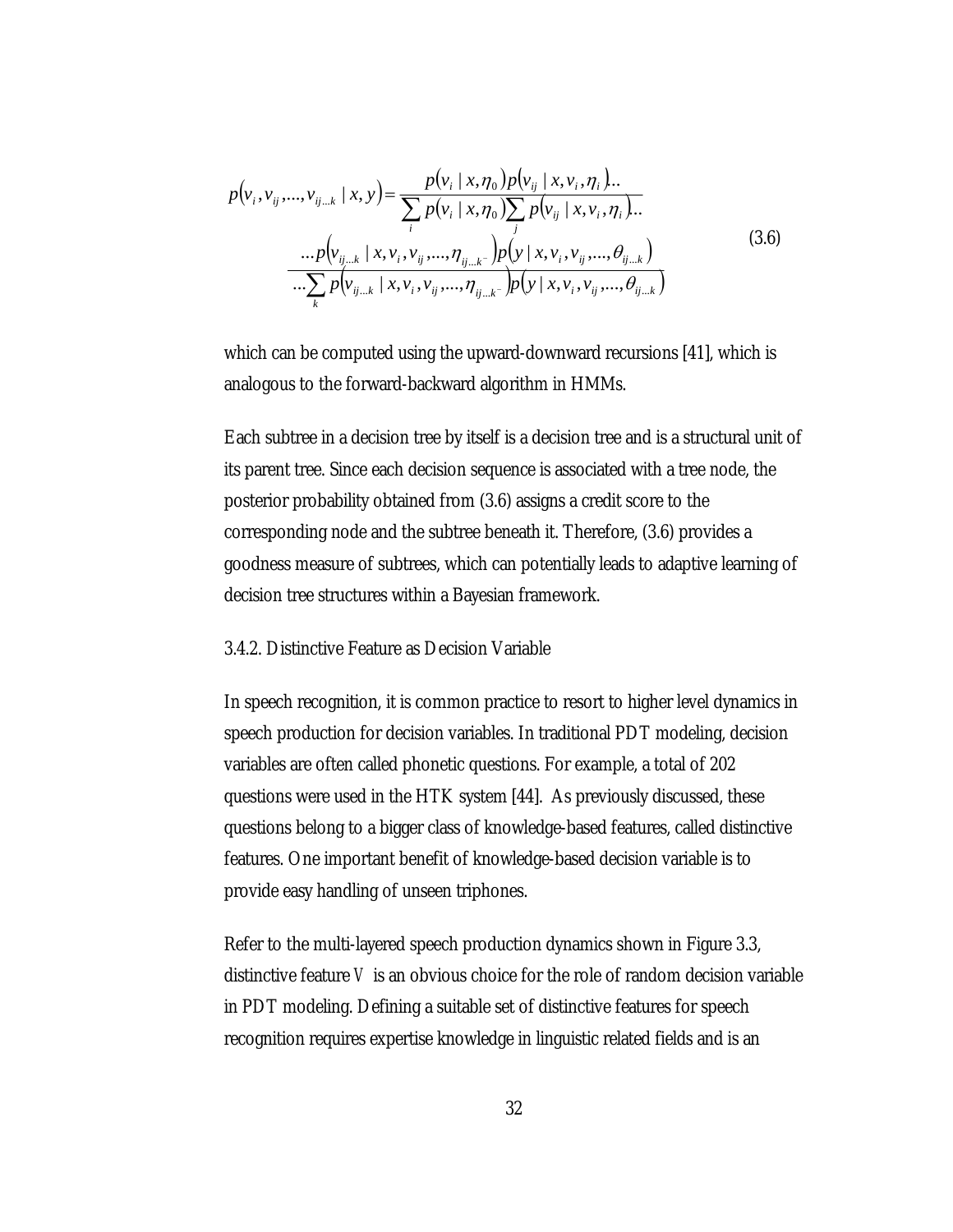$$
p(v_i, v_{ij}, \ldots, v_{ij\ldots k} \mid x, y) = \frac{p(v_i \mid x, \eta_0)\, p(v_{ij} \mid x, v_i, \eta_i) \ldots}{\sum_i p(v_i \mid x, \eta_0) \sum_j p(v_{ij} \mid x, v_i, \eta_i) \ldots}
\frac{\ldots p(v_{ij\ldots k} \mid x, v_i, v_{ij}, \ldots, \eta_{ij\ldots k^-})\, p(y \mid x, v_i, v_{ij}, \ldots, \theta_{ij\ldots k})}{\ldots \sum_k p(v_{ij\ldots k} \mid x, v_i, v_{ij}, \ldots, \eta_{ij\ldots k^-})\, p(y \mid x, v_i, v_{ij}, \ldots, \theta_{ij\ldots k})} \tag{3.6}
$$

which can be computed using the upward-downward recursions [41], which is analogous to the forward-backward algorithm in HMMs.

Each subtree in a decision tree by itself is a decision tree and is a structural unit of its parent tree. Since each decision sequence is associated with a tree node, the posterior probability obtained from (3.6) assigns a credit score to the corresponding node and the subtree beneath it. Therefore, (3.6) provides a goodness measure of subtrees, which can potentially leads to adaptive learning of decision tree structures within a Bayesian framework.

### 3.4.2. Distinctive Feature as Decision Variable

In speech recognition, it is common practice to resort to higher level dynamics in speech production for decision variables. In traditional PDT modeling, decision variables are often called phonetic questions. For example, a total of 202 questions were used in the HTK system [44]. As previously discussed, these questions belong to a bigger class of knowledge-based features, called distinctive features. One important benefit of knowledge-based decision variable is to provide easy handling of unseen triphones.

Refer to the multi-layered speech production dynamics shown in Figure 3.3, distinctive feature $V$ is an obvious choice for the role of random decision variable in PDT modeling. Defining a suitable set of distinctive features for speech recognition requires expertise knowledge in linguistic related fields and is an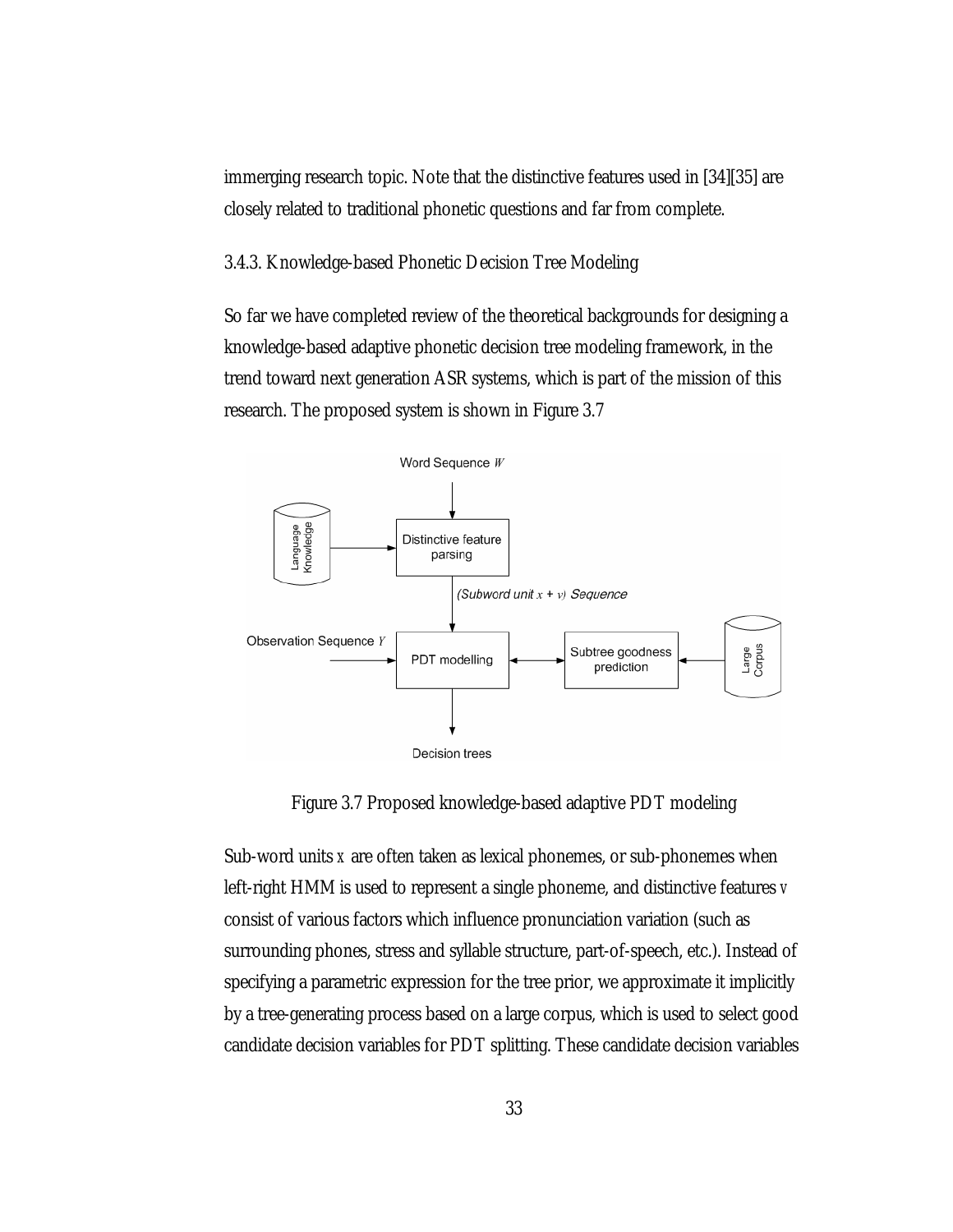immerging research topic. Note that the distinctive features used in [34][35] are closely related to traditional phonetic questions and far from complete.

### 3.4.3. Knowledge-based Phonetic Decision Tree Modeling

So far we have completed review of the theoretical backgrounds for designing a knowledge-based adaptive phonetic decision tree modeling framework, in the trend toward next generation ASR systems, which is part of the mission of this research. The proposed system is shown in Figure 3.7

Figure 3.7 Proposed knowledge-based adaptive PDT modeling

Sub-word units $x$ are often taken as lexical phonemes, or sub-phonemes when left-right HMM is used to represent a single phoneme, and distinctive features $v$ consist of various factors which influence pronunciation variation (such as surrounding phones, stress and syllable structure, part-of-speech, etc.). Instead of specifying a parametric expression for the tree prior, we approximate it implicitly by a tree-generating process based on a large corpus, which is used to select good candidate decision variables for PDT splitting. These candidate decision variables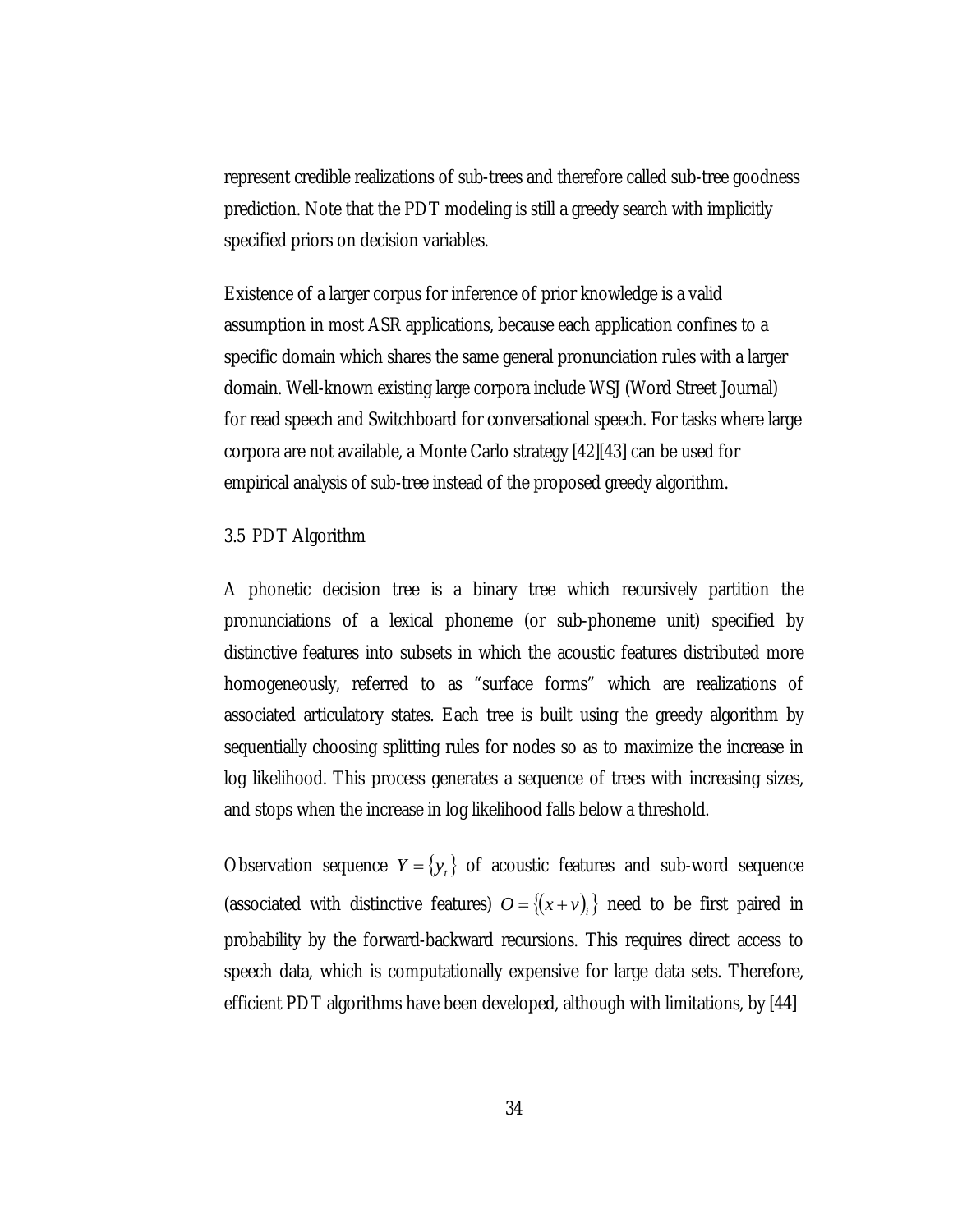represent credible realizations of sub-trees and therefore called sub-tree goodness prediction. Note that the PDT modeling is still a greedy search with implicitly specified priors on decision variables.

Existence of a larger corpus for inference of prior knowledge is a valid assumption in most ASR applications, because each application confines to a specific domain which shares the same general pronunciation rules with a larger domain. Well-known existing large corpora include WSJ (Word Street Journal) for read speech and Switchboard for conversational speech. For tasks where large corpora are not available, a Monte Carlo strategy [42][43] can be used for empirical analysis of sub-tree instead of the proposed greedy algorithm.

### 3.5 PDT Algorithm

A phonetic decision tree is a binary tree which recursively partition the pronunciations of a lexical phoneme (or sub-phoneme unit) specified by distinctive features into subsets in which the acoustic features distributed more homogeneously, referred to as "surface forms" which are realizations of associated articulatory states. Each tree is built using the greedy algorithm by sequentially choosing splitting rules for nodes so as to maximize the increase in log likelihood. This process generates a sequence of trees with increasing sizes, and stops when the increase in log likelihood falls below a threshold.

Observation sequence $Y = \{y_t\}$ of acoustic features and sub-word sequence (associated with distinctive features) $O = \{(x+v)_i\}$ need to be first paired in probability by the forward-backward recursions. This requires direct access to speech data, which is computationally expensive for large data sets. Therefore, efficient PDT algorithms have been developed, although with limitations, by [44]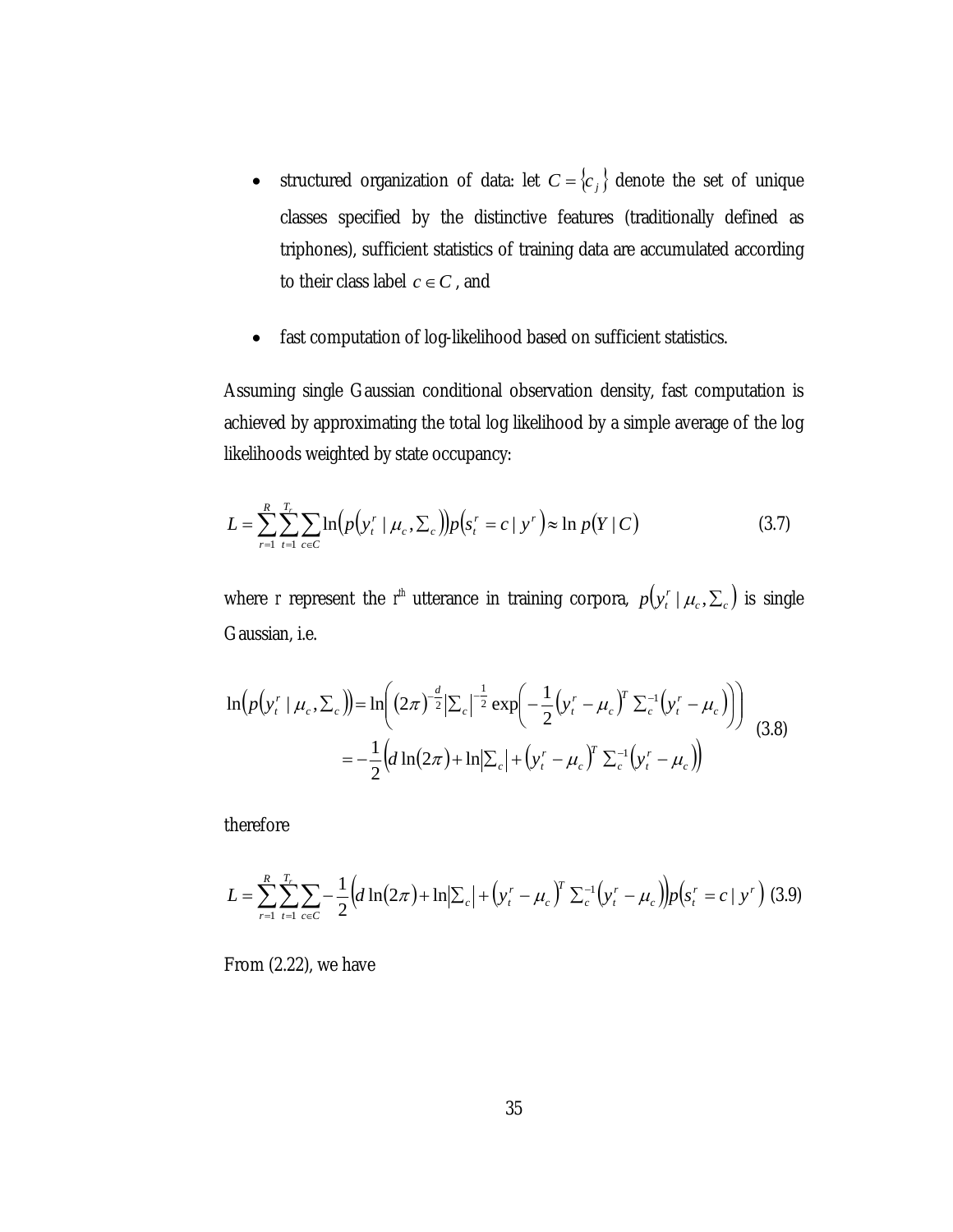- structured organization of data: let $C = \{c_j\}$ denote the set of unique classes specified by the distinctive features (traditionally defined as triphones), sufficient statistics of training data are accumulated according to their class label $c \in C$, and

- fast computation of log-likelihood based on sufficient statistics.

Assuming single Gaussian conditional observation density, fast computation is achieved by approximating the total log likelihood by a simple average of the log likelihoods weighted by state occupancy:

$$L = \sum_{r=1}^{R} \sum_{t=1}^{T_r} \sum_{c \in C} \ln\left(p\left(y_t^r \mid \mu_c, \Sigma_c\right)\right) p\left(s_t^r = c \mid y^r\right) \approx \ln p(Y \mid C) \tag{3.7}$$

where r represent the r[th] utterance in training corpora, $p\left(y_t^r \mid \mu_c, \Sigma_c\right)$ is single Gaussian, i.e.

$$\begin{aligned} \ln\left(p\left(y_t^r \mid \mu_c, \Sigma_c\right)\right) &= \ln\left( (2\pi)^{-\frac{d}{2}} \left|\Sigma_c\right|^{-\frac{1}{2}} \exp\left( -\frac{1}{2} \left(y_t^r - \mu_c\right)^T \Sigma_c^{-1} \left(y_t^r - \mu_c\right) \right) \right) \\ &= -\frac{1}{2} \left( d \ln(2\pi) + \ln\left|\Sigma_c\right| + \left(y_t^r - \mu_c\right)^T \Sigma_c^{-1} \left(y_t^r - \mu_c\right) \right) \end{aligned} \tag{3.8}$$

therefore

$$L = \sum_{r=1}^{R} \sum_{t=1}^{T_r} \sum_{c \in C} -\frac{1}{2} \left( d \ln(2\pi) + \ln\left|\Sigma_c\right| + \left(y_t^r - \mu_c\right)^T \Sigma_c^{-1} \left(y_t^r - \mu_c\right) \right) p\left(s_t^r = c \mid y^r\right) \tag{3.9}$$

From (2.22), we have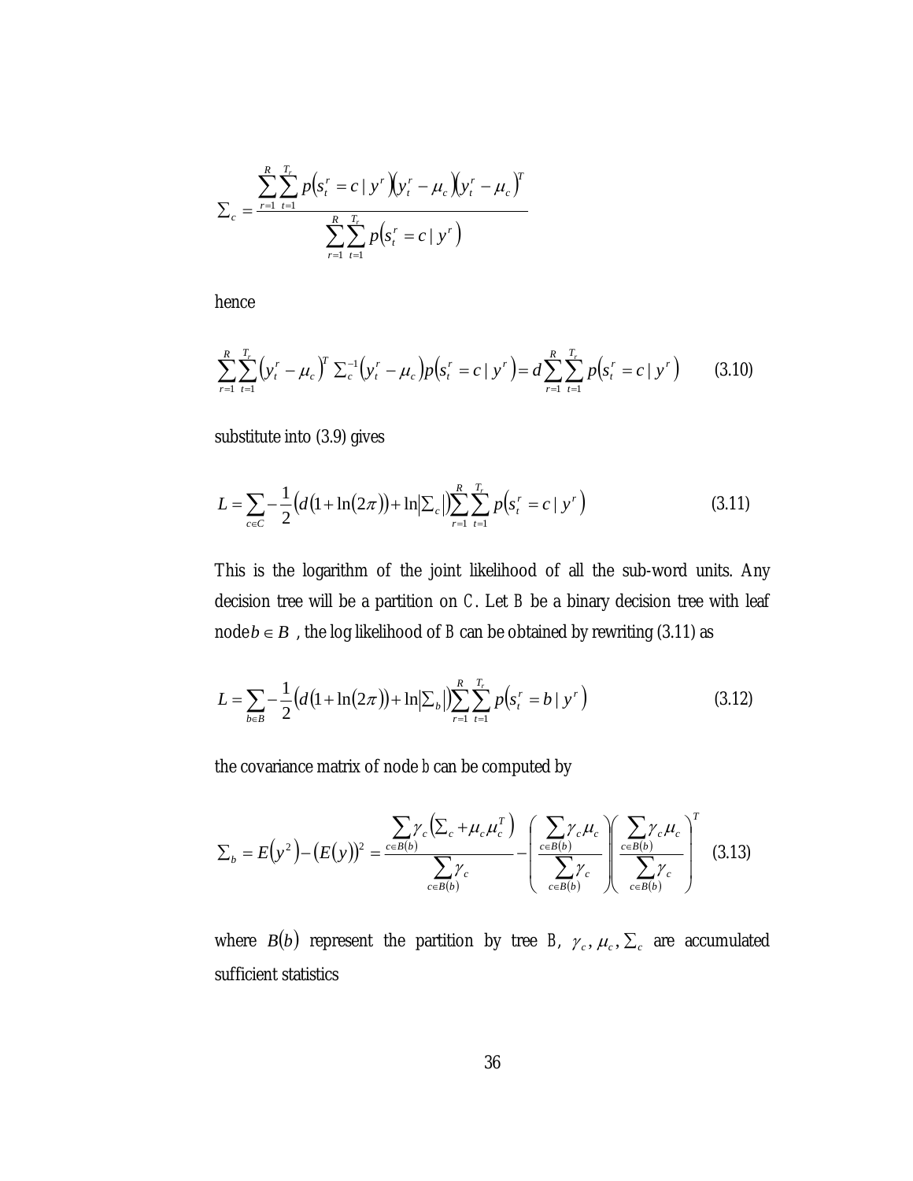$$\Sigma_c = \frac{\sum_{r=1}^{R}\sum_{t=1}^{T_r} p\left(s_t^r = c \mid y^r\right)\left(y_t^r - \mu_c\right)\left(y_t^r - \mu_c\right)^T}{\sum_{r=1}^{R}\sum_{t=1}^{T_r} p\left(s_t^r = c \mid y^r\right)}$$

hence

$$\sum_{r=1}^{R}\sum_{t=1}^{T_r}\left(y_t^r - \mu_c\right)^T \Sigma_c^{-1}\left(y_t^r - \mu_c\right) p\left(s_t^r = c \mid y^r\right) = d\sum_{r=1}^{R}\sum_{t=1}^{T_r} p\left(s_t^r = c \mid y^r\right) \qquad (3.10)$$

substitute into (3.9) gives

$$L = \sum_{c \in C} -\frac{1}{2}\left(d\left(1 + \ln(2\pi)\right) + \ln\left|\Sigma_c\right|\right)\sum_{r=1}^{R}\sum_{t=1}^{T_r} p\left(s_t^r = c \mid y^r\right) \qquad (3.11)$$

This is the logarithm of the joint likelihood of all the sub-word units. Any decision tree will be a partition on $C$. Let $B$ be a binary decision tree with leaf node $b \in B$ , the log likelihood of $B$ can be obtained by rewriting (3.11) as

$$L = \sum_{b \in B} -\frac{1}{2}\left(d\left(1 + \ln(2\pi)\right) + \ln\left|\Sigma_b\right|\right)\sum_{r=1}^{R}\sum_{t=1}^{T_r} p\left(s_t^r = b \mid y^r\right) \qquad (3.12)$$

the covariance matrix of node $b$ can be computed by

$$\Sigma_b = E\left(y^2\right) - \left(E(y)\right)^2 = \frac{\sum_{c \in B(b)} \gamma_c\left(\Sigma_c + \mu_c \mu_c^T\right)}{\sum_{c \in B(b)} \gamma_c} - \left(\frac{\sum_{c \in B(b)} \gamma_c \mu_c}{\sum_{c \in B(b)} \gamma_c}\right)\left(\frac{\sum_{c \in B(b)} \gamma_c \mu_c}{\sum_{c \in B(b)} \gamma_c}\right)^T \qquad (3.13)$$

where $B(b)$ represent the partition by tree $B$, $\gamma_c, \mu_c, \Sigma_c$ are accumulated sufficient statistics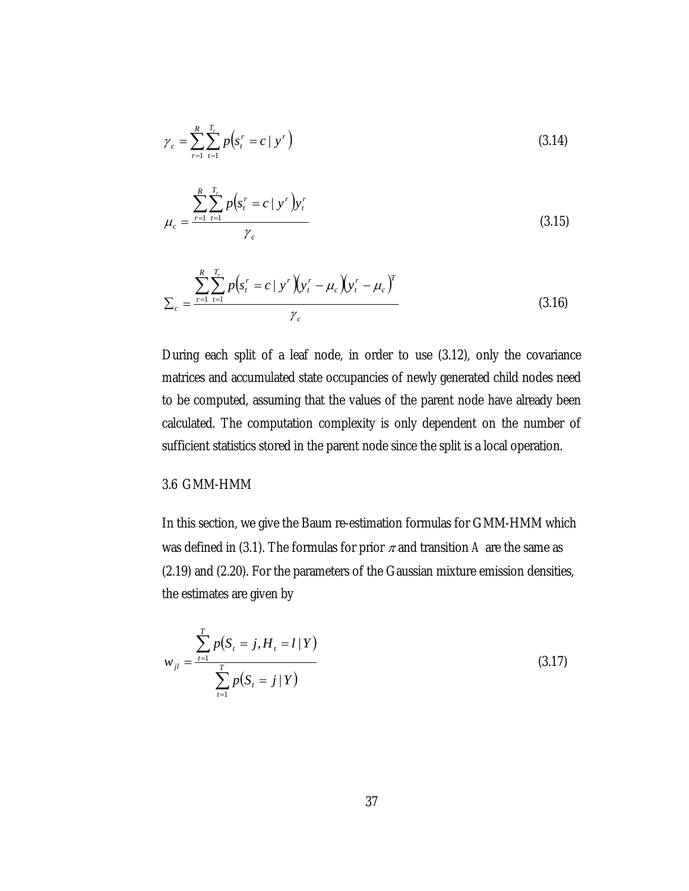$$\gamma_c = \sum_{r=1}^{R} \sum_{t=1}^{T_r} p\left(s_t^r = c \mid y^r\right) \tag{3.14}$$

$$\mu_c = \frac{\sum_{r=1}^{R} \sum_{t=1}^{T_r} p\left(s_t^r = c \mid y^r\right) y_t^r}{\gamma_c} \tag{3.15}$$

$$\Sigma_c = \frac{\sum_{r=1}^{R} \sum_{t=1}^{T_r} p\left(s_t^r = c \mid y^r\right)\left(y_t^r - \mu_c\right)\left(y_t^r - \mu_c\right)^T}{\gamma_c} \tag{3.16}$$

During each split of a leaf node, in order to use (3.12), only the covariance matrices and accumulated state occupancies of newly generated child nodes need to be computed, assuming that the values of the parent node have already been calculated. The computation complexity is only dependent on the number of sufficient statistics stored in the parent node since the split is a local operation.

## 3.6 GMM-HMM

In this section, we give the Baum re-estimation formulas for GMM-HMM which was defined in (3.1). The formulas for prior $\pi$ and transition $A$ are the same as (2.19) and (2.20). For the parameters of the Gaussian mixture emission densities, the estimates are given by

$$w_{jl} = \frac{\sum_{t=1}^{T} p\left(S_t = j, H_t = l \mid Y\right)}{\sum_{t=1}^{T} p\left(S_t = j \mid Y\right)} \tag{3.17}$$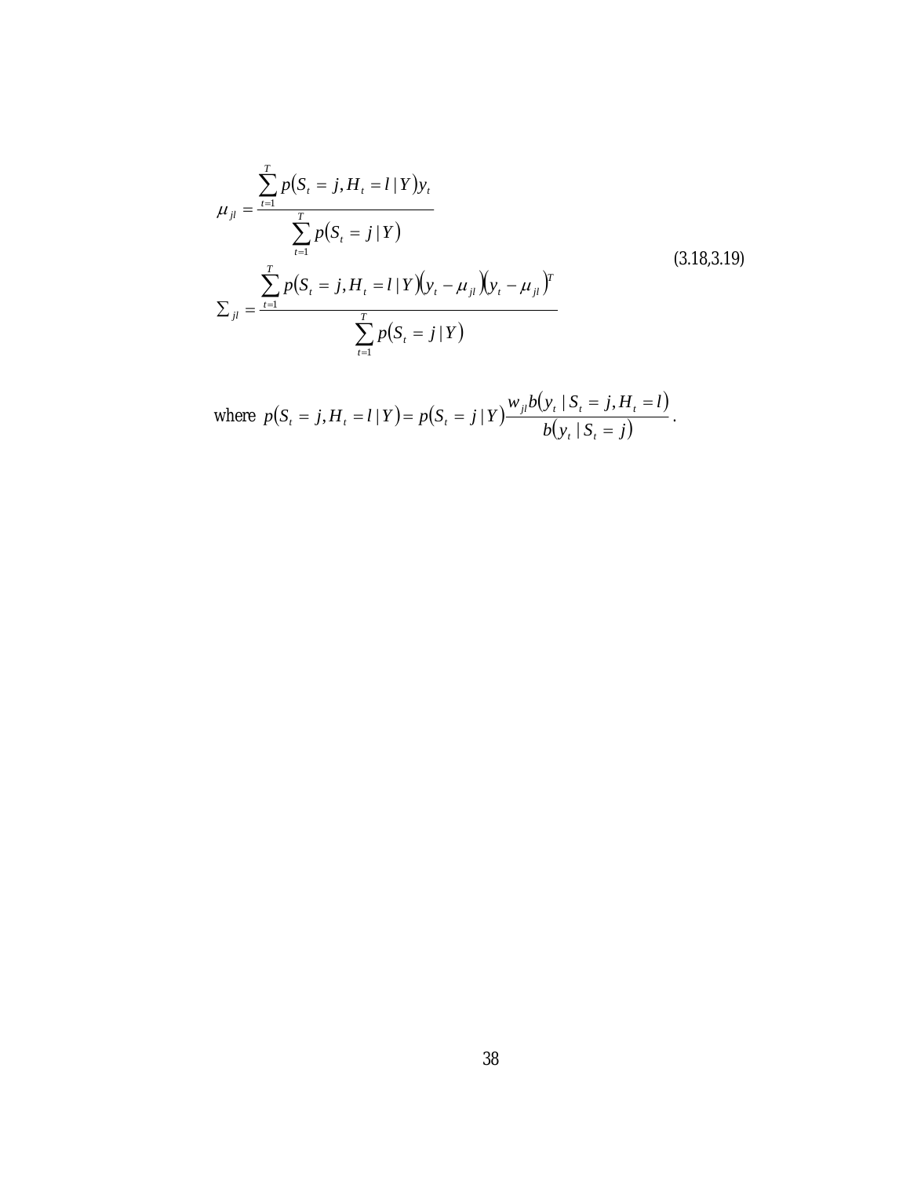$$\mu_{jl} = \frac{\sum_{t=1}^{T} p\left(S_t = j, H_t = l \mid Y\right) y_t}{\sum_{t=1}^{T} p\left(S_t = j \mid Y\right)}$$

$$\Sigma_{jl} = \frac{\sum_{t=1}^{T} p\left(S_t = j, H_t = l \mid Y\right)\left(y_t - \mu_{jl}\right)\left(y_t - \mu_{jl}\right)^T}{\sum_{t=1}^{T} p\left(S_t = j \mid Y\right)} \quad (3.18,3.19)$$

where $p\left(S_t = j, H_t = l \mid Y\right) = p\left(S_t = j \mid Y\right) \dfrac{w_{jl} b\left(y_t \mid S_t = j, H_t = l\right)}{b\left(y_t \mid S_t = j\right)}$.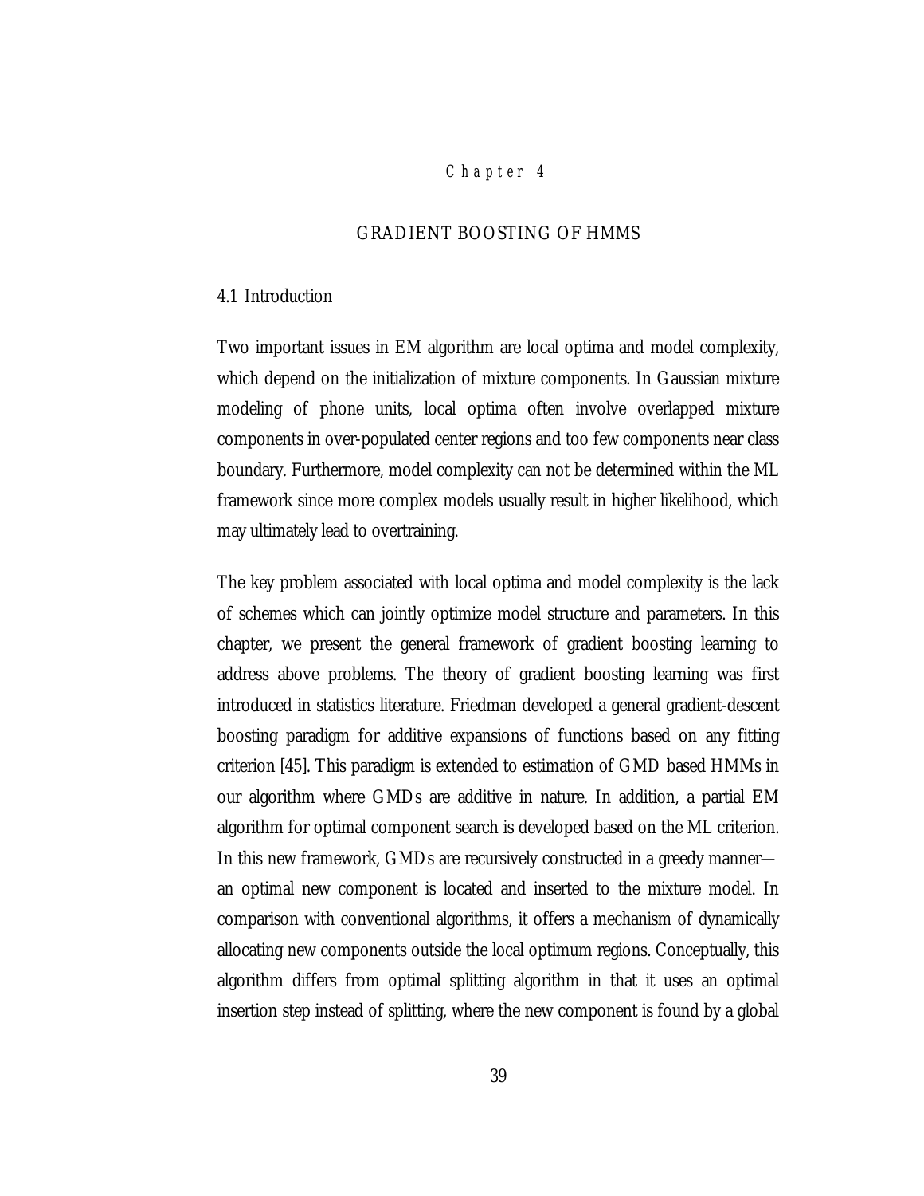# Chapter 4

# GRADIENT BOOSTING OF HMMS

## 4.1 Introduction

Two important issues in EM algorithm are local optima and model complexity, which depend on the initialization of mixture components. In Gaussian mixture modeling of phone units, local optima often involve overlapped mixture components in over-populated center regions and too few components near class boundary. Furthermore, model complexity can not be determined within the ML framework since more complex models usually result in higher likelihood, which may ultimately lead to overtraining.

The key problem associated with local optima and model complexity is the lack of schemes which can jointly optimize model structure and parameters. In this chapter, we present the general framework of gradient boosting learning to address above problems. The theory of gradient boosting learning was first introduced in statistics literature. Friedman developed a general gradient-descent boosting paradigm for additive expansions of functions based on any fitting criterion [45]. This paradigm is extended to estimation of GMD based HMMs in our algorithm where GMDs are additive in nature. In addition, a partial EM algorithm for optimal component search is developed based on the ML criterion. In this new framework, GMDs are recursively constructed in a greedy manner— an optimal new component is located and inserted to the mixture model. In comparison with conventional algorithms, it offers a mechanism of dynamically allocating new components outside the local optimum regions. Conceptually, this algorithm differs from optimal splitting algorithm in that it uses an optimal insertion step instead of splitting, where the new component is found by a global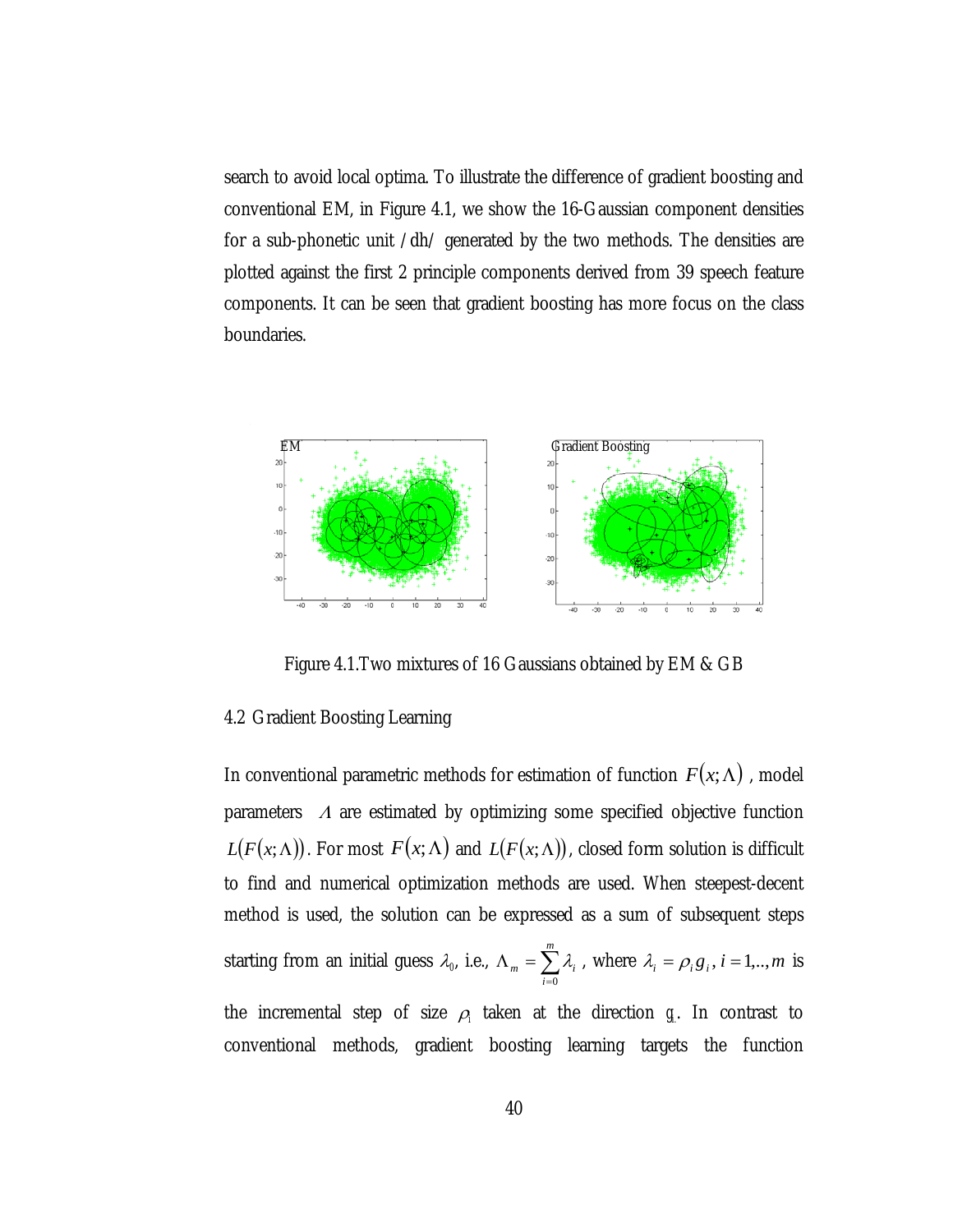search to avoid local optima. To illustrate the difference of gradient boosting and conventional EM, in Figure 4.1, we show the 16-Gaussian component densities for a sub-phonetic unit /dh/ generated by the two methods. The densities are plotted against the first 2 principle components derived from 39 speech feature components. It can be seen that gradient boosting has more focus on the class boundaries.

Figure 4.1.Two mixtures of 16 Gaussians obtained by EM & GB

## 4.2 Gradient Boosting Learning

In conventional parametric methods for estimation of function $F(x;\Lambda)$, model parameters $\Lambda$ are estimated by optimizing some specified objective function $L(F(x;\Lambda))$. For most $F(x;\Lambda)$ and $L(F(x;\Lambda))$, closed form solution is difficult to find and numerical optimization methods are used. When steepest-decent method is used, the solution can be expressed as a sum of subsequent steps starting from an initial guess $\lambda_0$, i.e., $\Lambda_m = \sum_{i=0}^{m} \lambda_i$, where $\lambda_i = \rho_i g_i, i = 1,..,m$ is the incremental step of size $\rho_i$ taken at the direction $g_i$. In contrast to conventional methods, gradient boosting learning targets the function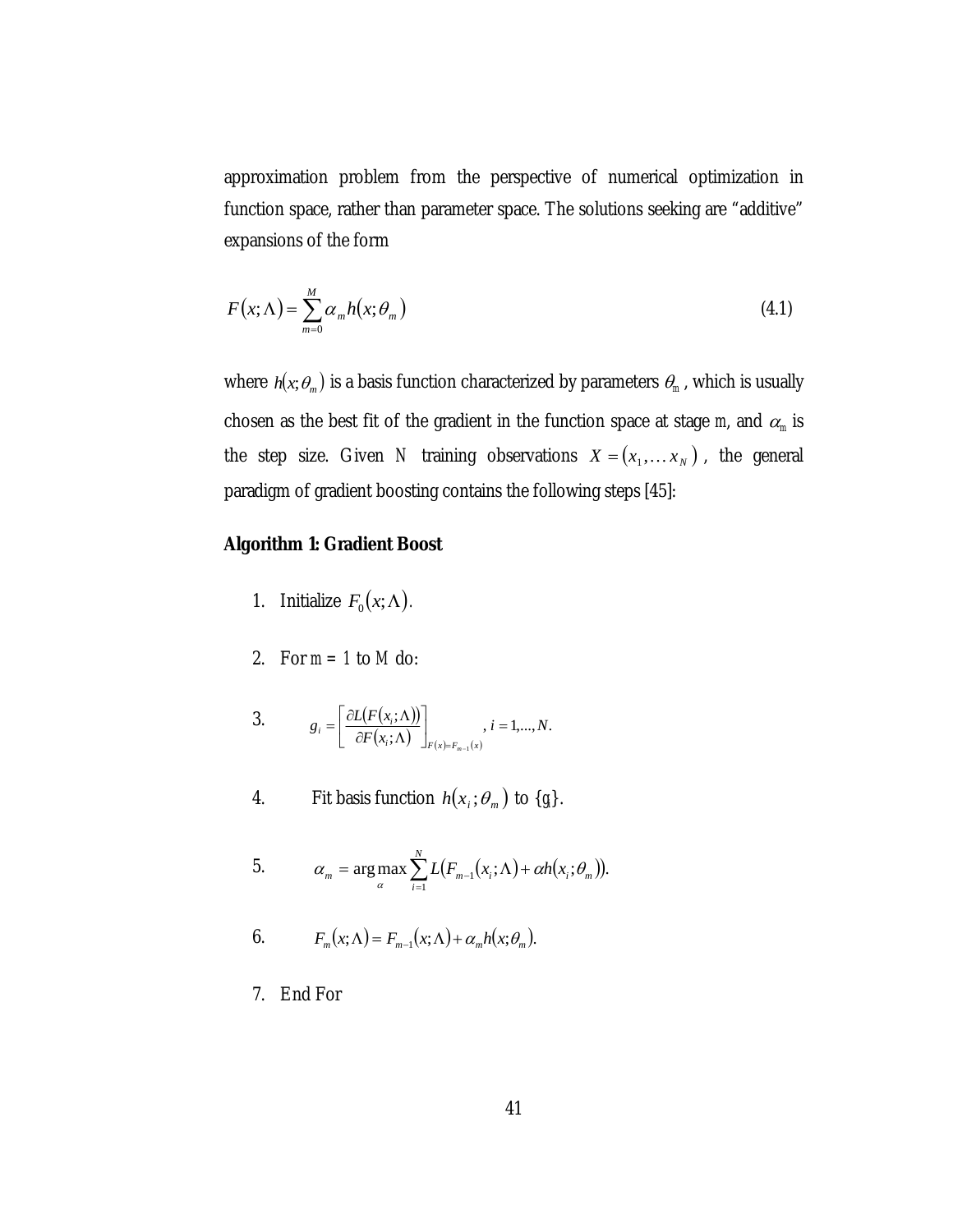approximation problem from the perspective of numerical optimization in function space, rather than parameter space. The solutions seeking are "additive" expansions of the form

$$F(x;\Lambda) = \sum_{m=0}^{M} \alpha_m h(x;\theta_m) \tag{4.1}$$

where $h(x;\theta_m)$ is a basis function characterized by parameters $\theta_m$, which is usually chosen as the best fit of the gradient in the function space at stage $m$, and $\alpha_m$ is the step size. Given $N$ training observations $X = (x_1, \ldots x_N)$, the general paradigm of gradient boosting contains the following steps [45]:

**Algorithm 1: Gradient Boost**

1. Initialize $F_0(x;\Lambda)$.
2. For $m = 1$ to $M$ do:
3. $\quad g_i = \left[ \dfrac{\partial L(F(x_i;\Lambda))}{\partial F(x_i;\Lambda)} \right]_{F(x)=F_{m-1}(x)}, \; i = 1,\ldots,N.$
4. $\quad$ Fit basis function $h(x_i;\theta_m)$ to $\{g_i\}$.
5. $\quad \alpha_m = \arg\max_{\alpha} \sum_{i=1}^{N} L(F_{m-1}(x_i;\Lambda) + \alpha h(x_i;\theta_m)).$
6. $\quad F_m(x;\Lambda) = F_{m-1}(x;\Lambda) + \alpha_m h(x;\theta_m).$
7. End For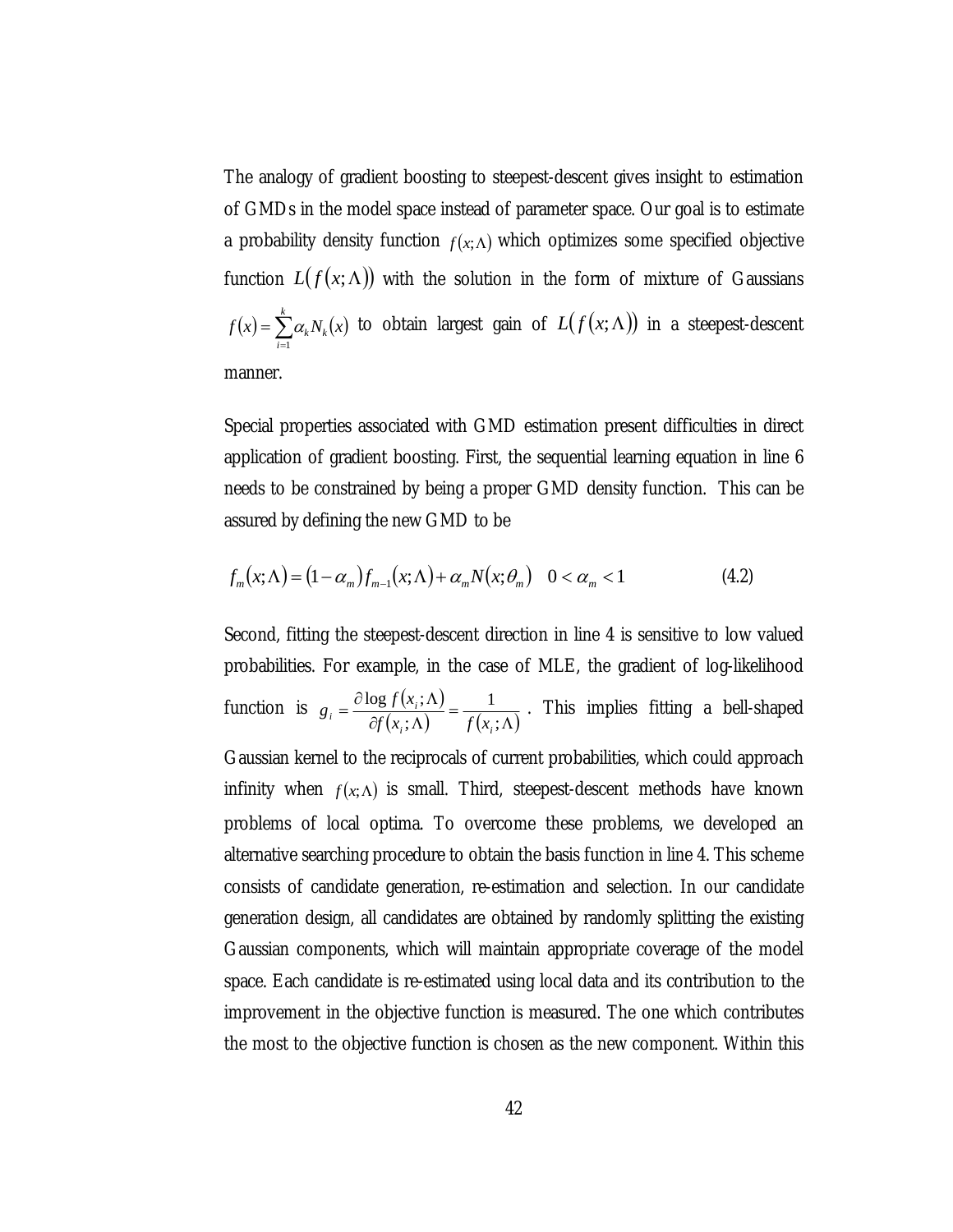The analogy of gradient boosting to steepest-descent gives insight to estimation of GMDs in the model space instead of parameter space. Our goal is to estimate a probability density function $f(x;\Lambda)$ which optimizes some specified objective function $L\left(f(x;\Lambda)\right)$ with the solution in the form of mixture of Gaussians $f(x)=\sum_{i=1}^{k}\alpha_k N_k(x)$ to obtain largest gain of $L\left(f(x;\Lambda)\right)$ in a steepest-descent manner.

Special properties associated with GMD estimation present difficulties in direct application of gradient boosting. First, the sequential learning equation in line 6 needs to be constrained by being a proper GMD density function. This can be assured by defining the new GMD to be

$$f_m(x;\Lambda)=(1-\alpha_m)f_{m-1}(x;\Lambda)+\alpha_m N(x;\theta_m) \quad 0<\alpha_m<1 \tag{4.2}$$

Second, fitting the steepest-descent direction in line 4 is sensitive to low valued probabilities. For example, in the case of MLE, the gradient of log-likelihood function is $g_i=\frac{\partial \log f(x_i;\Lambda)}{\partial f(x_i;\Lambda)}=\frac{1}{f(x_i;\Lambda)}$. This implies fitting a bell-shaped Gaussian kernel to the reciprocals of current probabilities, which could approach infinity when $f(x;\Lambda)$ is small. Third, steepest-descent methods have known problems of local optima. To overcome these problems, we developed an alternative searching procedure to obtain the basis function in line 4. This scheme consists of candidate generation, re-estimation and selection. In our candidate generation design, all candidates are obtained by randomly splitting the existing Gaussian components, which will maintain appropriate coverage of the model space. Each candidate is re-estimated using local data and its contribution to the improvement in the objective function is measured. The one which contributes the most to the objective function is chosen as the new component. Within this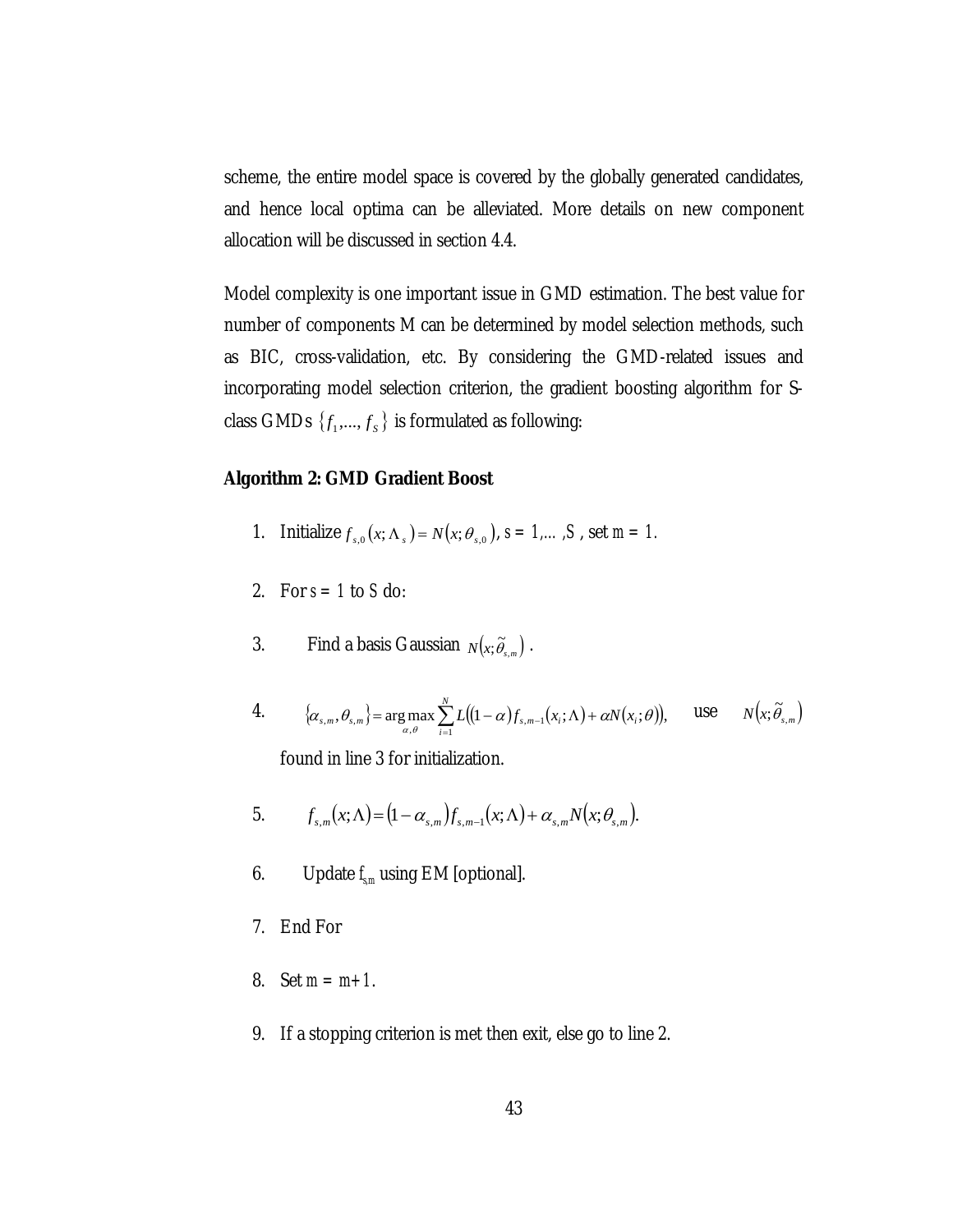scheme, the entire model space is covered by the globally generated candidates, and hence local optima can be alleviated. More details on new component allocation will be discussed in section 4.4.

Model complexity is one important issue in GMD estimation. The best value for number of components M can be determined by model selection methods, such as BIC, cross-validation, etc. By considering the GMD-related issues and incorporating model selection criterion, the gradient boosting algorithm for S-class GMDs $\{f_1,..., f_S\}$ is formulated as following:

**Algorithm 2: GMD Gradient Boost**

1. Initialize $f_{s,0}(x;\Lambda_s) = N(x;\theta_{s,0})$, $s = 1,\ldots,S$, set $m = 1$.
2. For $s = 1$ to $S$ do:
3. Find a basis Gaussian $N(x;\tilde{\theta}_{s,m})$.
4. $\{\alpha_{s,m}, \theta_{s,m}\} = \arg\max_{\alpha,\theta} \sum_{i=1}^{N} L((1-\alpha) f_{s,m-1}(x_i;\Lambda) + \alpha N(x_i;\theta))$, use $N(x;\tilde{\theta}_{s,m})$ found in line 3 for initialization.
5. $f_{s,m}(x;\Lambda) = (1-\alpha_{s,m}) f_{s,m-1}(x;\Lambda) + \alpha_{s,m} N(x;\theta_{s,m})$.
6. Update $f_{s,m}$ using EM [optional].
7. End For
8. Set $m = m+1$.
9. If a stopping criterion is met then exit, else go to line 2.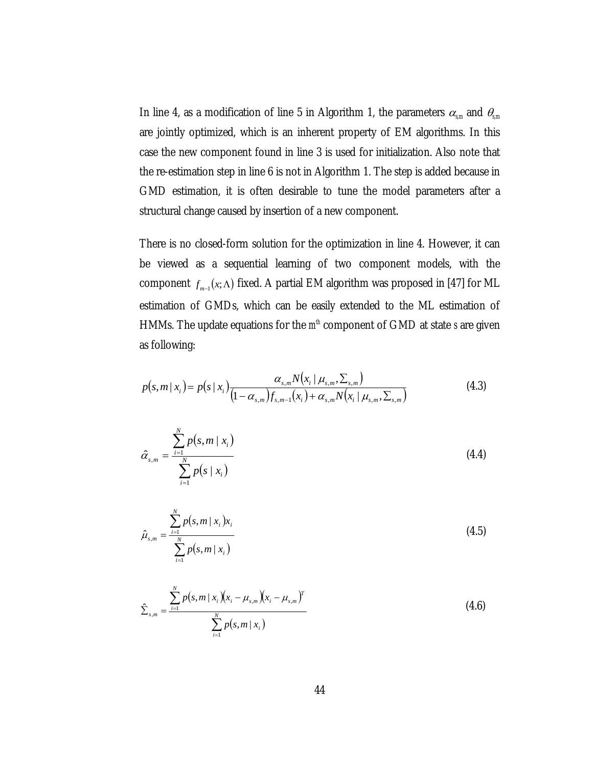In line 4, as a modification of line 5 in Algorithm 1, the parameters $\alpha_{s,m}$ and $\theta_{s,m}$ are jointly optimized, which is an inherent property of EM algorithms. In this case the new component found in line 3 is used for initialization. Also note that the re-estimation step in line 6 is not in Algorithm 1. The step is added because in GMD estimation, it is often desirable to tune the model parameters after a structural change caused by insertion of a new component.

There is no closed-form solution for the optimization in line 4. However, it can be viewed as a sequential learning of two component models, with the component $f_{m-1}(x;\Lambda)$ fixed. A partial EM algorithm was proposed in [47] for ML estimation of GMDs, which can be easily extended to the ML estimation of HMMs. The update equations for the $m^{th}$ component of GMD at state $s$ are given as following:

$$p(s,m \mid x_i) = p(s \mid x_i)\frac{\alpha_{s,m} N(x_i \mid \mu_{s,m}, \Sigma_{s,m})}{(1-\alpha_{s,m}) f_{s,m-1}(x_i) + \alpha_{s,m} N(x_i \mid \mu_{s,m}, \Sigma_{s,m})} \tag{4.3}$$

$$\hat{\alpha}_{s,m} = \frac{\sum_{i=1}^{N} p(s,m \mid x_i)}{\sum_{i=1}^{N} p(s \mid x_i)} \tag{4.4}$$

$$\hat{\mu}_{s,m} = \frac{\sum_{i=1}^{N} p(s,m \mid x_i) x_i}{\sum_{i=1}^{N} p(s,m \mid x_i)} \tag{4.5}$$

$$\hat{\Sigma}_{s,m} = \frac{\sum_{i=1}^{N} p(s,m \mid x_i)(x_i - \mu_{s,m})(x_i - \mu_{s,m})^T}{\sum_{i=1}^{N} p(s,m \mid x_i)} \tag{4.6}$$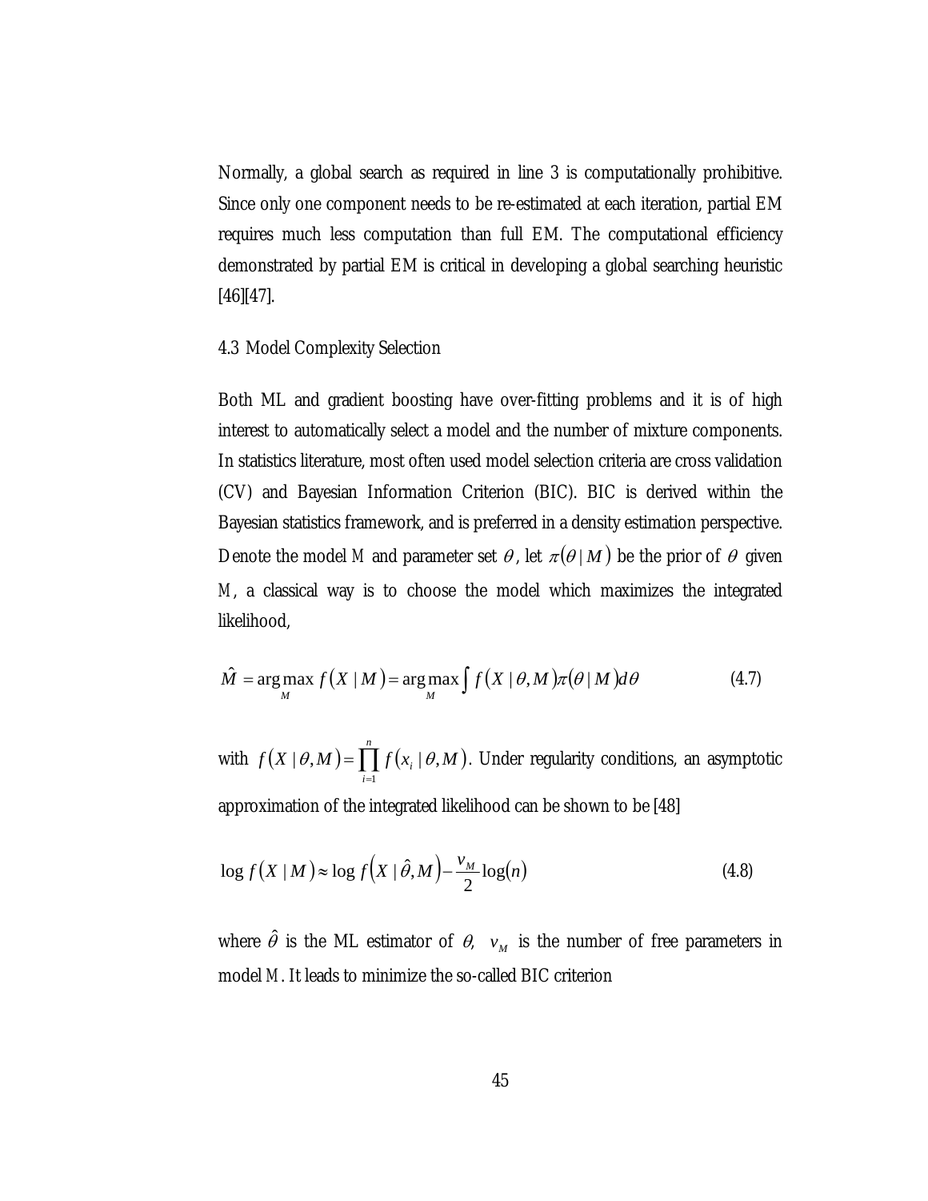Normally, a global search as required in line 3 is computationally prohibitive. Since only one component needs to be re-estimated at each iteration, partial EM requires much less computation than full EM. The computational efficiency demonstrated by partial EM is critical in developing a global searching heuristic [46][47].

## 4.3 Model Complexity Selection

Both ML and gradient boosting have over-fitting problems and it is of high interest to automatically select a model and the number of mixture components. In statistics literature, most often used model selection criteria are cross validation (CV) and Bayesian Information Criterion (BIC). BIC is derived within the Bayesian statistics framework, and is preferred in a density estimation perspective. Denote the model $M$ and parameter set $\theta$, let $\pi(\theta \mid M)$ be the prior of $\theta$ given $M$, a classical way is to choose the model which maximizes the integrated likelihood,

$$\hat{M} = \arg\max_{M} f(X \mid M) = \arg\max_{M} \int f(X \mid \theta, M)\pi(\theta \mid M)d\theta \tag{4.7}$$

with $f(X \mid \theta, M) = \prod_{i=1}^{n} f(x_i \mid \theta, M)$. Under regularity conditions, an asymptotic approximation of the integrated likelihood can be shown to be [48]

$$\log f(X \mid M) \approx \log f(X \mid \hat{\theta}, M) - \frac{v_M}{2}\log(n) \tag{4.8}$$

where $\hat{\theta}$ is the ML estimator of $\theta$, $v_M$ is the number of free parameters in model $M$. It leads to minimize the so-called BIC criterion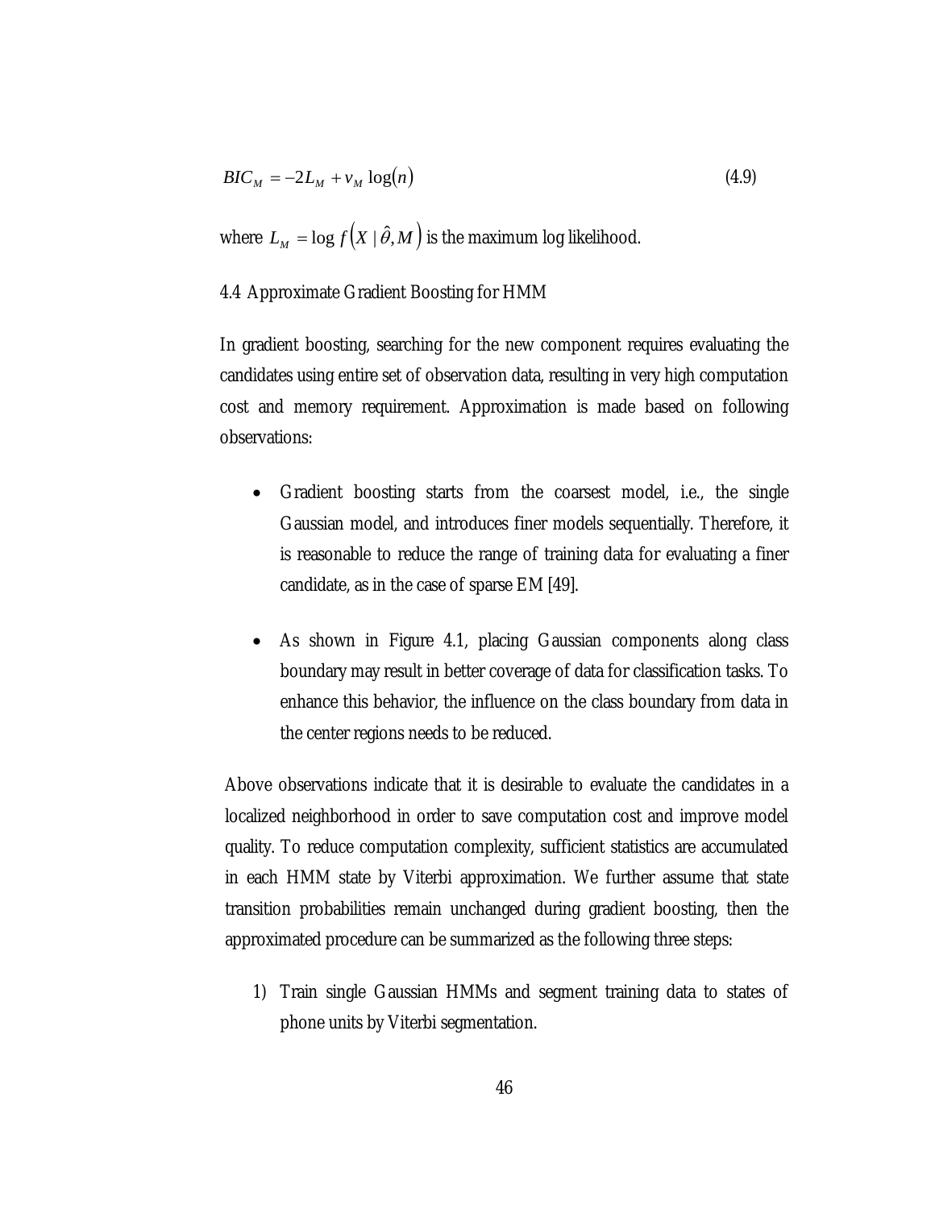$$BIC_M = -2L_M + v_M \log(n) \tag{4.9}$$

where $L_M = \log f\left(X \mid \hat{\theta}, M\right)$ is the maximum log likelihood.

## 4.4 Approximate Gradient Boosting for HMM

In gradient boosting, searching for the new component requires evaluating the candidates using entire set of observation data, resulting in very high computation cost and memory requirement. Approximation is made based on following observations:

- Gradient boosting starts from the coarsest model, i.e., the single Gaussian model, and introduces finer models sequentially. Therefore, it is reasonable to reduce the range of training data for evaluating a finer candidate, as in the case of sparse EM [49].

- As shown in Figure 4.1, placing Gaussian components along class boundary may result in better coverage of data for classification tasks. To enhance this behavior, the influence on the class boundary from data in the center regions needs to be reduced.

Above observations indicate that it is desirable to evaluate the candidates in a localized neighborhood in order to save computation cost and improve model quality. To reduce computation complexity, sufficient statistics are accumulated in each HMM state by Viterbi approximation. We further assume that state transition probabilities remain unchanged during gradient boosting, then the approximated procedure can be summarized as the following three steps:

1) Train single Gaussian HMMs and segment training data to states of phone units by Viterbi segmentation.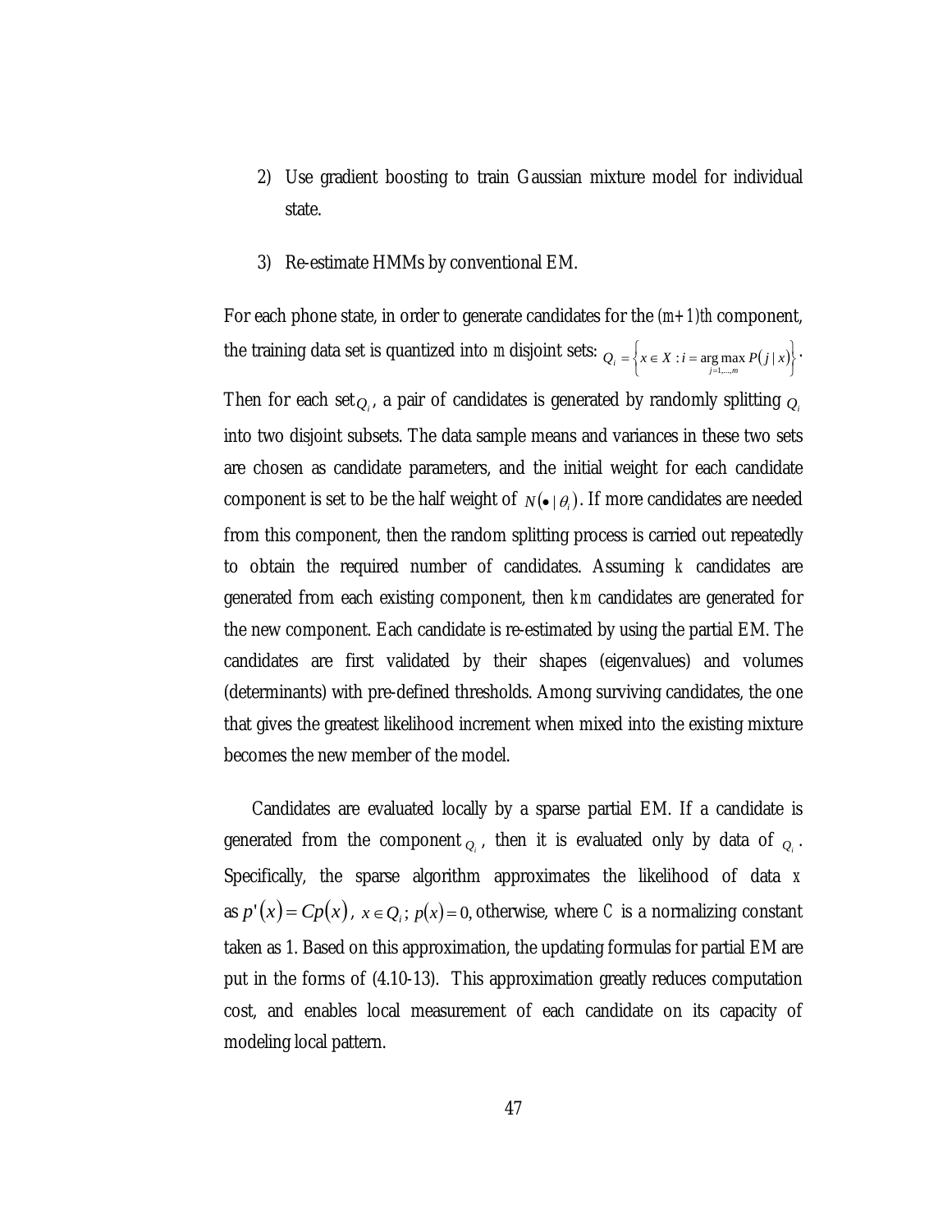2) Use gradient boosting to train Gaussian mixture model for individual state.

3) Re-estimate HMMs by conventional EM.

For each phone state, in order to generate candidates for the $(m+1)th$ component, the training data set is quantized into $m$ disjoint sets: $Q_i = \left\{ x \in X : i = \arg\max_{j=1,\ldots,m} P(j \mid x) \right\}$.

Then for each set $Q_i$, a pair of candidates is generated by randomly splitting $Q_i$ into two disjoint subsets. The data sample means and variances in these two sets are chosen as candidate parameters, and the initial weight for each candidate component is set to be the half weight of $N(\bullet \mid \theta_i)$. If more candidates are needed from this component, then the random splitting process is carried out repeatedly to obtain the required number of candidates. Assuming $k$ candidates are generated from each existing component, then $km$ candidates are generated for the new component. Each candidate is re-estimated by using the partial EM. The candidates are first validated by their shapes (eigenvalues) and volumes (determinants) with pre-defined thresholds. Among surviving candidates, the one that gives the greatest likelihood increment when mixed into the existing mixture becomes the new member of the model.

Candidates are evaluated locally by a sparse partial EM. If a candidate is generated from the component $Q_i$, then it is evaluated only by data of $Q_i$. Specifically, the sparse algorithm approximates the likelihood of data $X$ as $p'(x) = Cp(x)$, $x \in Q_i$; $p(x) = 0$, otherwise, where $C$ is a normalizing constant taken as 1. Based on this approximation, the updating formulas for partial EM are put in the forms of (4.10-13). This approximation greatly reduces computation cost, and enables local measurement of each candidate on its capacity of modeling local pattern.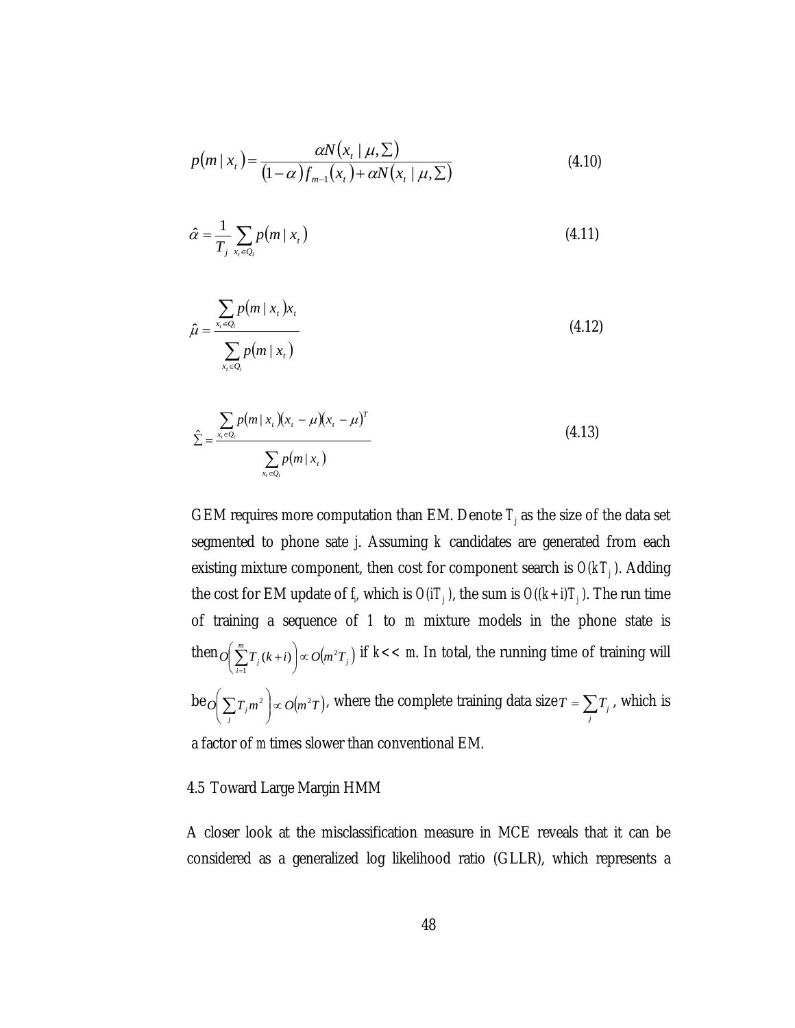$$p(m \mid x_t) = \frac{\alpha N(x_t \mid \mu, \Sigma)}{(1-\alpha) f_{m-1}(x_t) + \alpha N(x_t \mid \mu, \Sigma)} \tag{4.10}$$

$$\hat{\alpha} = \frac{1}{T_j} \sum_{x_t \in Q_i} p(m \mid x_t) \tag{4.11}$$

$$\hat{\mu} = \frac{\sum_{x_t \in Q_i} p(m \mid x_t) x_t}{\sum_{x_t \in Q_i} p(m \mid x_t)} \tag{4.12}$$

$$\hat{\Sigma} = \frac{\sum_{x_t \in Q_i} p(m \mid x_t)(x_t - \mu)(x_t - \mu)^T}{\sum_{x_t \in Q_i} p(m \mid x_t)} \tag{4.13}$$

GEM requires more computation than EM. Denote $T_j$ as the size of the data set segmented to phone sate $j$. Assuming $k$ candidates are generated from each existing mixture component, then cost for component search is $O(kT_j)$. Adding the cost for EM update of $f_i$, which is $O(iT_j)$, the sum is $O((k+i)T_j)$. The run time of training a sequence of 1 to $m$ mixture models in the phone state is then $O\left(\sum_{i=1}^{m} T_j (k+i)\right) \propto O(m^2 T_j)$ if $k << m$. In total, the running time of training will be $O\left(\sum_j T_j m^2\right) \propto O(m^2 T)$, where the complete training data size $T = \sum_j T_j$, which is a factor of $m$ times slower than conventional EM.

## 4.5 Toward Large Margin HMM

A closer look at the misclassification measure in MCE reveals that it can be considered as a generalized log likelihood ratio (GLLR), which represents a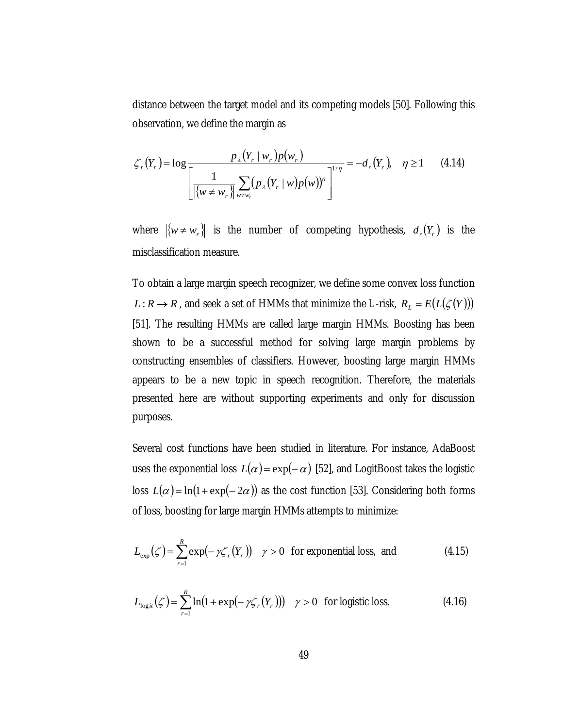distance between the target model and its competing models [50]. Following this observation, we define the margin as

$$\zeta_r(Y_r) = \log \frac{p_\lambda(Y_r \mid w_r)p(w_r)}{\left[\frac{1}{\left|\{w \neq w_r\}\right|}\sum_{w \neq w_r}\left(p_\lambda(Y_r \mid w)p(w)\right)^\eta\right]^{1/\eta}} = -d_r(Y_r), \quad \eta \geq 1 \qquad (4.14)$$

where $\left|\{w \neq w_r\}\right|$ is the number of competing hypothesis, $d_r(Y_r)$ is the misclassification measure.

To obtain a large margin speech recognizer, we define some convex loss function $L: R \rightarrow R$, and seek a set of HMMs that minimize the L-risk, $R_L = E(L(\zeta(Y)))$ [51]. The resulting HMMs are called large margin HMMs. Boosting has been shown to be a successful method for solving large margin problems by constructing ensembles of classifiers. However, boosting large margin HMMs appears to be a new topic in speech recognition. Therefore, the materials presented here are without supporting experiments and only for discussion purposes.

Several cost functions have been studied in literature. For instance, AdaBoost uses the exponential loss $L(\alpha) = \exp(-\alpha)$ [52], and LogitBoost takes the logistic loss $L(\alpha) = \ln(1 + \exp(-2\alpha))$ as the cost function [53]. Considering both forms of loss, boosting for large margin HMMs attempts to minimize:

$$L_{\exp}(\zeta) = \sum_{r=1}^{R} \exp(-\gamma\zeta_r(Y_r)) \quad \gamma > 0 \ \text{ for exponential loss, and} \qquad (4.15)$$

$$L_{\log it}(\zeta) = \sum_{r=1}^{R} \ln(1 + \exp(-\gamma\zeta_r(Y_r))) \quad \gamma > 0 \ \text{ for logistic loss.} \qquad (4.16)$$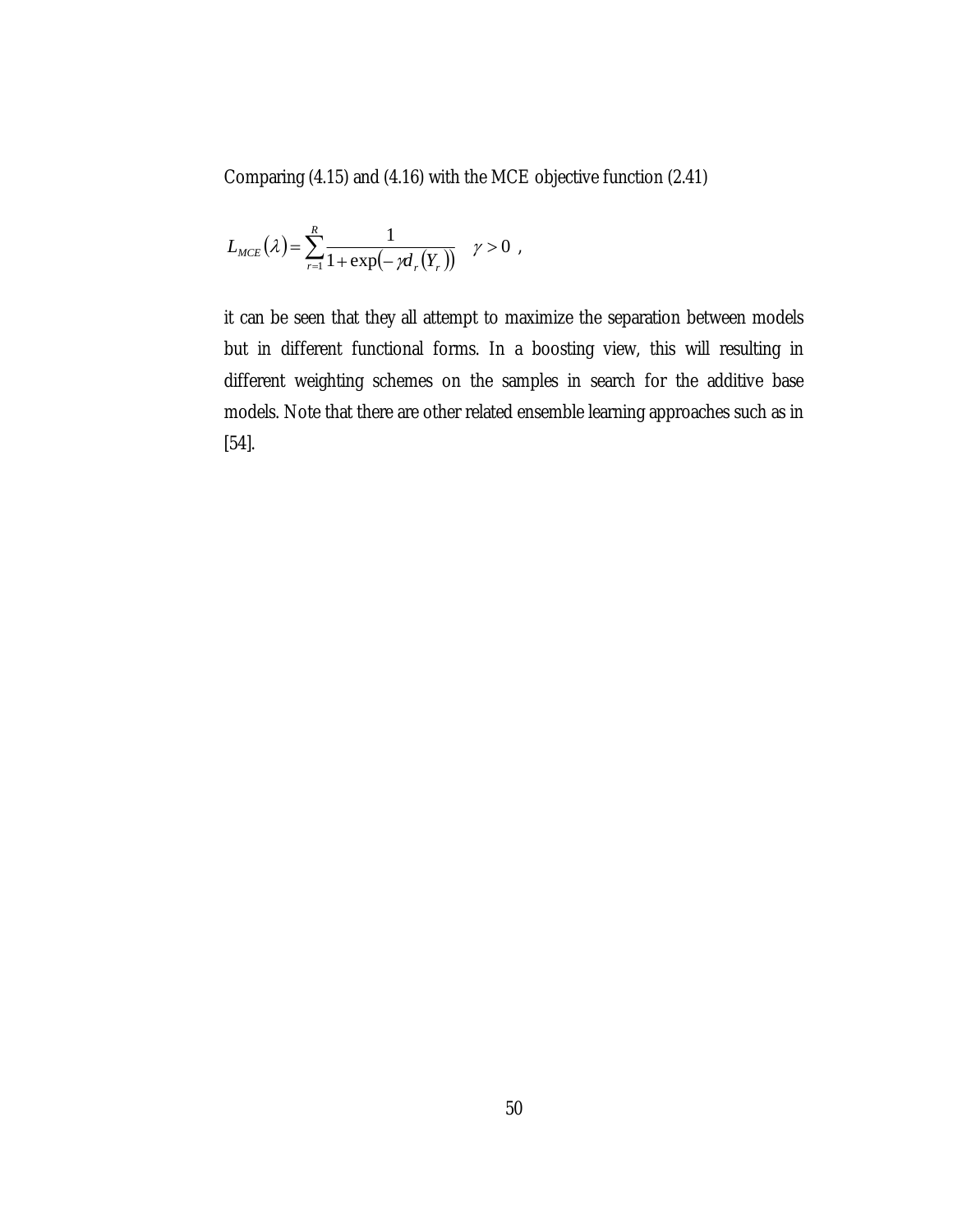Comparing (4.15) and (4.16) with the MCE objective function (2.41)

$$L_{MCE}(\lambda) = \sum_{r=1}^{R} \frac{1}{1 + \exp(-\gamma d_r(Y_r))} \quad \gamma > 0 \ ,$$

it can be seen that they all attempt to maximize the separation between models but in different functional forms. In a boosting view, this will resulting in different weighting schemes on the samples in search for the additive base models. Note that there are other related ensemble learning approaches such as in [54].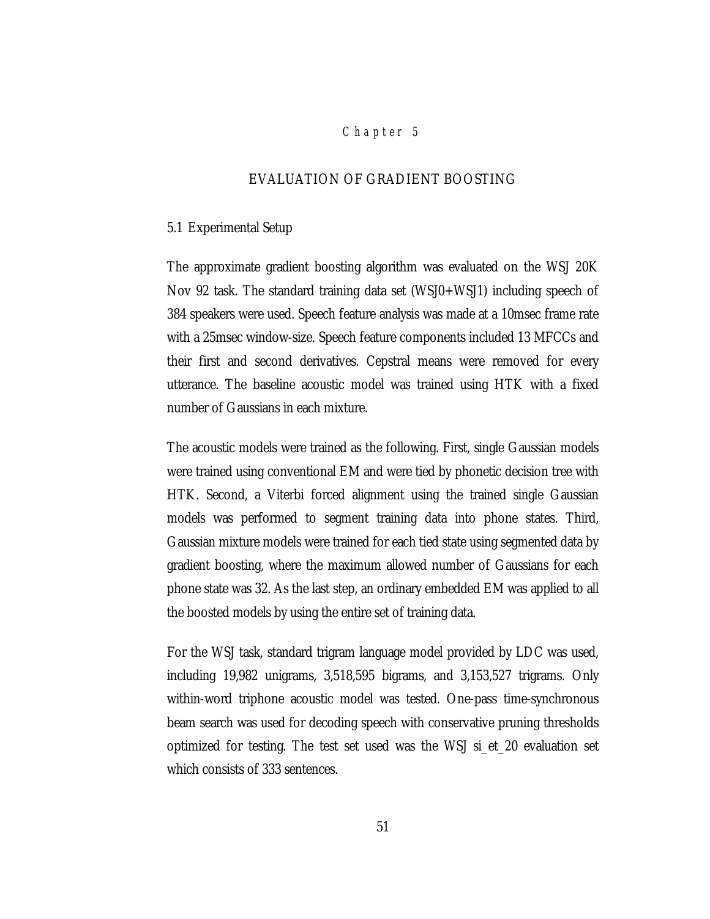# Chapter 5

## EVALUATION OF GRADIENT BOOSTING

### 5.1 Experimental Setup

The approximate gradient boosting algorithm was evaluated on the WSJ 20K Nov 92 task. The standard training data set (WSJ0+WSJ1) including speech of 384 speakers were used. Speech feature analysis was made at a 10msec frame rate with a 25msec window-size. Speech feature components included 13 MFCCs and their first and second derivatives. Cepstral means were removed for every utterance. The baseline acoustic model was trained using HTK with a fixed number of Gaussians in each mixture.

The acoustic models were trained as the following. First, single Gaussian models were trained using conventional EM and were tied by phonetic decision tree with HTK. Second, a Viterbi forced alignment using the trained single Gaussian models was performed to segment training data into phone states. Third, Gaussian mixture models were trained for each tied state using segmented data by gradient boosting, where the maximum allowed number of Gaussians for each phone state was 32. As the last step, an ordinary embedded EM was applied to all the boosted models by using the entire set of training data.

For the WSJ task, standard trigram language model provided by LDC was used, including 19,982 unigrams, 3,518,595 bigrams, and 3,153,527 trigrams. Only within-word triphone acoustic model was tested. One-pass time-synchronous beam search was used for decoding speech with conservative pruning thresholds optimized for testing. The test set used was the WSJ si_et_20 evaluation set which consists of 333 sentences.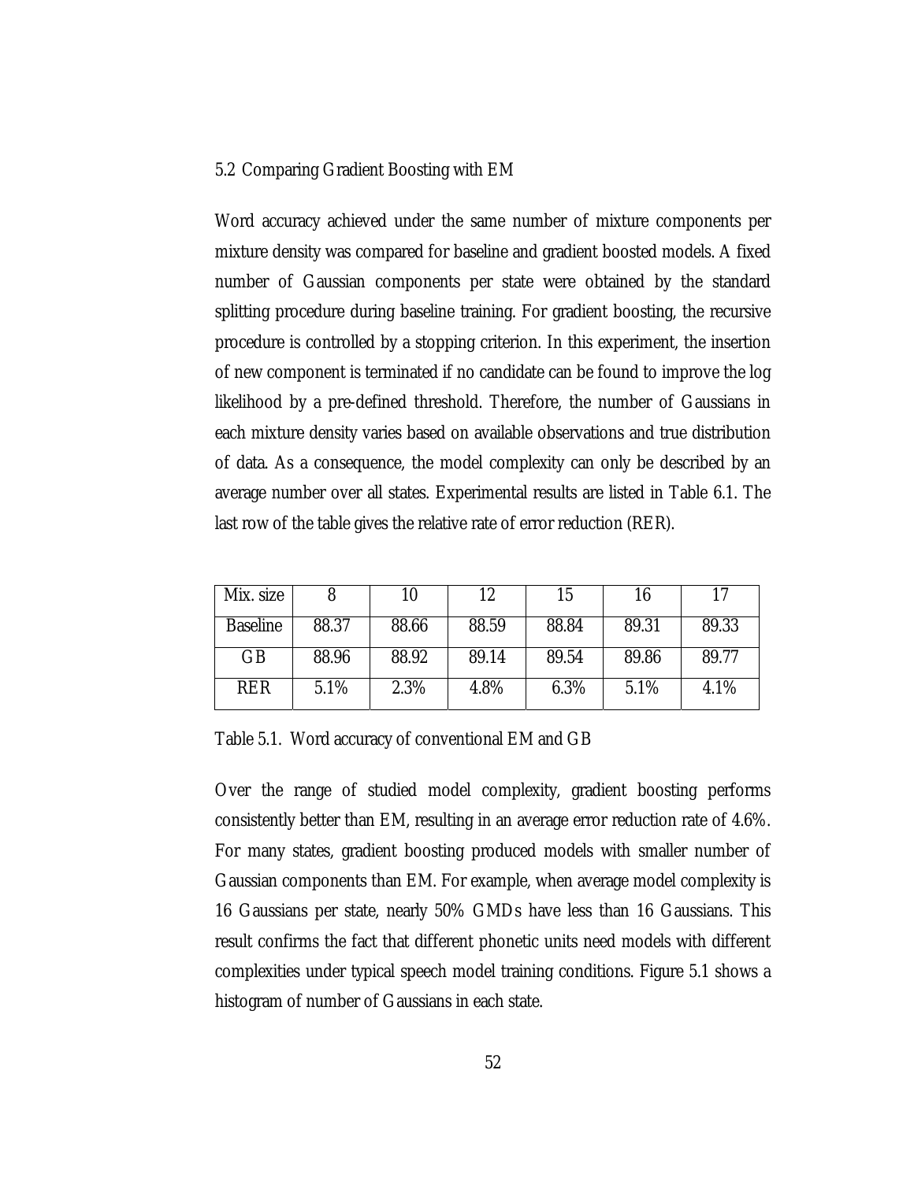## 5.2 Comparing Gradient Boosting with EM

Word accuracy achieved under the same number of mixture components per mixture density was compared for baseline and gradient boosted models. A fixed number of Gaussian components per state were obtained by the standard splitting procedure during baseline training. For gradient boosting, the recursive procedure is controlled by a stopping criterion. In this experiment, the insertion of new component is terminated if no candidate can be found to improve the log likelihood by a pre-defined threshold. Therefore, the number of Gaussians in each mixture density varies based on available observations and true distribution of data. As a consequence, the model complexity can only be described by an average number over all states. Experimental results are listed in Table 6.1. The last row of the table gives the relative rate of error reduction (RER).

| Mix. size | 8 | 10 | 12 | 15 | 16 | 17 |
|---|---|---|---|---|---|---|
| Baseline | 88.37 | 88.66 | 88.59 | 88.84 | 89.31 | 89.33 |
| GB | 88.96 | 88.92 | 89.14 | 89.54 | 89.86 | 89.77 |
| RER | 5.1% | 2.3% | 4.8% | 6.3% | 5.1% | 4.1% |

Table 5.1. Word accuracy of conventional EM and GB

Over the range of studied model complexity, gradient boosting performs consistently better than EM, resulting in an average error reduction rate of 4.6%. For many states, gradient boosting produced models with smaller number of Gaussian components than EM. For example, when average model complexity is 16 Gaussians per state, nearly 50% GMDs have less than 16 Gaussians. This result confirms the fact that different phonetic units need models with different complexities under typical speech model training conditions. Figure 5.1 shows a histogram of number of Gaussians in each state.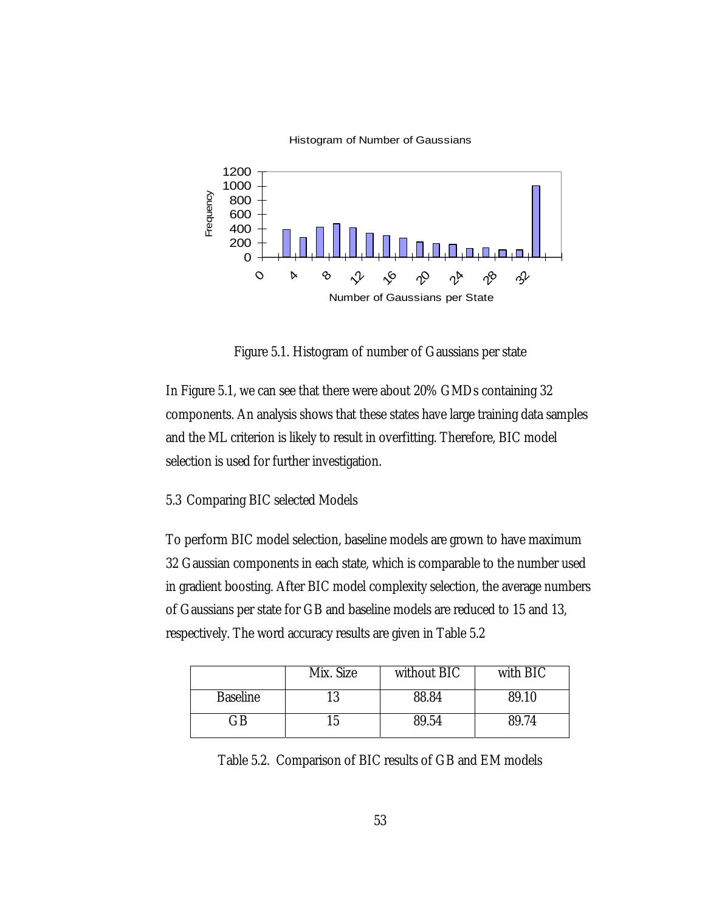Figure 5.1. Histogram of number of Gaussians per state

In Figure 5.1, we can see that there were about 20% GMDs containing 32 components. An analysis shows that these states have large training data samples and the ML criterion is likely to result in overfitting. Therefore, BIC model selection is used for further investigation.

## 5.3 Comparing BIC selected Models

To perform BIC model selection, baseline models are grown to have maximum 32 Gaussian components in each state, which is comparable to the number used in gradient boosting. After BIC model complexity selection, the average numbers of Gaussians per state for GB and baseline models are reduced to 15 and 13, respectively. The word accuracy results are given in Table 5.2

| | Mix. Size | without BIC | with BIC |
|---|---|---|---|
| Baseline | 13 | 88.84 | 89.10 |
| GB | 15 | 89.54 | 89.74 |

Table 5.2. Comparison of BIC results of GB and EM models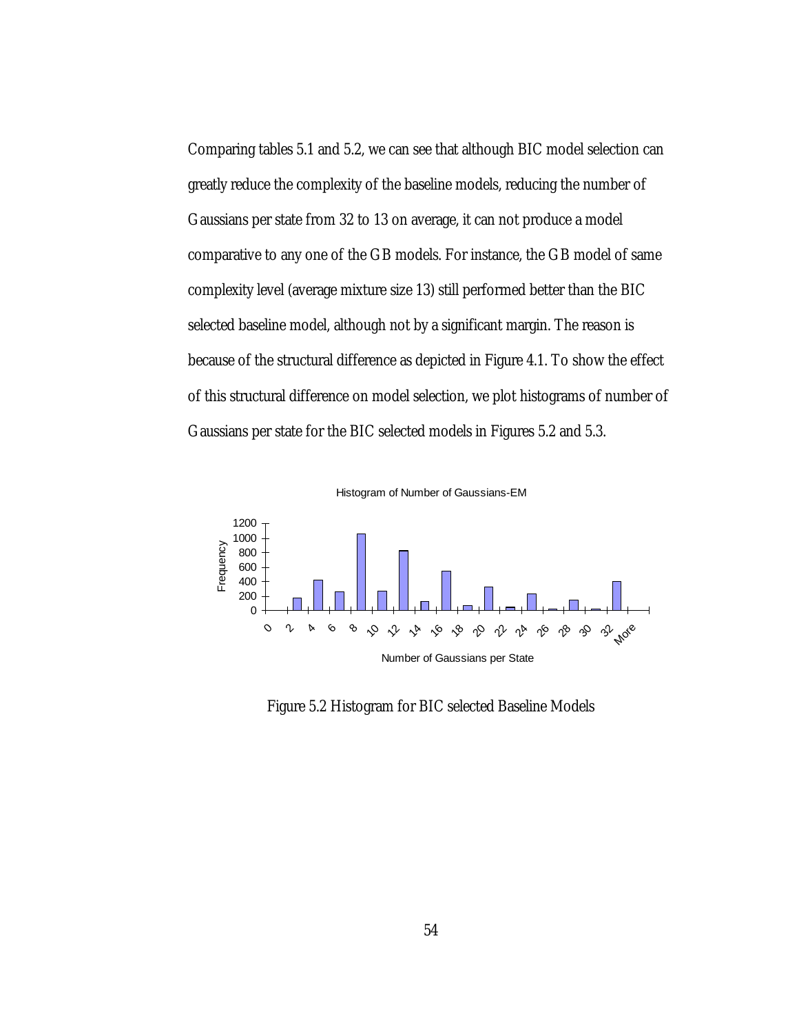Comparing tables 5.1 and 5.2, we can see that although BIC model selection can greatly reduce the complexity of the baseline models, reducing the number of Gaussians per state from 32 to 13 on average, it can not produce a model comparative to any one of the GB models. For instance, the GB model of same complexity level (average mixture size 13) still performed better than the BIC selected baseline model, although not by a significant margin. The reason is because of the structural difference as depicted in Figure 4.1. To show the effect of this structural difference on model selection, we plot histograms of number of Gaussians per state for the BIC selected models in Figures 5.2 and 5.3.

Figure 5.2 Histogram for BIC selected Baseline Models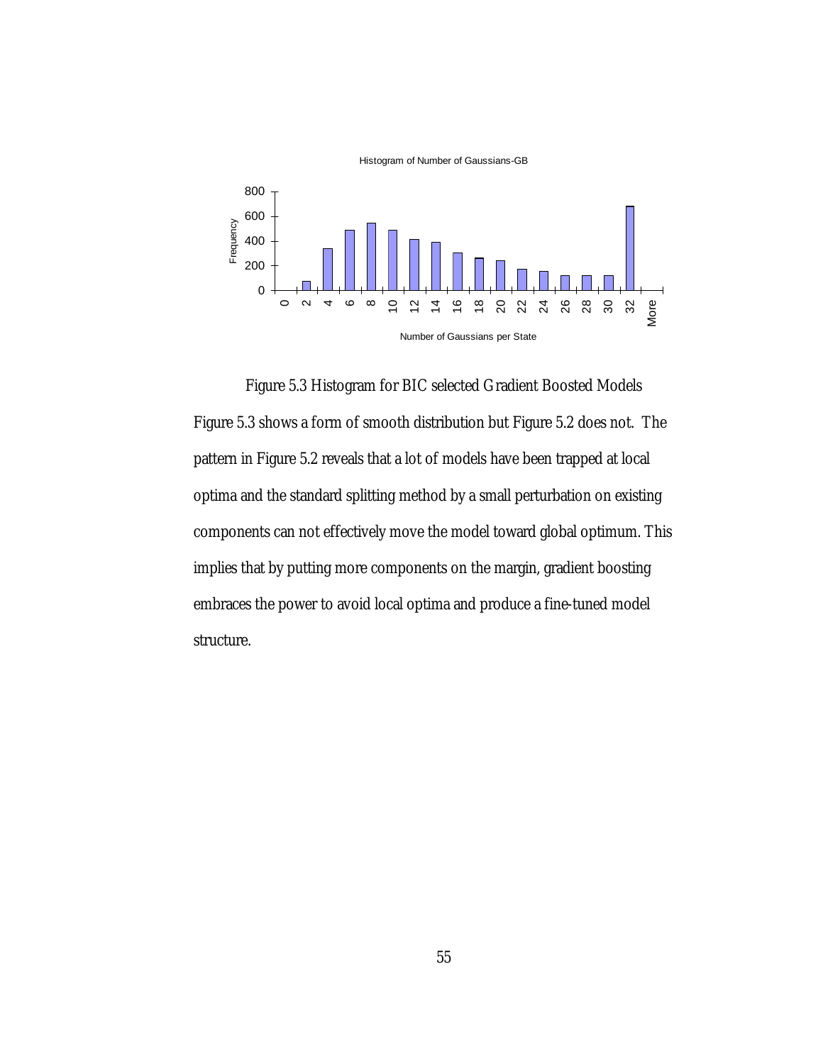Figure 5.3 Histogram for BIC selected Gradient Boosted Models

Figure 5.3 shows a form of smooth distribution but Figure 5.2 does not. The pattern in Figure 5.2 reveals that a lot of models have been trapped at local optima and the standard splitting method by a small perturbation on existing components can not effectively move the model toward global optimum. This implies that by putting more components on the margin, gradient boosting embraces the power to avoid local optima and produce a fine-tuned model structure.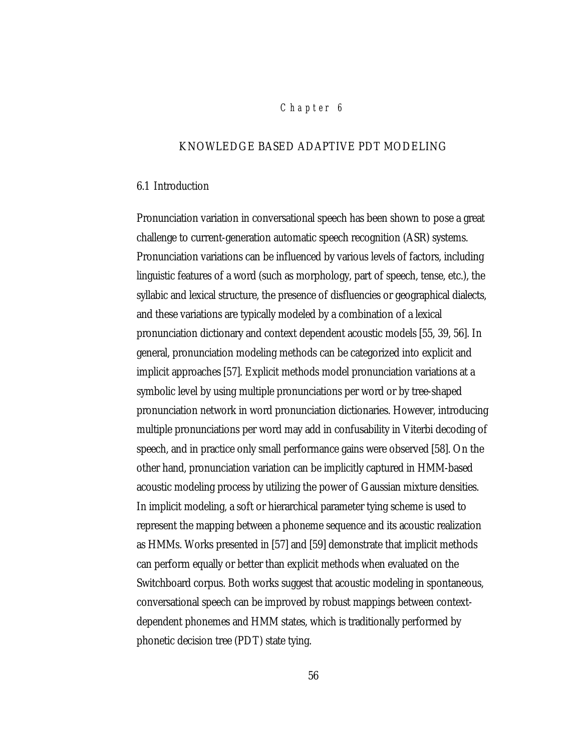# Chapter 6

## KNOWLEDGE BASED ADAPTIVE PDT MODELING

### 6.1 Introduction

Pronunciation variation in conversational speech has been shown to pose a great challenge to current-generation automatic speech recognition (ASR) systems. Pronunciation variations can be influenced by various levels of factors, including linguistic features of a word (such as morphology, part of speech, tense, etc.), the syllabic and lexical structure, the presence of disfluencies or geographical dialects, and these variations are typically modeled by a combination of a lexical pronunciation dictionary and context dependent acoustic models [55, 39, 56]. In general, pronunciation modeling methods can be categorized into explicit and implicit approaches [57]. Explicit methods model pronunciation variations at a symbolic level by using multiple pronunciations per word or by tree-shaped pronunciation network in word pronunciation dictionaries. However, introducing multiple pronunciations per word may add in confusability in Viterbi decoding of speech, and in practice only small performance gains were observed [58]. On the other hand, pronunciation variation can be implicitly captured in HMM-based acoustic modeling process by utilizing the power of Gaussian mixture densities. In implicit modeling, a soft or hierarchical parameter tying scheme is used to represent the mapping between a phoneme sequence and its acoustic realization as HMMs. Works presented in [57] and [59] demonstrate that implicit methods can perform equally or better than explicit methods when evaluated on the Switchboard corpus. Both works suggest that acoustic modeling in spontaneous, conversational speech can be improved by robust mappings between context-dependent phonemes and HMM states, which is traditionally performed by phonetic decision tree (PDT) state tying.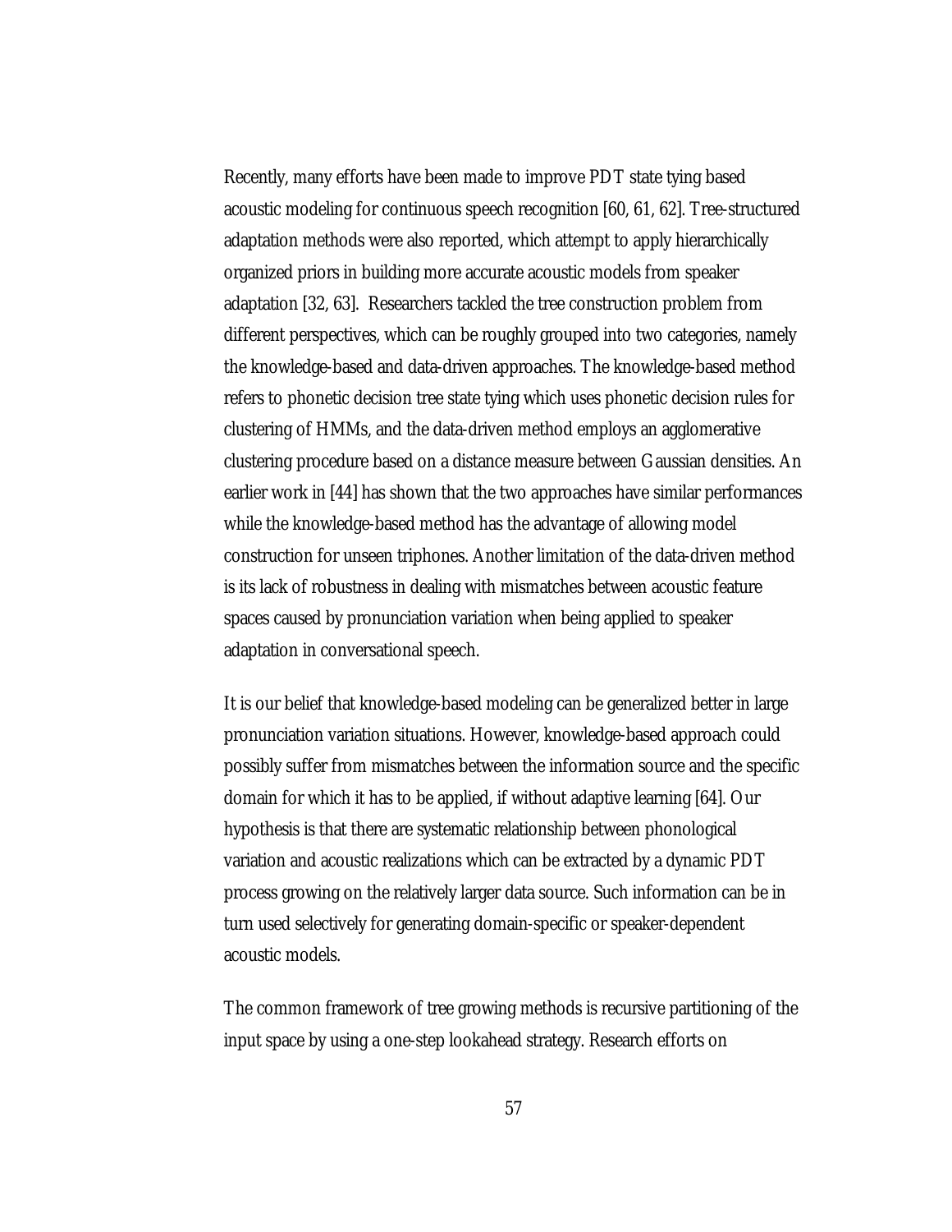Recently, many efforts have been made to improve PDT state tying based acoustic modeling for continuous speech recognition [60, 61, 62]. Tree-structured adaptation methods were also reported, which attempt to apply hierarchically organized priors in building more accurate acoustic models from speaker adaptation [32, 63]. Researchers tackled the tree construction problem from different perspectives, which can be roughly grouped into two categories, namely the knowledge-based and data-driven approaches. The knowledge-based method refers to phonetic decision tree state tying which uses phonetic decision rules for clustering of HMMs, and the data-driven method employs an agglomerative clustering procedure based on a distance measure between Gaussian densities. An earlier work in [44] has shown that the two approaches have similar performances while the knowledge-based method has the advantage of allowing model construction for unseen triphones. Another limitation of the data-driven method is its lack of robustness in dealing with mismatches between acoustic feature spaces caused by pronunciation variation when being applied to speaker adaptation in conversational speech.

It is our belief that knowledge-based modeling can be generalized better in large pronunciation variation situations. However, knowledge-based approach could possibly suffer from mismatches between the information source and the specific domain for which it has to be applied, if without adaptive learning [64]. Our hypothesis is that there are systematic relationship between phonological variation and acoustic realizations which can be extracted by a dynamic PDT process growing on the relatively larger data source. Such information can be in turn used selectively for generating domain-specific or speaker-dependent acoustic models.

The common framework of tree growing methods is recursive partitioning of the input space by using a one-step lookahead strategy. Research efforts on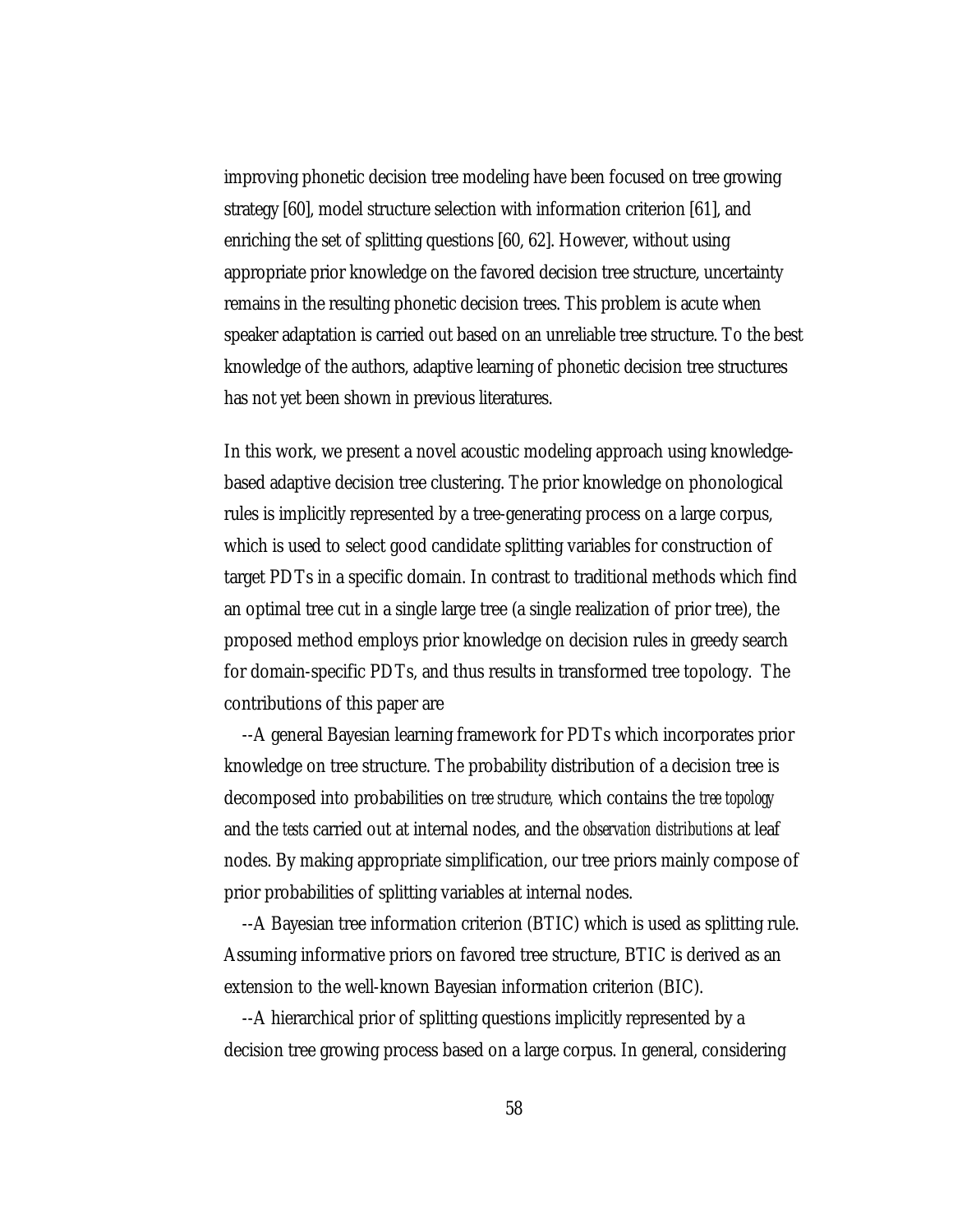improving phonetic decision tree modeling have been focused on tree growing strategy [60], model structure selection with information criterion [61], and enriching the set of splitting questions [60, 62]. However, without using appropriate prior knowledge on the favored decision tree structure, uncertainty remains in the resulting phonetic decision trees. This problem is acute when speaker adaptation is carried out based on an unreliable tree structure. To the best knowledge of the authors, adaptive learning of phonetic decision tree structures has not yet been shown in previous literatures.

In this work, we present a novel acoustic modeling approach using knowledge-based adaptive decision tree clustering. The prior knowledge on phonological rules is implicitly represented by a tree-generating process on a large corpus, which is used to select good candidate splitting variables for construction of target PDTs in a specific domain. In contrast to traditional methods which find an optimal tree cut in a single large tree (a single realization of prior tree), the proposed method employs prior knowledge on decision rules in greedy search for domain-specific PDTs, and thus results in transformed tree topology. The contributions of this paper are

--A general Bayesian learning framework for PDTs which incorporates prior knowledge on tree structure. The probability distribution of a decision tree is decomposed into probabilities on *tree structure*, which contains the *tree topology* and the *tests* carried out at internal nodes, and the *observation distributions* at leaf nodes. By making appropriate simplification, our tree priors mainly compose of prior probabilities of splitting variables at internal nodes.

--A Bayesian tree information criterion (BTIC) which is used as splitting rule. Assuming informative priors on favored tree structure, BTIC is derived as an extension to the well-known Bayesian information criterion (BIC).

--A hierarchical prior of splitting questions implicitly represented by a decision tree growing process based on a large corpus. In general, considering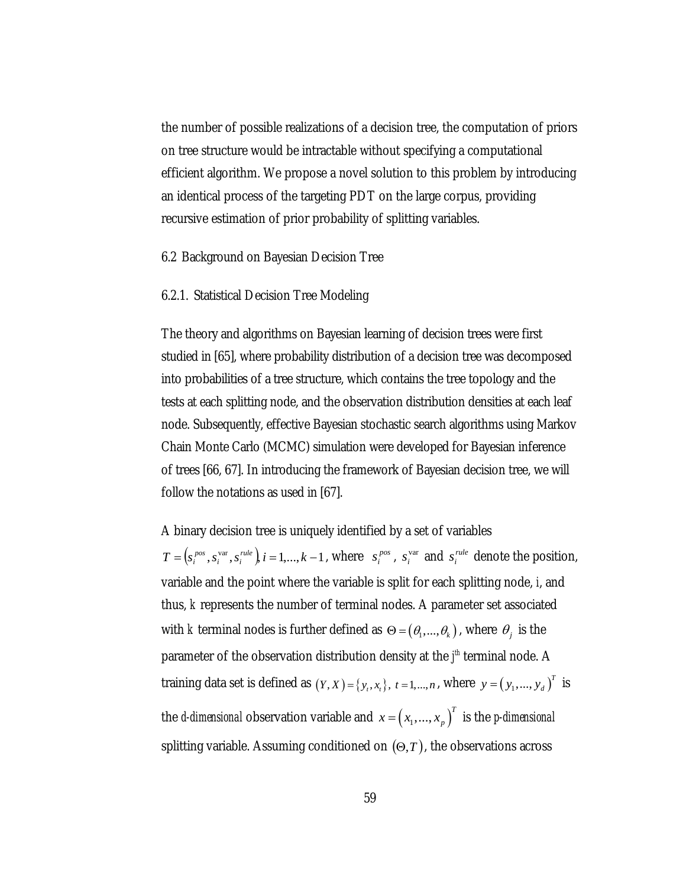the number of possible realizations of a decision tree, the computation of priors on tree structure would be intractable without specifying a computational efficient algorithm. We propose a novel solution to this problem by introducing an identical process of the targeting PDT on the large corpus, providing recursive estimation of prior probability of splitting variables.

## 6.2 Background on Bayesian Decision Tree

### 6.2.1. Statistical Decision Tree Modeling

The theory and algorithms on Bayesian learning of decision trees were first studied in [65], where probability distribution of a decision tree was decomposed into probabilities of a tree structure, which contains the tree topology and the tests at each splitting node, and the observation distribution densities at each leaf node. Subsequently, effective Bayesian stochastic search algorithms using Markov Chain Monte Carlo (MCMC) simulation were developed for Bayesian inference of trees [66, 67]. In introducing the framework of Bayesian decision tree, we will follow the notations as used in [67].

A binary decision tree is uniquely identified by a set of variables $T = \left(s_i^{pos}, s_i^{\mathrm{var}}, s_i^{rule}\right), i = 1,\ldots,k-1$, where $s_i^{pos}$, $s_i^{\mathrm{var}}$ and $s_i^{rule}$ denote the position, variable and the point where the variable is split for each splitting node, $i$, and thus, $k$ represents the number of terminal nodes. A parameter set associated with $k$ terminal nodes is further defined as $\Theta = (\theta_1,\ldots,\theta_k)$, where $\theta_j$ is the parameter of the observation distribution density at the j[th] terminal node. A training data set is defined as $(Y, X) = \{y_t, x_t\},\ t = 1,\ldots,n$, where $y = (y_1,\ldots,y_d)^T$ is the *d-dimensional* observation variable and $x = (x_1,\ldots,x_p)^T$ is the *p-dimensional* splitting variable. Assuming conditioned on $(\Theta, T)$, the observations across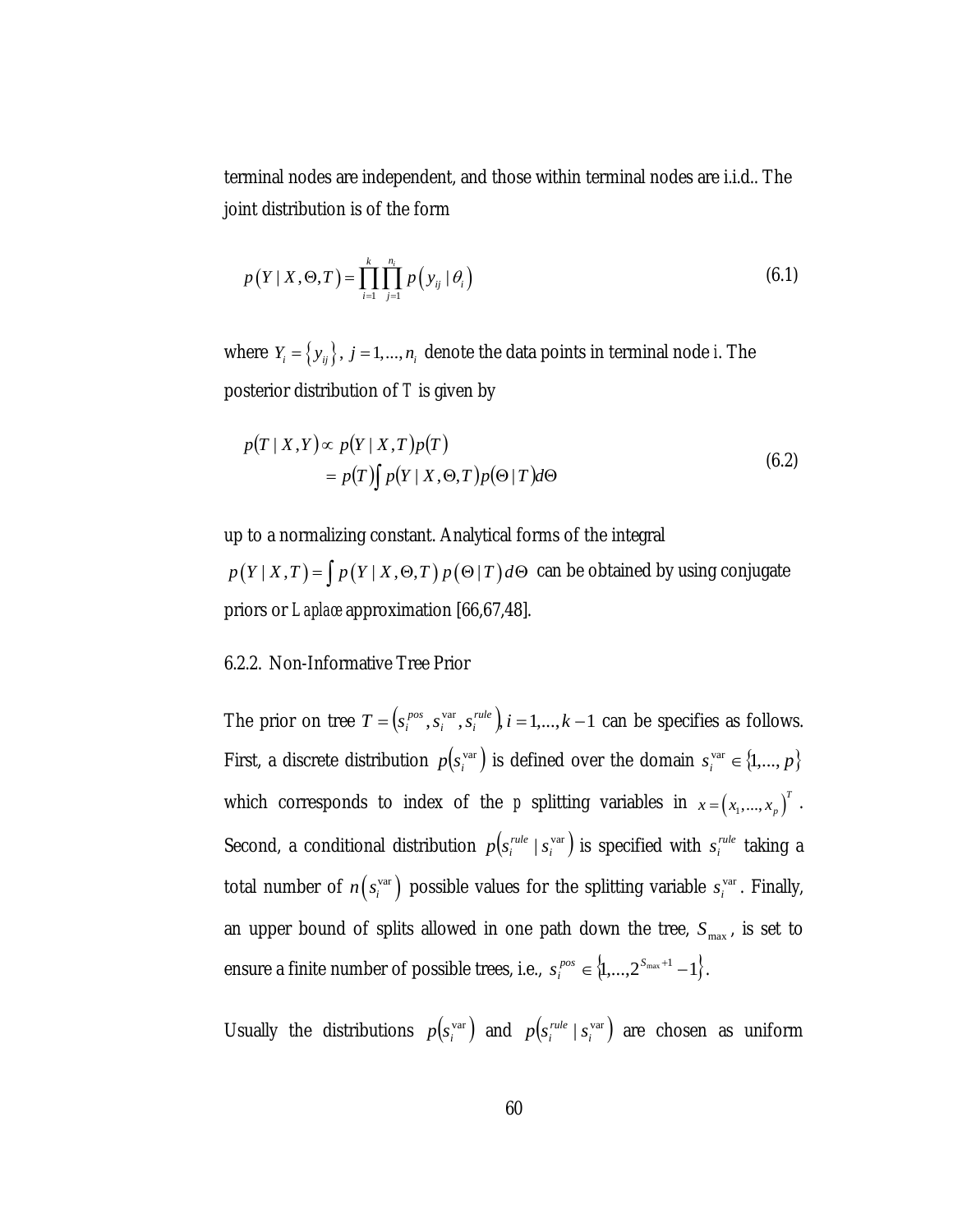terminal nodes are independent, and those within terminal nodes are i.i.d.. The joint distribution is of the form

$$p(Y \mid X, \Theta, T) = \prod_{i=1}^{k} \prod_{j=1}^{n_i} p(y_{ij} \mid \theta_i) \tag{6.1}$$

where $Y_i = \{y_{ij}\}$, $j = 1, \ldots, n_i$ denote the data points in terminal node $i$. The posterior distribution of $T$ is given by

$$\begin{aligned} p(T \mid X, Y) &\propto p(Y \mid X, T) p(T) \\ &= p(T) \int p(Y \mid X, \Theta, T) p(\Theta \mid T) d\Theta \end{aligned} \tag{6.2}$$

up to a normalizing constant. Analytical forms of the integral $p(Y \mid X, T) = \int p(Y \mid X, \Theta, T)\, p(\Theta \mid T)\, d\Theta$ can be obtained by using conjugate priors or *Laplace* approximation [66,67,48].

### 6.2.2. Non-Informative Tree Prior

The prior on tree $T = (s_i^{pos}, s_i^{\text{var}}, s_i^{rule})$, $i = 1, \ldots, k-1$ can be specifies as follows. First, a discrete distribution $p(s_i^{\text{var}})$ is defined over the domain $s_i^{\text{var}} \in \{1, \ldots, p\}$ which corresponds to index of the $p$ splitting variables in $x = (x_1, \ldots, x_p)^T$. Second, a conditional distribution $p(s_i^{rule} \mid s_i^{\text{var}})$ is specified with $s_i^{rule}$ taking a total number of $n(s_i^{\text{var}})$ possible values for the splitting variable $s_i^{\text{var}}$. Finally, an upper bound of splits allowed in one path down the tree, $S_{\max}$, is set to ensure a finite number of possible trees, i.e., $s_i^{pos} \in \{1, \ldots, 2^{S_{\max}+1} - 1\}$.

Usually the distributions $p(s_i^{\text{var}})$ and $p(s_i^{rule} \mid s_i^{\text{var}})$ are chosen as uniform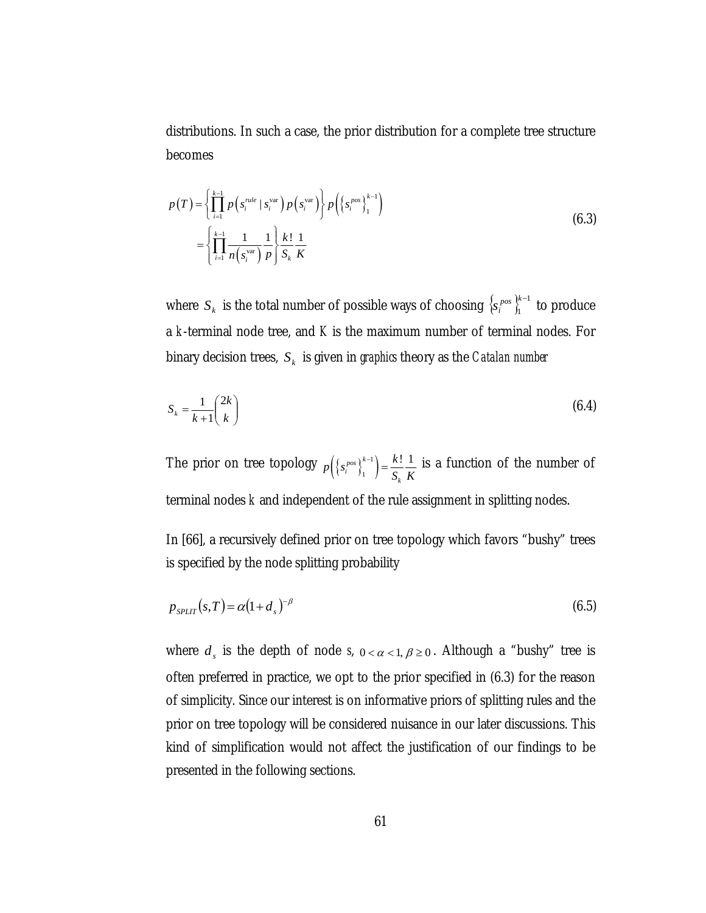distributions. In such a case, the prior distribution for a complete tree structure becomes

$$
\begin{aligned}
p(T) &= \left\{ \prod_{i=1}^{k-1} p\left(s_i^{rule} \mid s_i^{\text{var}}\right) p\left(s_i^{\text{var}}\right) \right\} p\left(\left\{s_i^{pos}\right\}_1^{k-1}\right) \\
&= \left\{ \prod_{i=1}^{k-1} \frac{1}{n\left(s_i^{\text{var}}\right)} \frac{1}{p} \right\} \frac{k!}{S_k} \frac{1}{K}
\end{aligned}
\tag{6.3}
$$

where $S_k$ is the total number of possible ways of choosing $\left\{s_i^{pos}\right\}_1^{k-1}$ to produce a $k$-terminal node tree, and $K$ is the maximum number of terminal nodes. For binary decision trees, $S_k$ is given in *graphics* theory as the *Catalan number*

$$
S_k = \frac{1}{k+1} \binom{2k}{k}
\tag{6.4}
$$

The prior on tree topology $p\left(\left\{s_i^{pos}\right\}_1^{k-1}\right) = \frac{k!}{S_k} \frac{1}{K}$ is a function of the number of terminal nodes $k$ and independent of the rule assignment in splitting nodes.

In [66], a recursively defined prior on tree topology which favors "bushy" trees is specified by the node splitting probability

$$
p_{SPLIT}(s,T) = \alpha(1+d_s)^{-\beta}
\tag{6.5}
$$

where $d_s$ is the depth of node $s$, $0 < \alpha < 1, \beta \geq 0$. Although a "bushy" tree is often preferred in practice, we opt to the prior specified in (6.3) for the reason of simplicity. Since our interest is on informative priors of splitting rules and the prior on tree topology will be considered nuisance in our later discussions. This kind of simplification would not affect the justification of our findings to be presented in the following sections.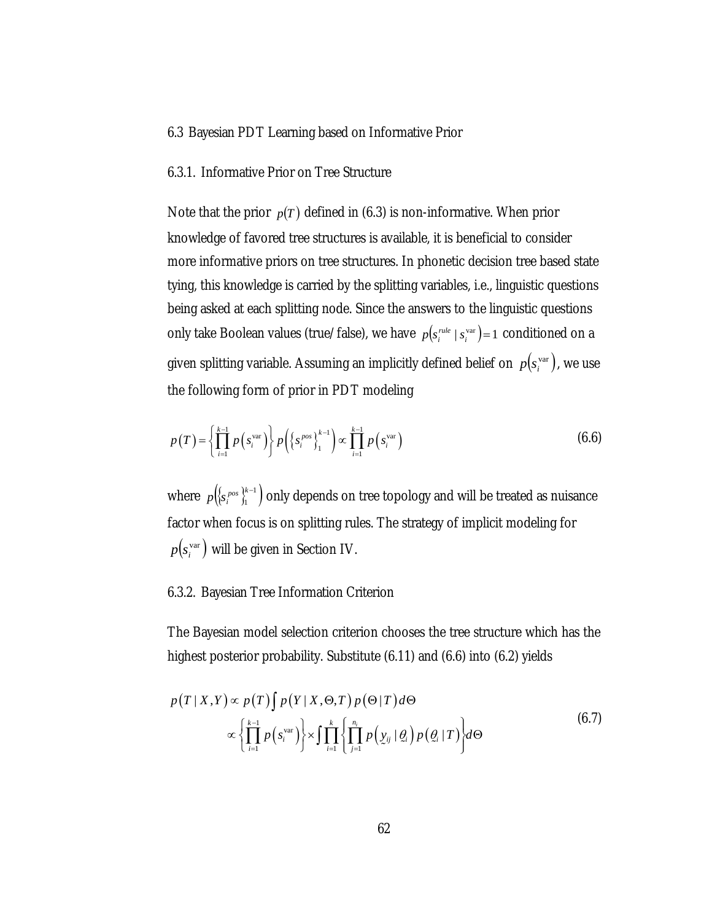## 6.3 Bayesian PDT Learning based on Informative Prior

### 6.3.1. Informative Prior on Tree Structure

Note that the prior $p(T)$ defined in (6.3) is non-informative. When prior knowledge of favored tree structures is available, it is beneficial to consider more informative priors on tree structures. In phonetic decision tree based state tying, this knowledge is carried by the splitting variables, i.e., linguistic questions being asked at each splitting node. Since the answers to the linguistic questions only take Boolean values (true/false), we have $p\left(s_i^{rule} \mid s_i^{\text{var}}\right) = 1$ conditioned on a given splitting variable. Assuming an implicitly defined belief on $p\left(s_i^{\text{var}}\right)$, we use the following form of prior in PDT modeling

$$p(T) = \left\{ \prod_{i=1}^{k-1} p\left(s_i^{\text{var}}\right) \right\} p\left( \left\{ s_i^{pos} \right\}_1^{k-1} \right) \propto \prod_{i=1}^{k-1} p\left(s_i^{\text{var}}\right) \tag{6.6}$$

where $p\left( \left\{ s_i^{pos} \right\}_1^{k-1} \right)$ only depends on tree topology and will be treated as nuisance factor when focus is on splitting rules. The strategy of implicit modeling for $p\left(s_i^{\text{var}}\right)$ will be given in Section IV.

### 6.3.2. Bayesian Tree Information Criterion

The Bayesian model selection criterion chooses the tree structure which has the highest posterior probability. Substitute (6.11) and (6.6) into (6.2) yields

$$\begin{aligned} p(T \mid X, Y) &\propto p(T) \int p(Y \mid X, \Theta, T)\, p(\Theta \mid T)\, d\Theta \\ &\propto \left\{ \prod_{i=1}^{k-1} p\left(s_i^{\text{var}}\right) \right\} \times \int \prod_{i=1}^{k} \left\{ \prod_{j=1}^{n_i} p\left( \underset{\sim}{y}_{ij} \mid \underset{\sim}{\theta}_i \right) p\left( \underset{\sim}{\theta}_i \mid T \right) \right\} d\Theta \end{aligned} \tag{6.7}$$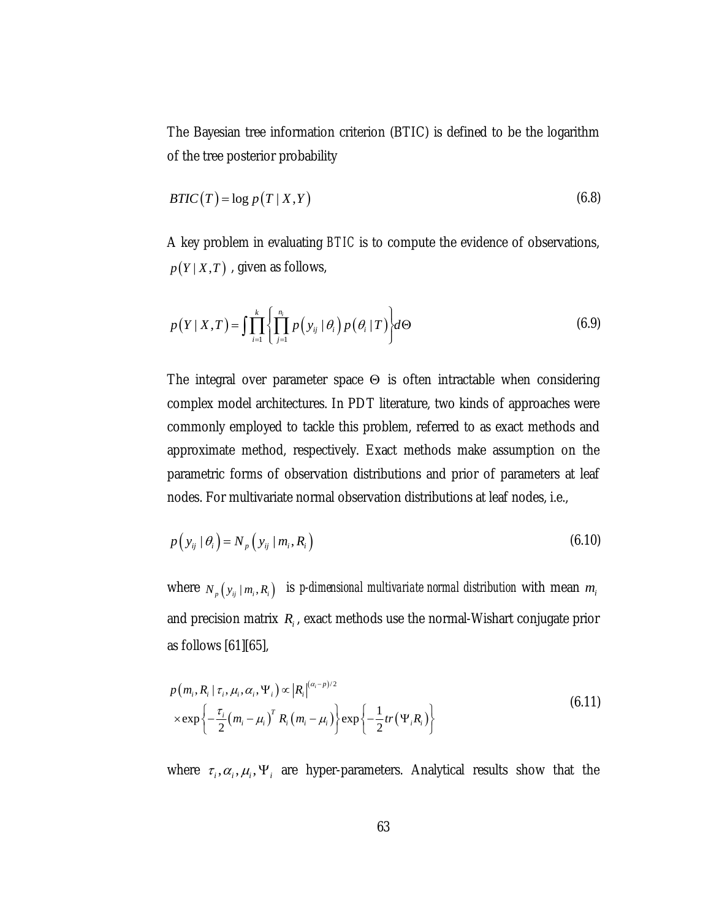The Bayesian tree information criterion (BTIC) is defined to be the logarithm of the tree posterior probability

$$BTIC(T) = \log p(T \mid X, Y) \tag{6.8}$$

A key problem in evaluating *BTIC* is to compute the evidence of observations, $p(Y \mid X, T)$ , given as follows,

$$p(Y \mid X, T) = \int \prod_{i=1}^{k} \left\{ \prod_{j=1}^{n_i} p(y_{ij} \mid \theta_i) \, p(\theta_i \mid T) \right\} d\Theta \tag{6.9}$$

The integral over parameter space $\Theta$ is often intractable when considering complex model architectures. In PDT literature, two kinds of approaches were commonly employed to tackle this problem, referred to as exact methods and approximate method, respectively. Exact methods make assumption on the parametric forms of observation distributions and prior of parameters at leaf nodes. For multivariate normal observation distributions at leaf nodes, i.e.,

$$p(y_{ij} \mid \theta_i) = N_p(y_{ij} \mid m_i, R_i) \tag{6.10}$$

where $N_p(y_{ij} \mid m_i, R_i)$ is *p-dimensional multivariate normal distribution* with mean $m_i$ and precision matrix $R_i$, exact methods use the normal-Wishart conjugate prior as follows [61][65],

$$\begin{aligned} p(m_i, R_i \mid \tau_i, \mu_i, \alpha_i, \Psi_i) &\propto |R_i|^{(\alpha_i - p)/2} \\ &\times \exp\left\{ -\frac{\tau_i}{2} (m_i - \mu_i)^T R_i (m_i - \mu_i) \right\} \exp\left\{ -\frac{1}{2} tr(\Psi_i R_i) \right\} \end{aligned} \tag{6.11}$$

where $\tau_i, \alpha_i, \mu_i, \Psi_i$ are hyper-parameters. Analytical results show that the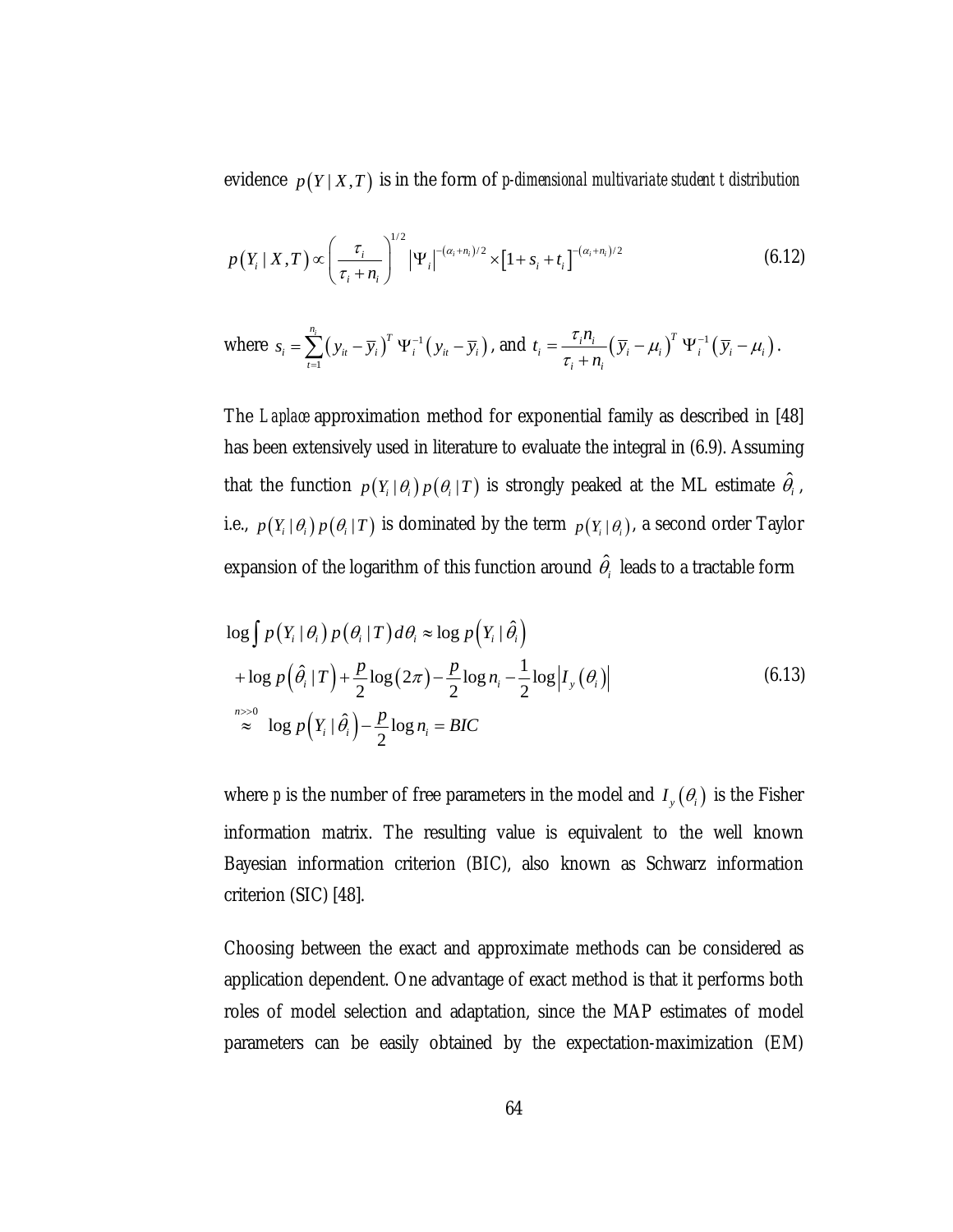evidence $p(Y \mid X, T)$ is in the form of *p-dimensional multivariate student t distribution*

$$p\left(Y_i \mid X, T\right) \propto \left(\frac{\tau_i}{\tau_i + n_i}\right)^{1/2} \left|\Psi_i\right|^{-(\alpha_i + n_i)/2} \times \left[1 + s_i + t_i\right]^{-(\alpha_i + n_i)/2} \tag{6.12}$$

where $s_i = \sum_{t=1}^{n_i} \left(y_{it} - \overline{y}_i\right)^T \Psi_i^{-1} \left(y_{it} - \overline{y}_i\right)$, and $t_i = \frac{\tau_i n_i}{\tau_i + n_i} \left(\overline{y}_i - \mu_i\right)^T \Psi_i^{-1} \left(\overline{y}_i - \mu_i\right)$.

The *Laplace* approximation method for exponential family as described in [48] has been extensively used in literature to evaluate the integral in (6.9). Assuming that the function $p(Y_i \mid \theta_i)\, p(\theta_i \mid T)$ is strongly peaked at the ML estimate $\hat{\theta}_i$, i.e., $p(Y_i \mid \theta_i)\, p(\theta_i \mid T)$ is dominated by the term $p(Y_i \mid \theta_i)$, a second order Taylor expansion of the logarithm of this function around $\hat{\theta}_i$ leads to a tractable form

$$\begin{aligned} &\log \int p\left(Y_i \mid \theta_i\right) p\left(\theta_i \mid T\right) d\theta_i \approx \log p\left(Y_i \mid \hat{\theta}_i\right) \\ &+ \log p\left(\hat{\theta}_i \mid T\right) + \frac{p}{2} \log\left(2\pi\right) - \frac{p}{2} \log n_i - \frac{1}{2} \log\left|I_y\left(\theta_i\right)\right| \\ &\overset{n>>0}{\approx} \ \log p\left(Y_i \mid \hat{\theta}_i\right) - \frac{p}{2} \log n_i = BIC \end{aligned} \tag{6.13}$$

where $p$ is the number of free parameters in the model and $I_y\left(\theta_i\right)$ is the Fisher information matrix. The resulting value is equivalent to the well known Bayesian information criterion (BIC), also known as Schwarz information criterion (SIC) [48].

Choosing between the exact and approximate methods can be considered as application dependent. One advantage of exact method is that it performs both roles of model selection and adaptation, since the MAP estimates of model parameters can be easily obtained by the expectation-maximization (EM)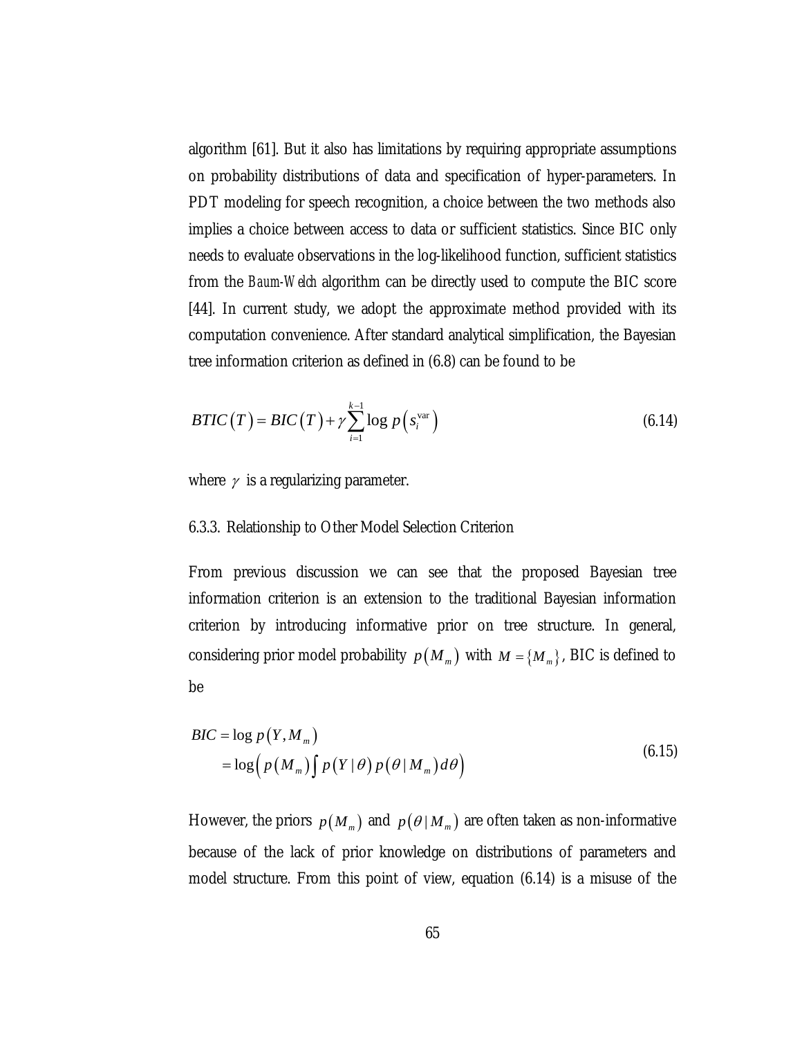algorithm [61]. But it also has limitations by requiring appropriate assumptions on probability distributions of data and specification of hyper-parameters. In PDT modeling for speech recognition, a choice between the two methods also implies a choice between access to data or sufficient statistics. Since BIC only needs to evaluate observations in the log-likelihood function, sufficient statistics from the *Baum-Welch* algorithm can be directly used to compute the BIC score [44]. In current study, we adopt the approximate method provided with its computation convenience. After standard analytical simplification, the Bayesian tree information criterion as defined in (6.8) can be found to be

$$BTIC(T) = BIC(T) + \gamma \sum_{i=1}^{k-1} \log p\left(s_i^{\text{var}}\right) \tag{6.14}$$

where $\gamma$ is a regularizing parameter.

### 6.3.3. Relationship to Other Model Selection Criterion

From previous discussion we can see that the proposed Bayesian tree information criterion is an extension to the traditional Bayesian information criterion by introducing informative prior on tree structure. In general, considering prior model probability $p(M_m)$ with $M = \{M_m\}$, BIC is defined to be

$$\begin{aligned} BIC &= \log p(Y, M_m) \\ &= \log\left( p(M_m) \int p(Y \mid \theta)\, p(\theta \mid M_m)\, d\theta \right) \end{aligned} \tag{6.15}$$

However, the priors $p(M_m)$ and $p(\theta \mid M_m)$ are often taken as non-informative because of the lack of prior knowledge on distributions of parameters and model structure. From this point of view, equation (6.14) is a misuse of the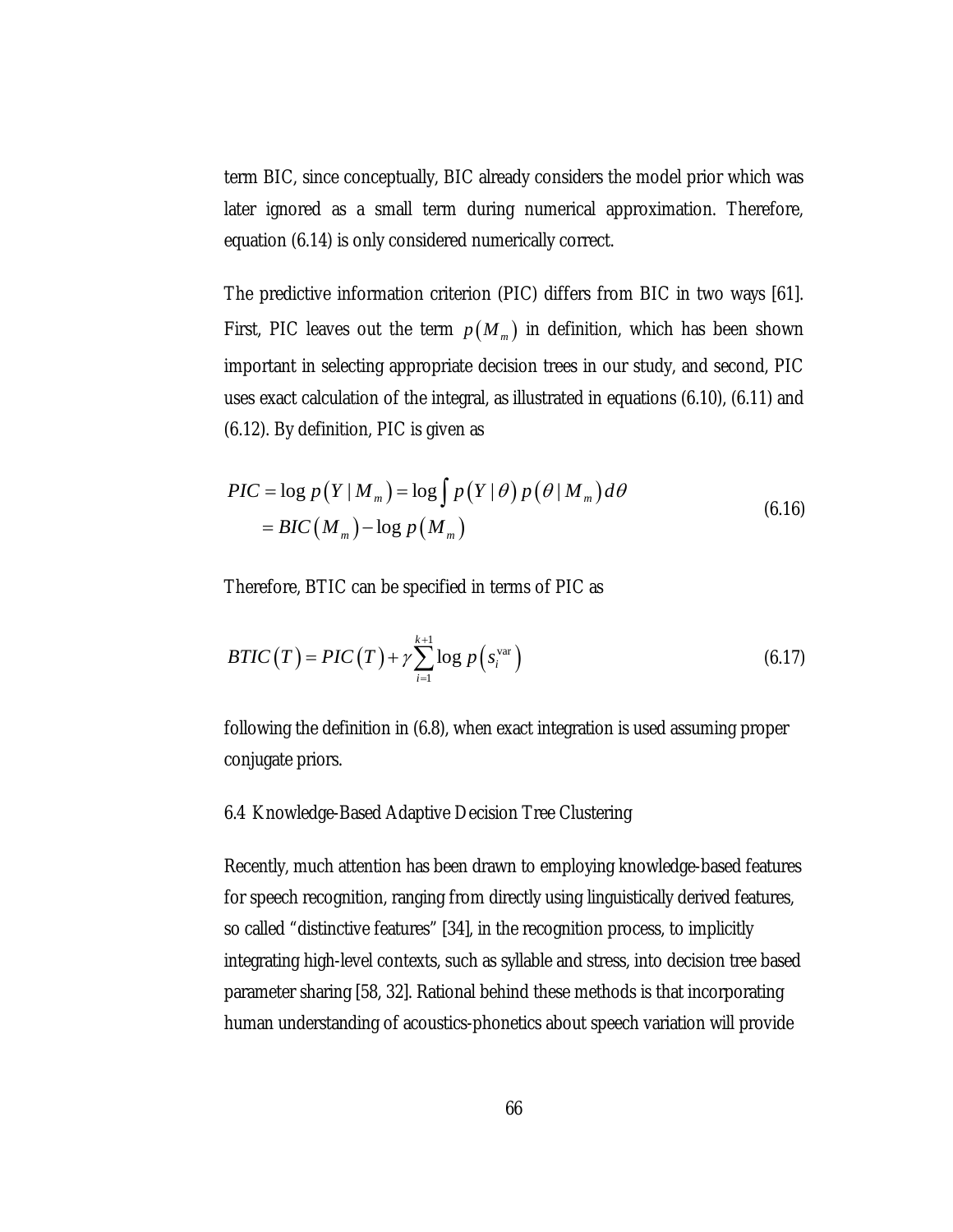term BIC, since conceptually, BIC already considers the model prior which was later ignored as a small term during numerical approximation. Therefore, equation (6.14) is only considered numerically correct.

The predictive information criterion (PIC) differs from BIC in two ways [61]. First, PIC leaves out the term $p(M_m)$ in definition, which has been shown important in selecting appropriate decision trees in our study, and second, PIC uses exact calculation of the integral, as illustrated in equations (6.10), (6.11) and (6.12). By definition, PIC is given as

$$
\begin{aligned}
PIC &= \log p(Y \mid M_m) = \log \int p(Y \mid \theta)\, p(\theta \mid M_m)\, d\theta \\
&= BIC(M_m) - \log p(M_m)
\end{aligned}
\tag{6.16}
$$

Therefore, BTIC can be specified in terms of PIC as

$$
BTIC(T) = PIC(T) + \gamma \sum_{i=1}^{k+1} \log p\left(s_i^{\text{var}}\right) \tag{6.17}
$$

following the definition in (6.8), when exact integration is used assuming proper conjugate priors.

## 6.4 Knowledge-Based Adaptive Decision Tree Clustering

Recently, much attention has been drawn to employing knowledge-based features for speech recognition, ranging from directly using linguistically derived features, so called "distinctive features" [34], in the recognition process, to implicitly integrating high-level contexts, such as syllable and stress, into decision tree based parameter sharing [58, 32]. Rational behind these methods is that incorporating human understanding of acoustics-phonetics about speech variation will provide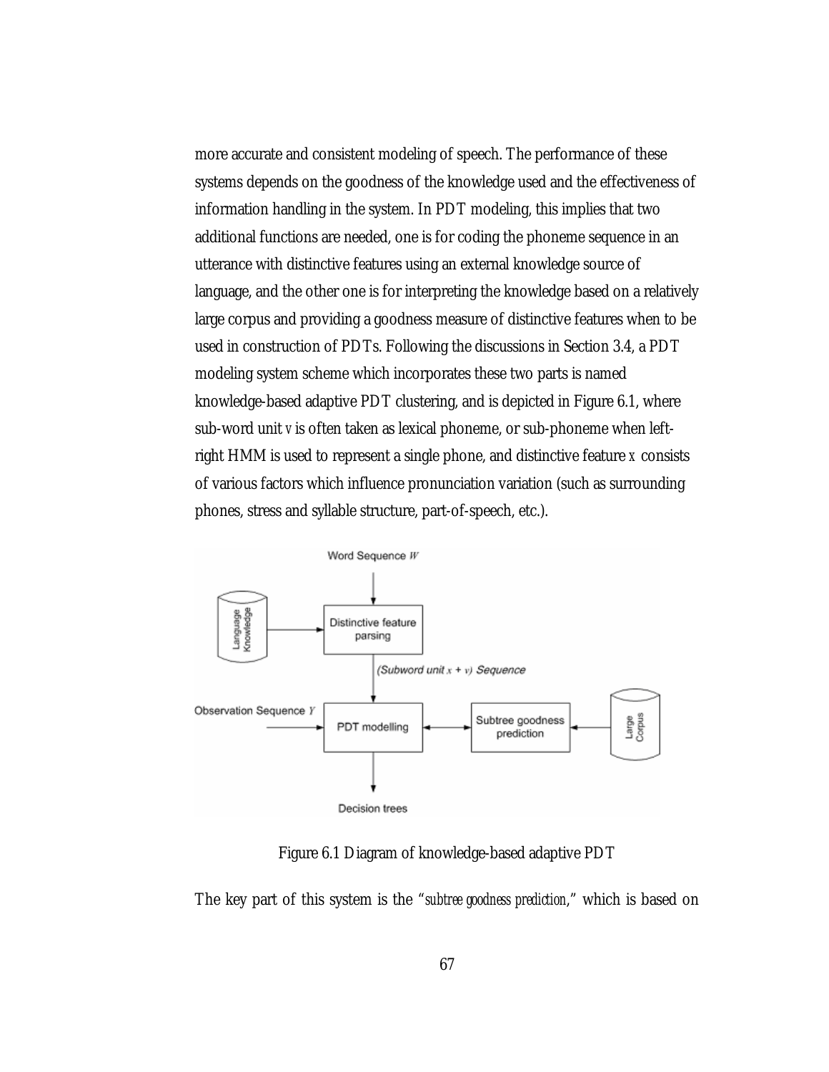more accurate and consistent modeling of speech. The performance of these systems depends on the goodness of the knowledge used and the effectiveness of information handling in the system. In PDT modeling, this implies that two additional functions are needed, one is for coding the phoneme sequence in an utterance with distinctive features using an external knowledge source of language, and the other one is for interpreting the knowledge based on a relatively large corpus and providing a goodness measure of distinctive features when to be used in construction of PDTs. Following the discussions in Section 3.4, a PDT modeling system scheme which incorporates these two parts is named knowledge-based adaptive PDT clustering, and is depicted in Figure 6.1, where sub-word unit $v$ is often taken as lexical phoneme, or sub-phoneme when left-right HMM is used to represent a single phone, and distinctive feature $x$ consists of various factors which influence pronunciation variation (such as surrounding phones, stress and syllable structure, part-of-speech, etc.).

Figure 6.1 Diagram of knowledge-based adaptive PDT

The key part of this system is the "*subtree goodness prediction*," which is based on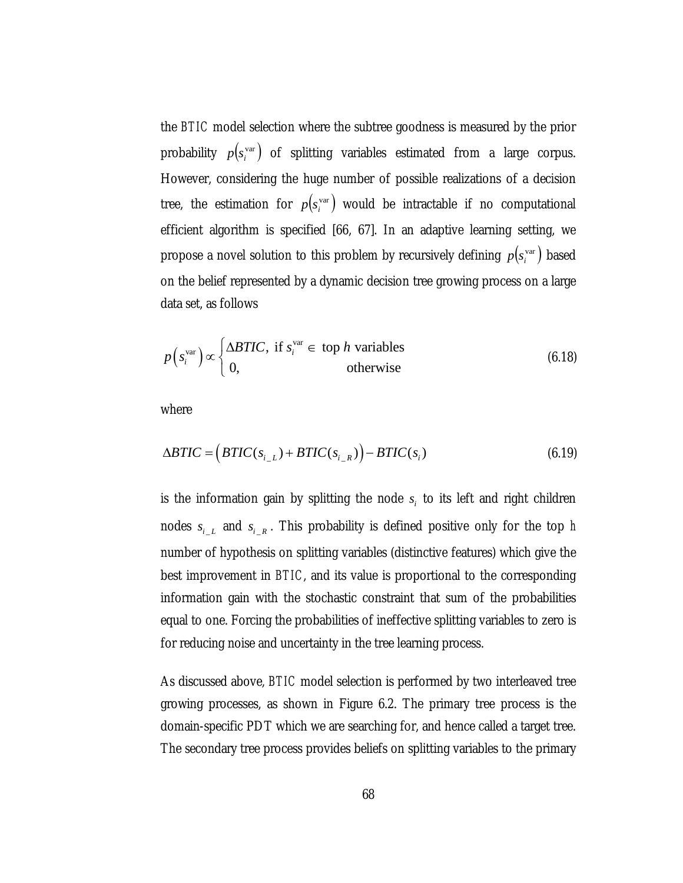the $BTIC$ model selection where the subtree goodness is measured by the prior probability $p\left(s_i^{\text{var}}\right)$ of splitting variables estimated from a large corpus. However, considering the huge number of possible realizations of a decision tree, the estimation for $p\left(s_i^{\text{var}}\right)$ would be intractable if no computational efficient algorithm is specified [66, 67]. In an adaptive learning setting, we propose a novel solution to this problem by recursively defining $p\left(s_i^{\text{var}}\right)$ based on the belief represented by a dynamic decision tree growing process on a large data set, as follows

$$p\left(s_i^{\text{var}}\right) \propto \begin{cases} \Delta BTIC, \text{ if } s_i^{\text{var}} \in \text{ top } h \text{ variables} \\ 0, \qquad\qquad\qquad\qquad \text{otherwise} \end{cases} \tag{6.18}$$

where

$$\Delta BTIC = \left( BTIC(s_{i\_L}) + BTIC(s_{i\_R}) \right) - BTIC(s_i) \tag{6.19}$$

is the information gain by splitting the node $s_i$ to its left and right children nodes $s_{i\_L}$ and $s_{i\_R}$. This probability is defined positive only for the top $h$ number of hypothesis on splitting variables (distinctive features) which give the best improvement in $BTIC$, and its value is proportional to the corresponding information gain with the stochastic constraint that sum of the probabilities equal to one. Forcing the probabilities of ineffective splitting variables to zero is for reducing noise and uncertainty in the tree learning process.

As discussed above, $BTIC$ model selection is performed by two interleaved tree growing processes, as shown in Figure 6.2. The primary tree process is the domain-specific PDT which we are searching for, and hence called a target tree. The secondary tree process provides beliefs on splitting variables to the primary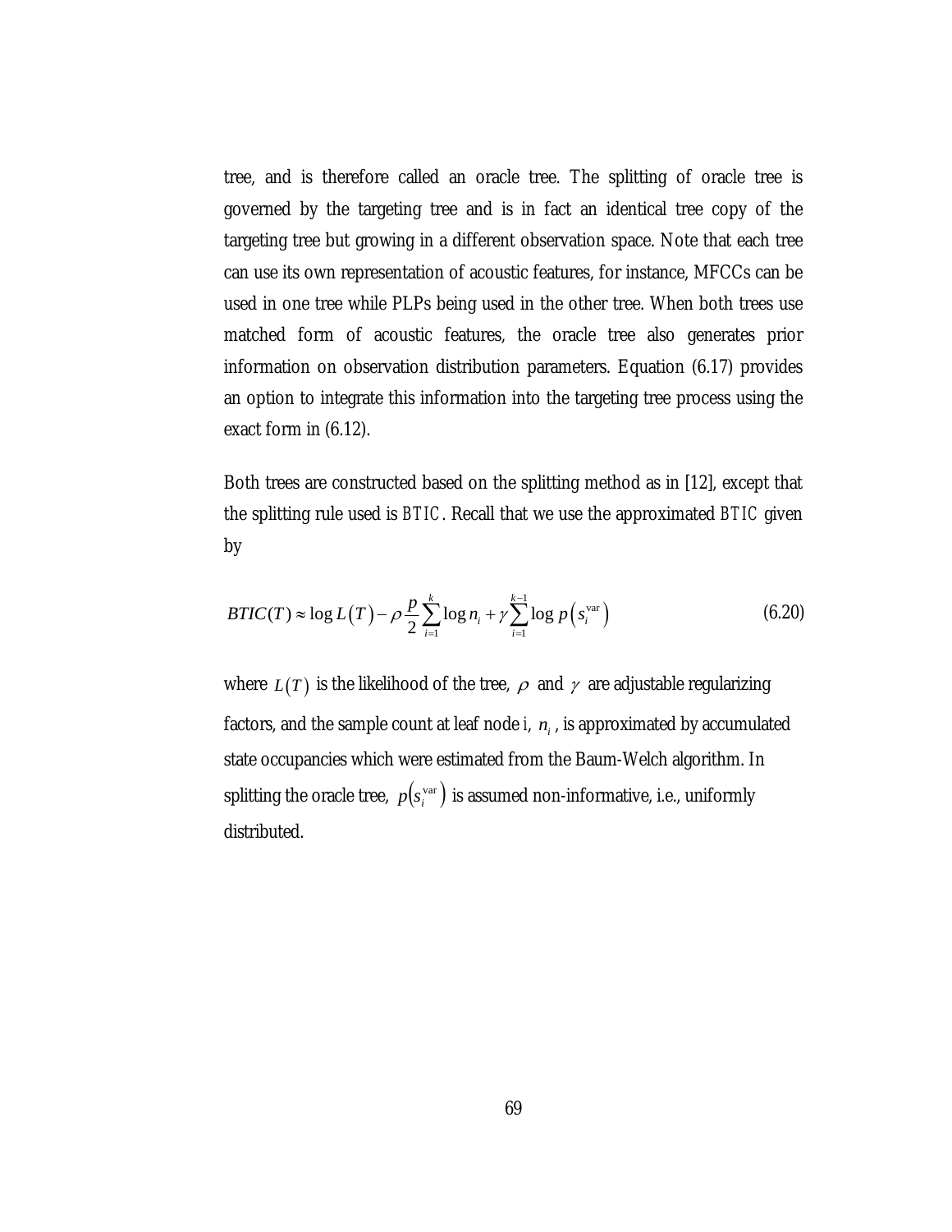tree, and is therefore called an oracle tree. The splitting of oracle tree is governed by the targeting tree and is in fact an identical tree copy of the targeting tree but growing in a different observation space. Note that each tree can use its own representation of acoustic features, for instance, MFCCs can be used in one tree while PLPs being used in the other tree. When both trees use matched form of acoustic features, the oracle tree also generates prior information on observation distribution parameters. Equation (6.17) provides an option to integrate this information into the targeting tree process using the exact form in (6.12).

Both trees are constructed based on the splitting method as in [12], except that the splitting rule used is $BTIC$. Recall that we use the approximated $BTIC$ given by

$$BTIC(T) \approx \log L(T) - \rho \frac{p}{2} \sum_{i=1}^{k} \log n_i + \gamma \sum_{i=1}^{k-1} \log p\left(s_i^{\text{var}}\right) \tag{6.20}$$

where $L(T)$ is the likelihood of the tree, $\rho$ and $\gamma$ are adjustable regularizing factors, and the sample count at leaf node $i$, $n_i$, is approximated by accumulated state occupancies which were estimated from the Baum-Welch algorithm. In splitting the oracle tree, $p(s_i^{\text{var}})$ is assumed non-informative, i.e., uniformly distributed.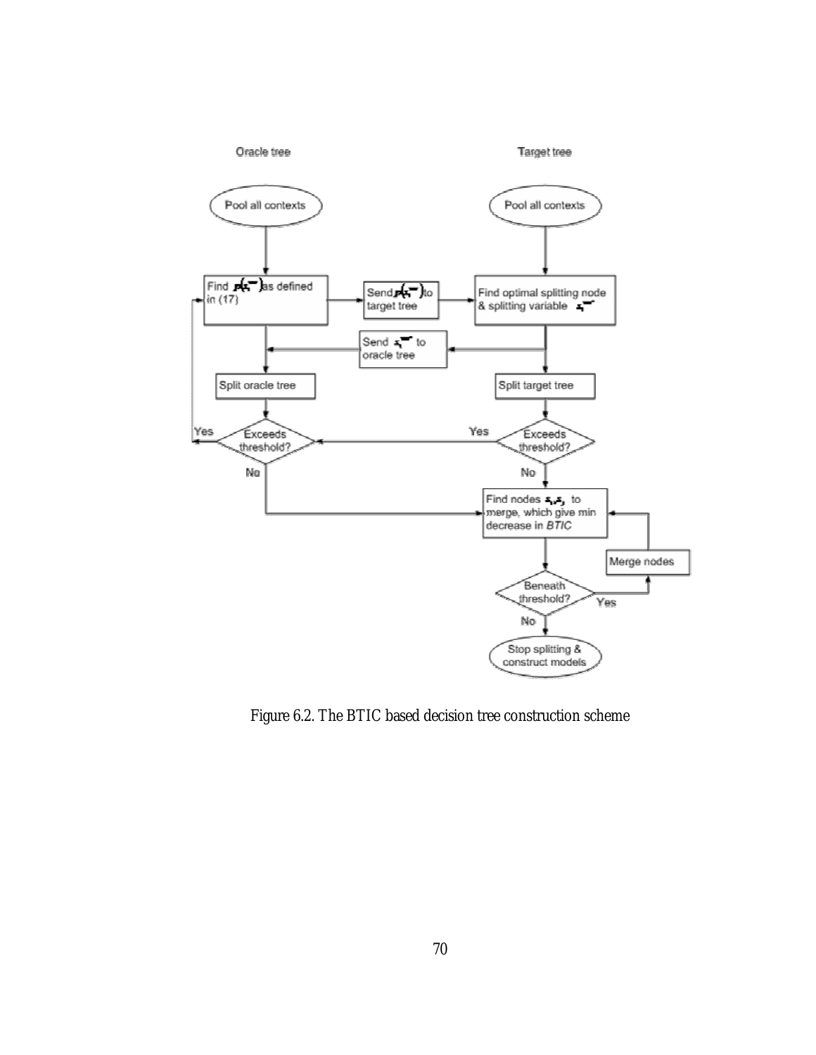Oracle tree

Target tree

Pool all contexts

Pool all contexts

Find $p(s_i^{-})$ as defined in (17)

Send $p(s_i^{-})$ to target tree

Find optimal splitting node & splitting variable $s_i^{-}$

Send $s_i^{-}$ to oracle tree

Split oracle tree

Split target tree

Exceeds threshold?

Yes

No

Exceeds threshold?

Yes

No

Find nodes $s_i, s_j$ to merge, which give min decrease in *BTIC*

Merge nodes

Beneath threshold?

Yes

No

Stop splitting & construct models

Figure 6.2. The BTIC based decision tree construction scheme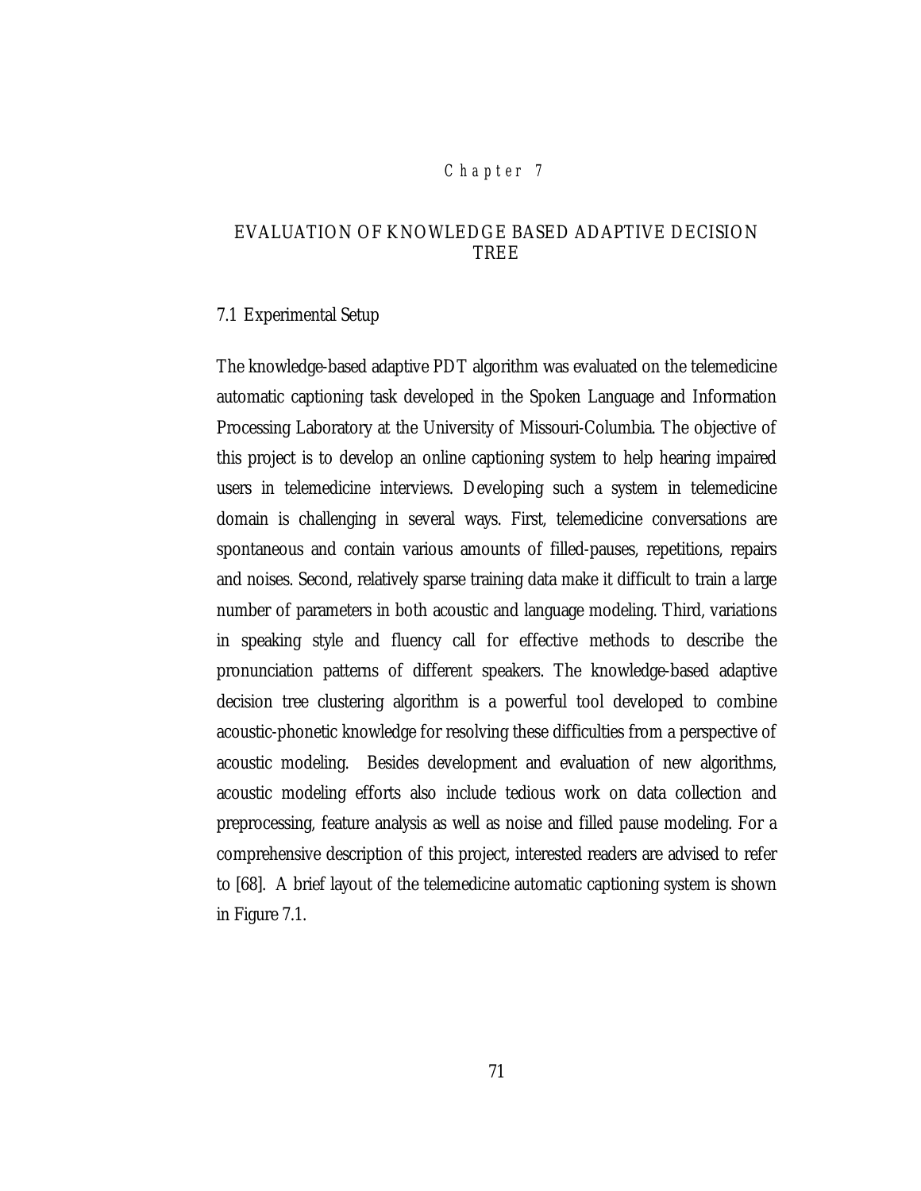# Chapter 7

## EVALUATION OF KNOWLEDGE BASED ADAPTIVE DECISION TREE

### 7.1 Experimental Setup

The knowledge-based adaptive PDT algorithm was evaluated on the telemedicine automatic captioning task developed in the Spoken Language and Information Processing Laboratory at the University of Missouri-Columbia. The objective of this project is to develop an online captioning system to help hearing impaired users in telemedicine interviews. Developing such a system in telemedicine domain is challenging in several ways. First, telemedicine conversations are spontaneous and contain various amounts of filled-pauses, repetitions, repairs and noises. Second, relatively sparse training data make it difficult to train a large number of parameters in both acoustic and language modeling. Third, variations in speaking style and fluency call for effective methods to describe the pronunciation patterns of different speakers. The knowledge-based adaptive decision tree clustering algorithm is a powerful tool developed to combine acoustic-phonetic knowledge for resolving these difficulties from a perspective of acoustic modeling. Besides development and evaluation of new algorithms, acoustic modeling efforts also include tedious work on data collection and preprocessing, feature analysis as well as noise and filled pause modeling. For a comprehensive description of this project, interested readers are advised to refer to [68]. A brief layout of the telemedicine automatic captioning system is shown in Figure 7.1.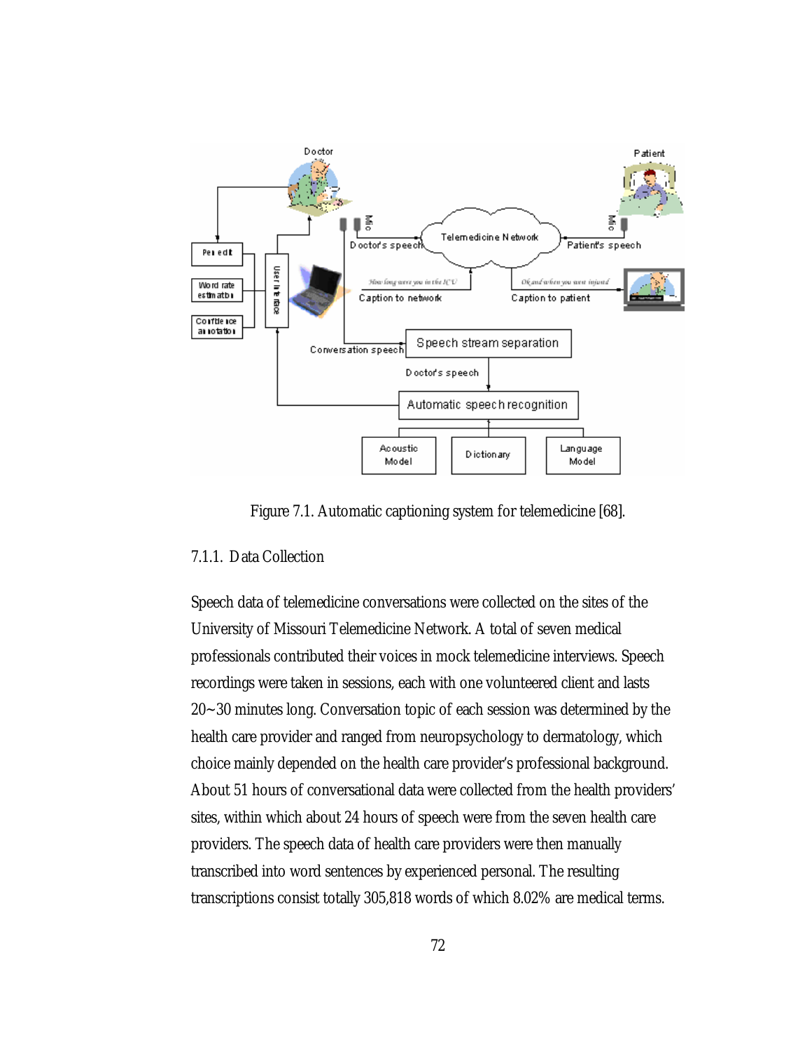Figure 7.1. Automatic captioning system for telemedicine [68].

### 7.1.1. Data Collection

Speech data of telemedicine conversations were collected on the sites of the University of Missouri Telemedicine Network. A total of seven medical professionals contributed their voices in mock telemedicine interviews. Speech recordings were taken in sessions, each with one volunteered client and lasts 20~30 minutes long. Conversation topic of each session was determined by the health care provider and ranged from neuropsychology to dermatology, which choice mainly depended on the health care provider's professional background. About 51 hours of conversational data were collected from the health providers' sites, within which about 24 hours of speech were from the seven health care providers. The speech data of health care providers were then manually transcribed into word sentences by experienced personal. The resulting transcriptions consist totally 305,818 words of which 8.02% are medical terms.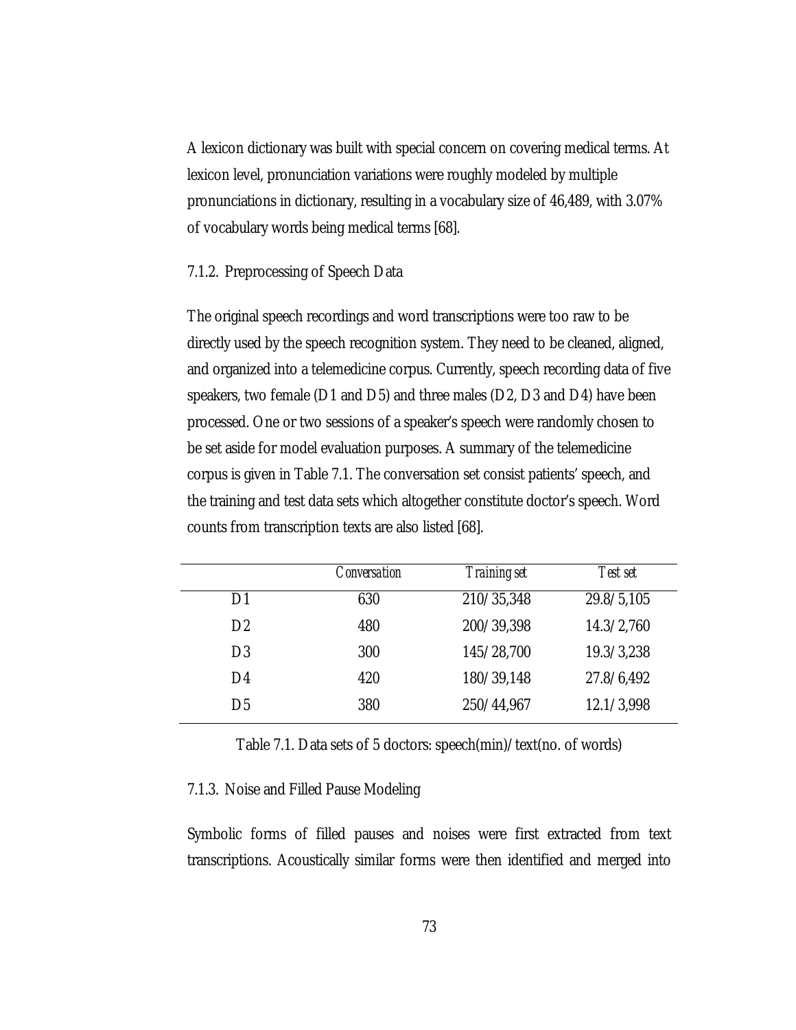A lexicon dictionary was built with special concern on covering medical terms. At lexicon level, pronunciation variations were roughly modeled by multiple pronunciations in dictionary, resulting in a vocabulary size of 46,489, with 3.07% of vocabulary words being medical terms [68].

### 7.1.2. Preprocessing of Speech Data

The original speech recordings and word transcriptions were too raw to be directly used by the speech recognition system. They need to be cleaned, aligned, and organized into a telemedicine corpus. Currently, speech recording data of five speakers, two female (D1 and D5) and three males (D2, D3 and D4) have been processed. One or two sessions of a speaker's speech were randomly chosen to be set aside for model evaluation purposes. A summary of the telemedicine corpus is given in Table 7.1. The conversation set consist patients' speech, and the training and test data sets which altogether constitute doctor's speech. Word counts from transcription texts are also listed [68].

| | *Conversation* | *Training set* | *Test set* |
|---|---|---|---|
| D1 | 630 | 210/35,348 | 29.8/5,105 |
| D2 | 480 | 200/39,398 | 14.3/2,760 |
| D3 | 300 | 145/28,700 | 19.3/3,238 |
| D4 | 420 | 180/39,148 | 27.8/6,492 |
| D5 | 380 | 250/44,967 | 12.1/3,998 |

Table 7.1. Data sets of 5 doctors: speech(min)/text(no. of words)

### 7.1.3. Noise and Filled Pause Modeling

Symbolic forms of filled pauses and noises were first extracted from text transcriptions. Acoustically similar forms were then identified and merged into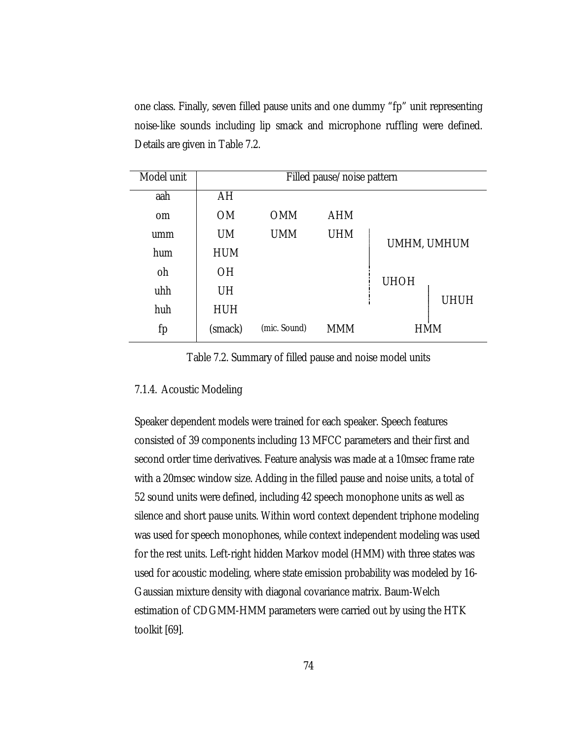one class. Finally, seven filled pause units and one dummy "fp" unit representing noise-like sounds including lip smack and microphone ruffling were defined. Details are given in Table 7.2.

| Model unit | Filled pause/noise pattern | | | | |
|---|---|---|---|---|---|
| aah | AH | | | | |
| om | OM | OMM | AHM | | |
| umm | UM | UMM | UHM | UMHM, UMHUM | |
| hum | HUM | | | | |
| oh | OH | | | UHOH | |
| uhh | UH | | | | UHUH |
| huh | HUH | | | | |
| fp | (smack) | (mic. Sound) | MMM | HMM | |

Table 7.2. Summary of filled pause and noise model units

### 7.1.4. Acoustic Modeling

Speaker dependent models were trained for each speaker. Speech features consisted of 39 components including 13 MFCC parameters and their first and second order time derivatives. Feature analysis was made at a 10msec frame rate with a 20msec window size. Adding in the filled pause and noise units, a total of 52 sound units were defined, including 42 speech monophone units as well as silence and short pause units. Within word context dependent triphone modeling was used for speech monophones, while context independent modeling was used for the rest units. Left-right hidden Markov model (HMM) with three states was used for acoustic modeling, where state emission probability was modeled by 16-Gaussian mixture density with diagonal covariance matrix. Baum-Welch estimation of CDGMM-HMM parameters were carried out by using the HTK toolkit [69].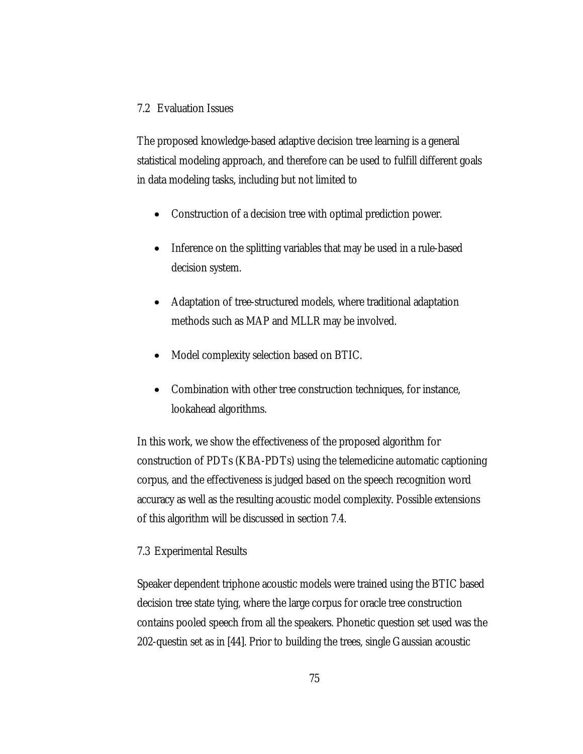## 7.2 Evaluation Issues

The proposed knowledge-based adaptive decision tree learning is a general statistical modeling approach, and therefore can be used to fulfill different goals in data modeling tasks, including but not limited to

- Construction of a decision tree with optimal prediction power.
- Inference on the splitting variables that may be used in a rule-based decision system.
- Adaptation of tree-structured models, where traditional adaptation methods such as MAP and MLLR may be involved.
- Model complexity selection based on BTIC.
- Combination with other tree construction techniques, for instance, lookahead algorithms.

In this work, we show the effectiveness of the proposed algorithm for construction of PDTs (KBA-PDTs) using the telemedicine automatic captioning corpus, and the effectiveness is judged based on the speech recognition word accuracy as well as the resulting acoustic model complexity. Possible extensions of this algorithm will be discussed in section 7.4.

## 7.3 Experimental Results

Speaker dependent triphone acoustic models were trained using the BTIC based decision tree state tying, where the large corpus for oracle tree construction contains pooled speech from all the speakers. Phonetic question set used was the 202-questin set as in [44]. Prior to building the trees, single Gaussian acoustic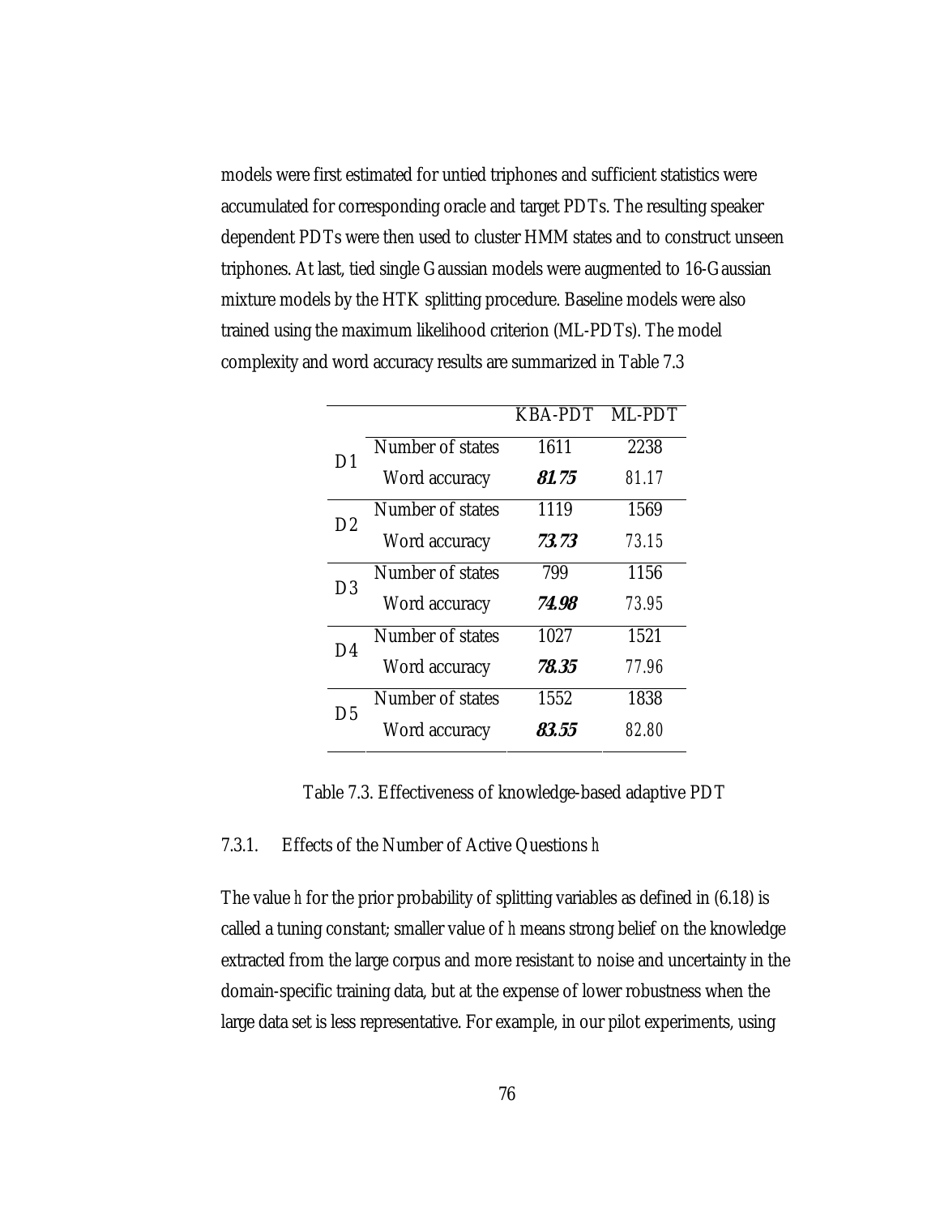models were first estimated for untied triphones and sufficient statistics were accumulated for corresponding oracle and target PDTs. The resulting speaker dependent PDTs were then used to cluster HMM states and to construct unseen triphones. At last, tied single Gaussian models were augmented to 16-Gaussian mixture models by the HTK splitting procedure. Baseline models were also trained using the maximum likelihood criterion (ML-PDTs). The model complexity and word accuracy results are summarized in Table 7.3

| | | KBA-PDT | ML-PDT |
|---|---|---|---|
| D1 | Number of states | 1611 | 2238 |
| | Word accuracy | ***81.75*** | 81.17 |
| D2 | Number of states | 1119 | 1569 |
| | Word accuracy | ***73.73*** | 73.15 |
| D3 | Number of states | 799 | 1156 |
| | Word accuracy | ***74.98*** | 73.95 |
| D4 | Number of states | 1027 | 1521 |
| | Word accuracy | ***78.35*** | 77.96 |
| D5 | Number of states | 1552 | 1838 |
| | Word accuracy | ***83.55*** | 82.80 |

Table 7.3. Effectiveness of knowledge-based adaptive PDT

### 7.3.1. Effects of the Number of Active Questions $h$

The value $h$ for the prior probability of splitting variables as defined in (6.18) is called a tuning constant; smaller value of $h$ means strong belief on the knowledge extracted from the large corpus and more resistant to noise and uncertainty in the domain-specific training data, but at the expense of lower robustness when the large data set is less representative. For example, in our pilot experiments, using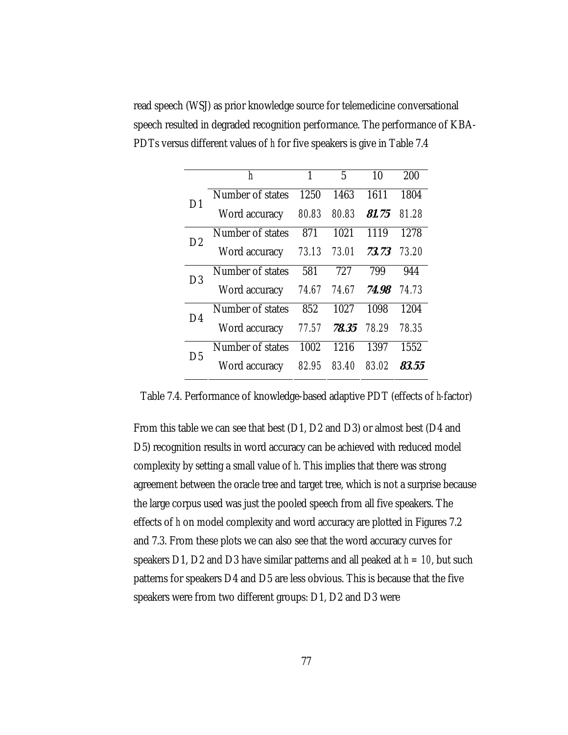read speech (WSJ) as prior knowledge source for telemedicine conversational speech resulted in degraded recognition performance. The performance of KBA-PDTs versus different values of $h$ for five speakers is give in Table 7.4

| | $h$ | 1 | 5 | 10 | 200 |
|---|---|---|---|---|---|
| D1 | Number of states | 1250 | 1463 | 1611 | 1804 |
| | Word accuracy | 80.83 | 80.83 | ***81.75*** | 81.28 |
| D2 | Number of states | 871 | 1021 | 1119 | 1278 |
| | Word accuracy | 73.13 | 73.01 | ***73.73*** | 73.20 |
| D3 | Number of states | 581 | 727 | 799 | 944 |
| | Word accuracy | 74.67 | 74.67 | ***74.98*** | 74.73 |
| D4 | Number of states | 852 | 1027 | 1098 | 1204 |
| | Word accuracy | 77.57 | ***78.35*** | 78.29 | 78.35 |
| D5 | Number of states | 1002 | 1216 | 1397 | 1552 |
| | Word accuracy | 82.95 | 83.40 | 83.02 | ***83.55*** |

Table 7.4. Performance of knowledge-based adaptive PDT (effects of $h$-factor)

From this table we can see that best (D1, D2 and D3) or almost best (D4 and D5) recognition results in word accuracy can be achieved with reduced model complexity by setting a small value of $h$. This implies that there was strong agreement between the oracle tree and target tree, which is not a surprise because the large corpus used was just the pooled speech from all five speakers. The effects of $h$ on model complexity and word accuracy are plotted in Figures 7.2 and 7.3. From these plots we can also see that the word accuracy curves for speakers D1, D2 and D3 have similar patterns and all peaked at $h = 10$, but such patterns for speakers D4 and D5 are less obvious. This is because that the five speakers were from two different groups: D1, D2 and D3 were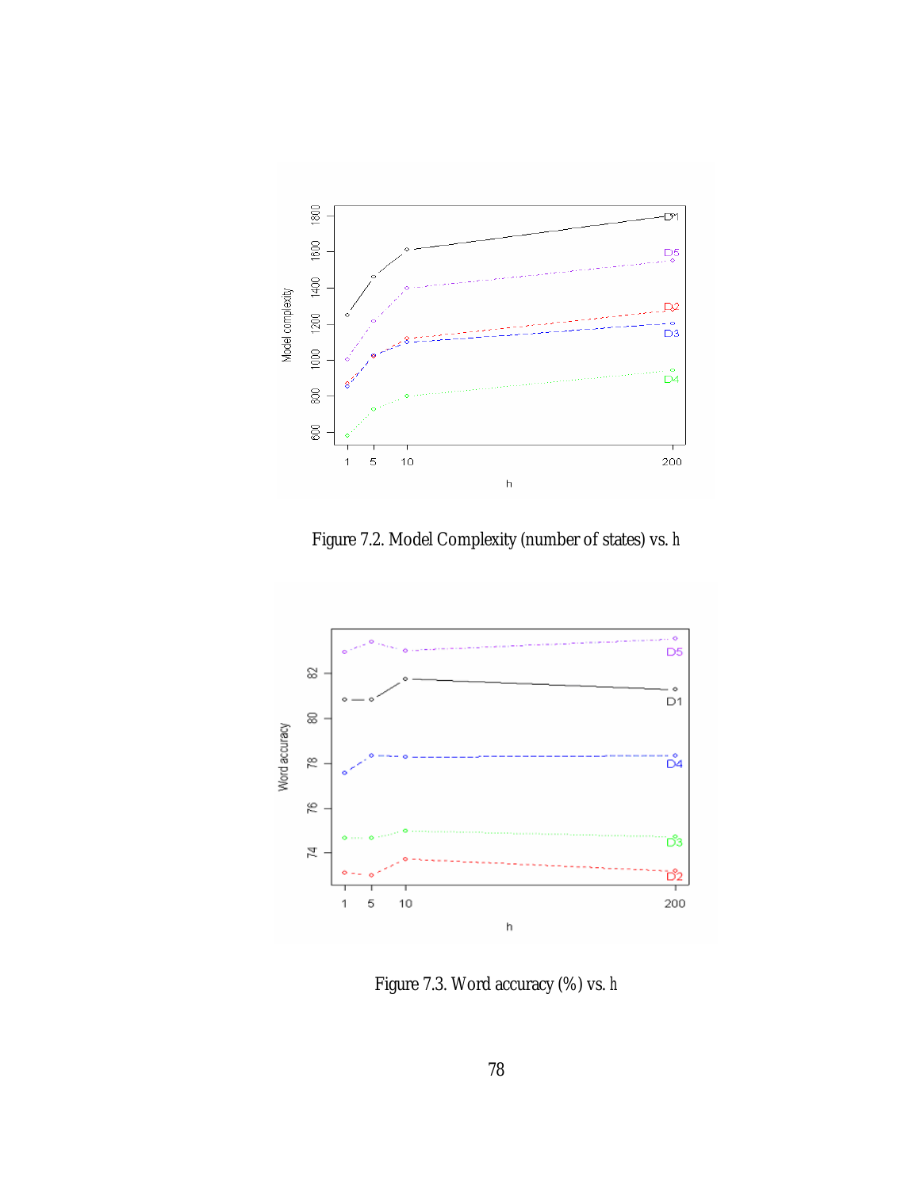Figure 7.2. Model Complexity (number of states) vs. h

Figure 7.3. Word accuracy (%) vs. h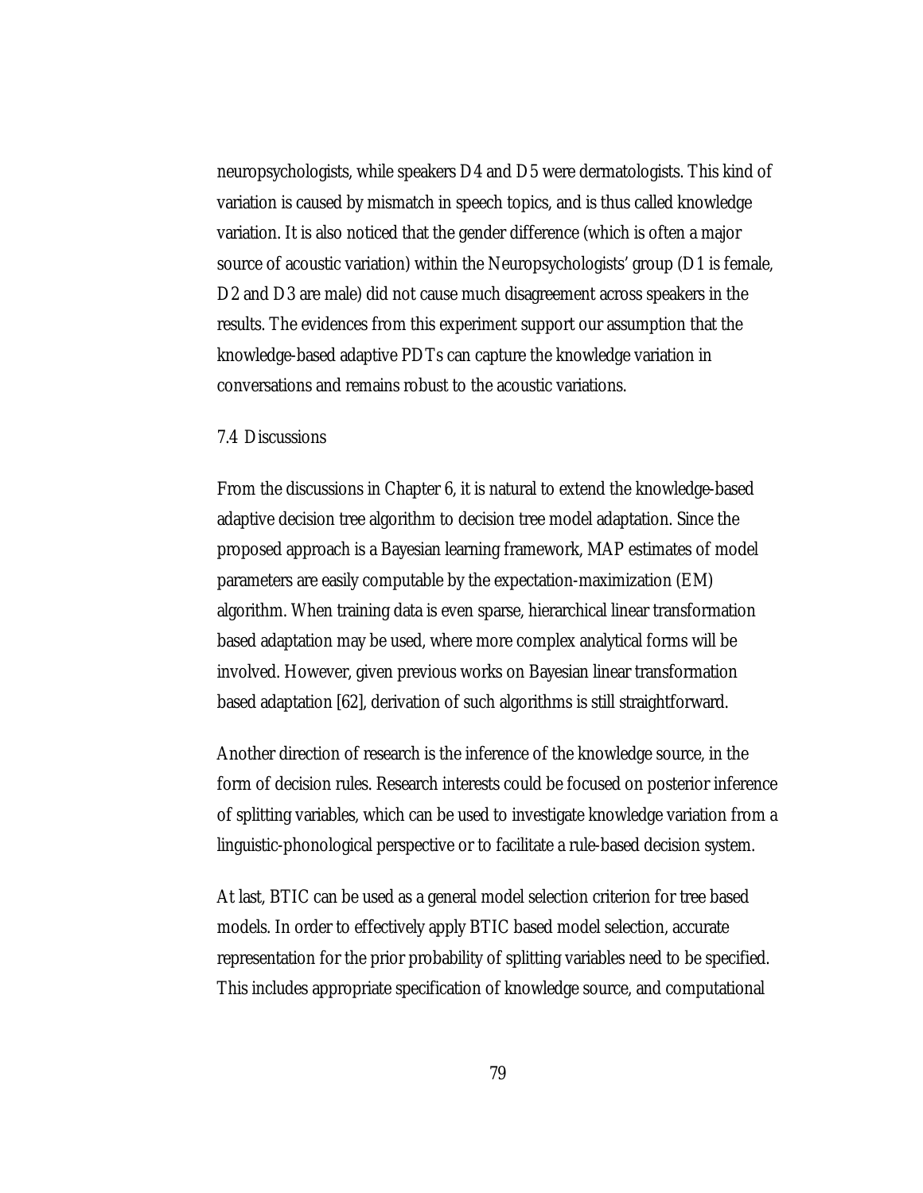neuropsychologists, while speakers D4 and D5 were dermatologists. This kind of variation is caused by mismatch in speech topics, and is thus called knowledge variation. It is also noticed that the gender difference (which is often a major source of acoustic variation) within the Neuropsychologists' group (D1 is female, D2 and D3 are male) did not cause much disagreement across speakers in the results. The evidences from this experiment support our assumption that the knowledge-based adaptive PDTs can capture the knowledge variation in conversations and remains robust to the acoustic variations.

## 7.4 Discussions

From the discussions in Chapter 6, it is natural to extend the knowledge-based adaptive decision tree algorithm to decision tree model adaptation. Since the proposed approach is a Bayesian learning framework, MAP estimates of model parameters are easily computable by the expectation-maximization (EM) algorithm. When training data is even sparse, hierarchical linear transformation based adaptation may be used, where more complex analytical forms will be involved. However, given previous works on Bayesian linear transformation based adaptation [62], derivation of such algorithms is still straightforward.

Another direction of research is the inference of the knowledge source, in the form of decision rules. Research interests could be focused on posterior inference of splitting variables, which can be used to investigate knowledge variation from a linguistic-phonological perspective or to facilitate a rule-based decision system.

At last, BTIC can be used as a general model selection criterion for tree based models. In order to effectively apply BTIC based model selection, accurate representation for the prior probability of splitting variables need to be specified. This includes appropriate specification of knowledge source, and computational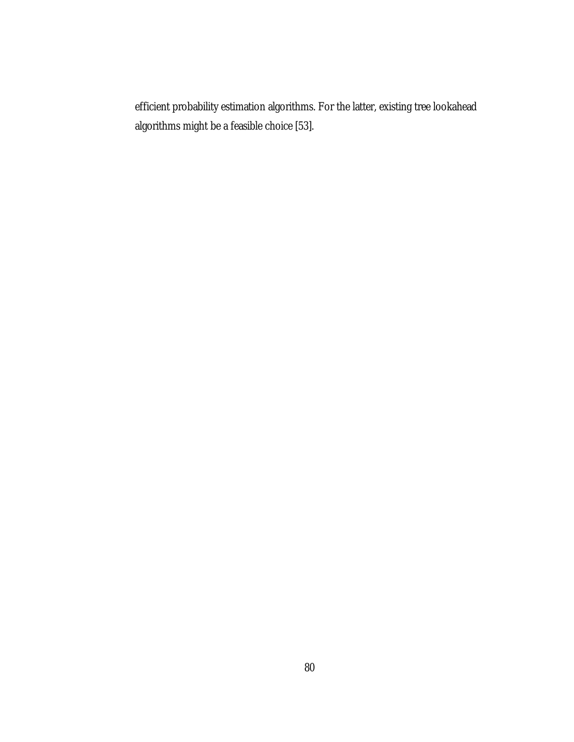efficient probability estimation algorithms. For the latter, existing tree lookahead algorithms might be a feasible choice [53].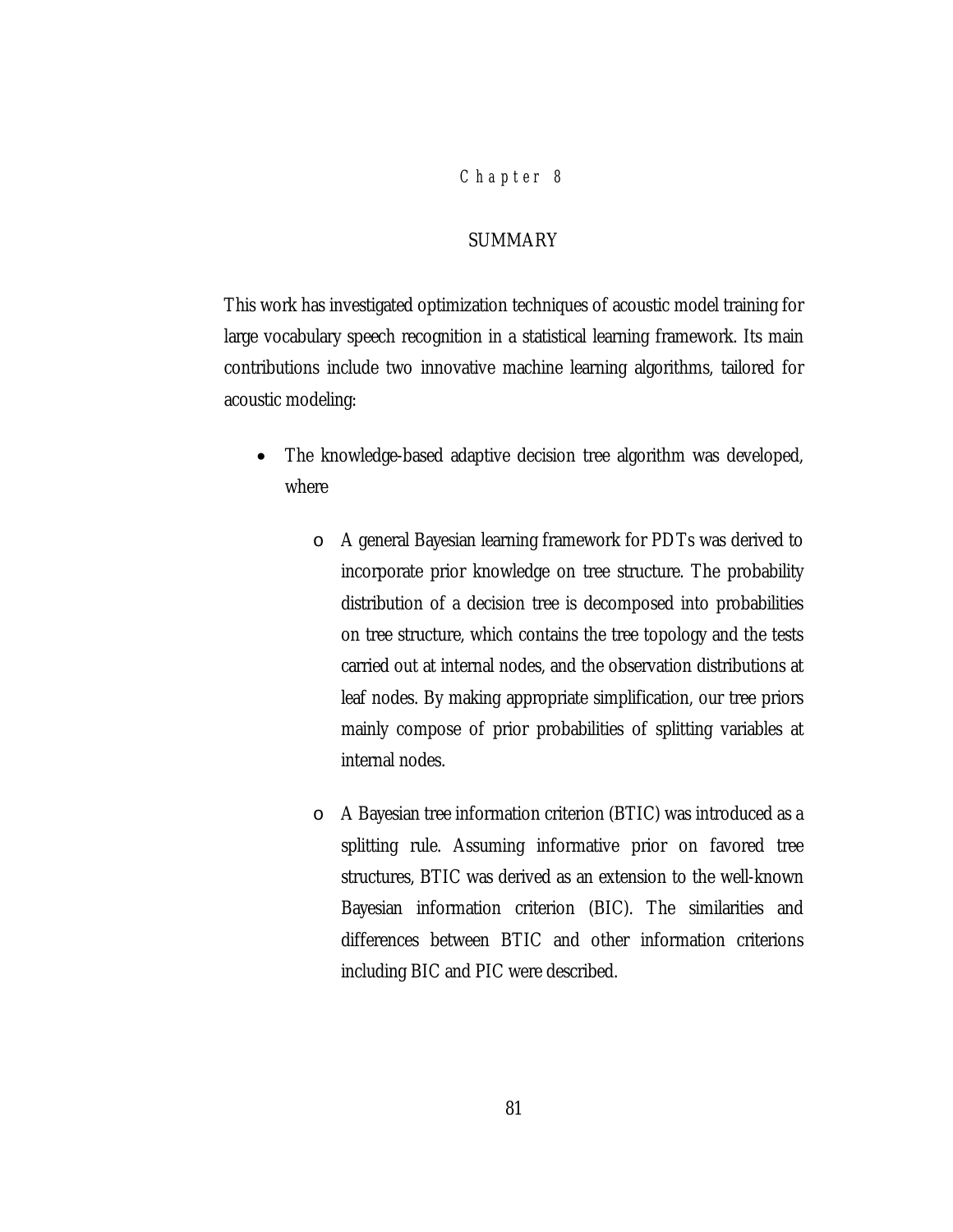# Chapter 8

## SUMMARY

This work has investigated optimization techniques of acoustic model training for large vocabulary speech recognition in a statistical learning framework. Its main contributions include two innovative machine learning algorithms, tailored for acoustic modeling:

- The knowledge-based adaptive decision tree algorithm was developed, where
  - A general Bayesian learning framework for PDTs was derived to incorporate prior knowledge on tree structure. The probability distribution of a decision tree is decomposed into probabilities on tree structure, which contains the tree topology and the tests carried out at internal nodes, and the observation distributions at leaf nodes. By making appropriate simplification, our tree priors mainly compose of prior probabilities of splitting variables at internal nodes.
  - A Bayesian tree information criterion (BTIC) was introduced as a splitting rule. Assuming informative prior on favored tree structures, BTIC was derived as an extension to the well-known Bayesian information criterion (BIC). The similarities and differences between BTIC and other information criterions including BIC and PIC were described.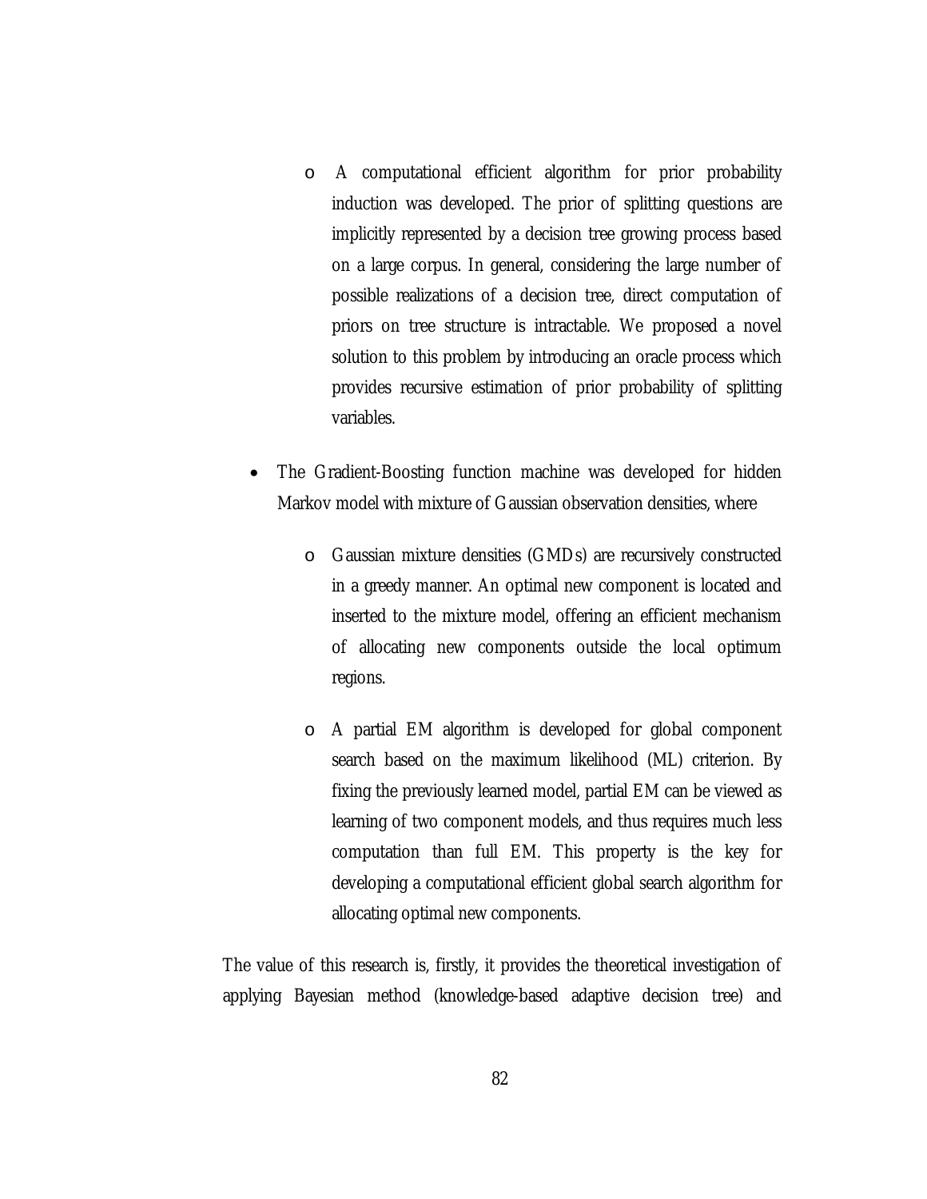- A computational efficient algorithm for prior probability induction was developed. The prior of splitting questions are implicitly represented by a decision tree growing process based on a large corpus. In general, considering the large number of possible realizations of a decision tree, direct computation of priors on tree structure is intractable. We proposed a novel solution to this problem by introducing an oracle process which provides recursive estimation of prior probability of splitting variables.

- The Gradient-Boosting function machine was developed for hidden Markov model with mixture of Gaussian observation densities, where

    - Gaussian mixture densities (GMDs) are recursively constructed in a greedy manner. An optimal new component is located and inserted to the mixture model, offering an efficient mechanism of allocating new components outside the local optimum regions.

    - A partial EM algorithm is developed for global component search based on the maximum likelihood (ML) criterion. By fixing the previously learned model, partial EM can be viewed as learning of two component models, and thus requires much less computation than full EM. This property is the key for developing a computational efficient global search algorithm for allocating optimal new components.

The value of this research is, firstly, it provides the theoretical investigation of applying Bayesian method (knowledge-based adaptive decision tree) and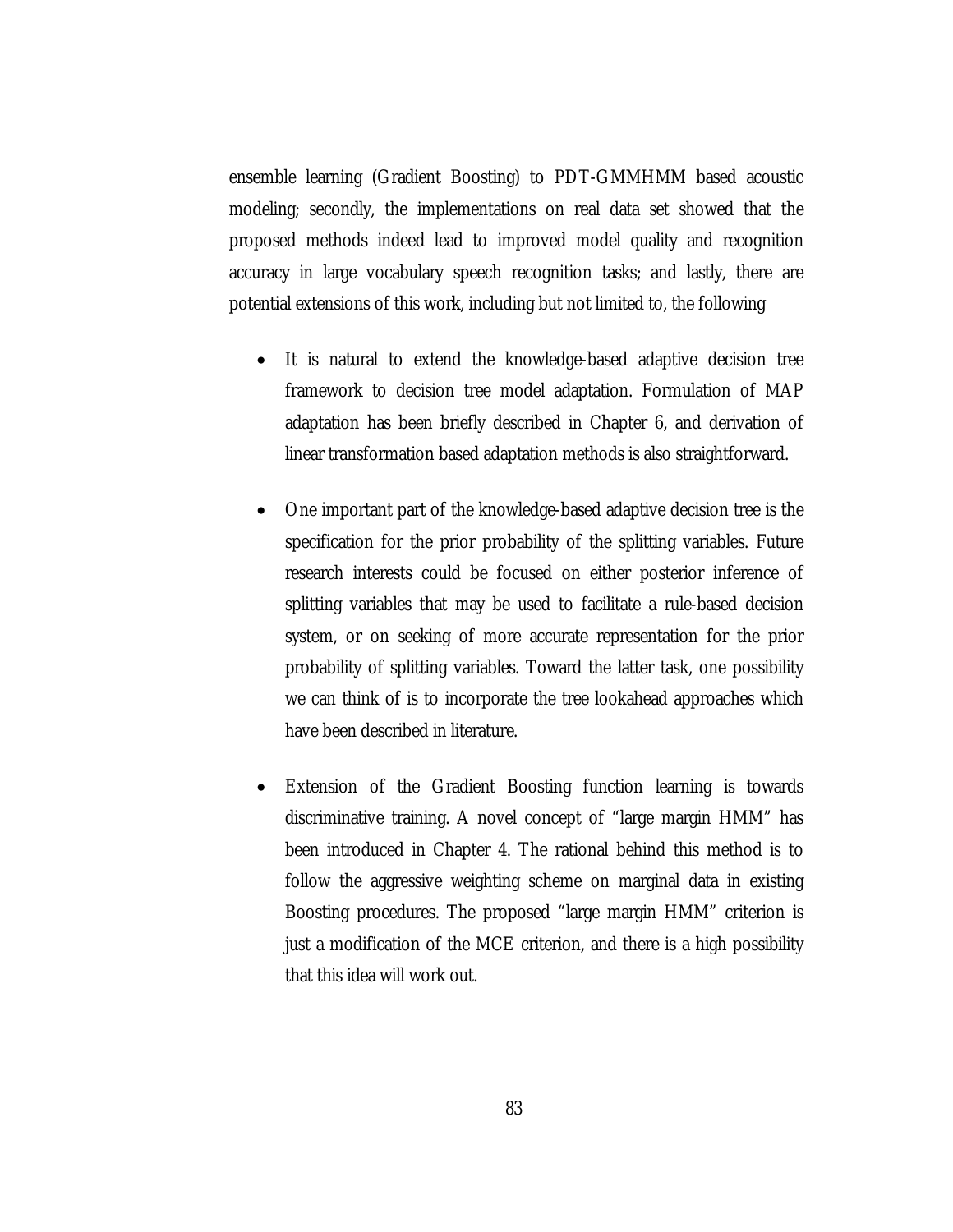ensemble learning (Gradient Boosting) to PDT-GMMHMM based acoustic modeling; secondly, the implementations on real data set showed that the proposed methods indeed lead to improved model quality and recognition accuracy in large vocabulary speech recognition tasks; and lastly, there are potential extensions of this work, including but not limited to, the following

- It is natural to extend the knowledge-based adaptive decision tree framework to decision tree model adaptation. Formulation of MAP adaptation has been briefly described in Chapter 6, and derivation of linear transformation based adaptation methods is also straightforward.

- One important part of the knowledge-based adaptive decision tree is the specification for the prior probability of the splitting variables. Future research interests could be focused on either posterior inference of splitting variables that may be used to facilitate a rule-based decision system, or on seeking of more accurate representation for the prior probability of splitting variables. Toward the latter task, one possibility we can think of is to incorporate the tree lookahead approaches which have been described in literature.

- Extension of the Gradient Boosting function learning is towards discriminative training. A novel concept of "large margin HMM" has been introduced in Chapter 4. The rational behind this method is to follow the aggressive weighting scheme on marginal data in existing Boosting procedures. The proposed "large margin HMM" criterion is just a modification of the MCE criterion, and there is a high possibility that this idea will work out.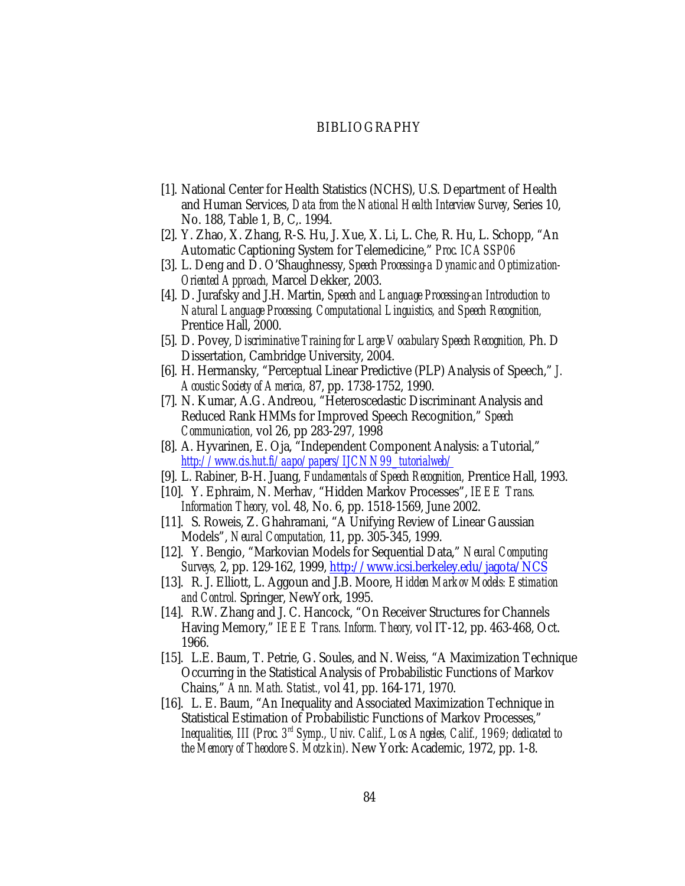# BIBLIOGRAPHY

[1]. National Center for Health Statistics (NCHS), U.S. Department of Health and Human Services, *Data from the National Health Interview Survey*, Series 10, No. 188, Table 1, B, C,. 1994.

[2]. Y. Zhao, X. Zhang, R-S. Hu, J. Xue, X. Li, L. Che, R. Hu, L. Schopp, "An Automatic Captioning System for Telemedicine," *Proc. ICASSP06*

[3]. L. Deng and D. O'Shaughnessy, *Speech Processing-a Dynamic and Optimization-Oriented Approach,* Marcel Dekker, 2003.

[4]. D. Jurafsky and J.H. Martin, *Speech and Language Processing-an Introduction to Natural Language Processing, Computational Linguistics, and Speech Recognition,* Prentice Hall, 2000.

[5]. D. Povey, *Discriminative Training for Large Vocabulary Speech Recognition,* Ph. D Dissertation, Cambridge University, 2004.

[6]. H. Hermansky, "Perceptual Linear Predictive (PLP) Analysis of Speech," *J. Acoustic Society of America,* 87, pp. 1738-1752, 1990.

[7]. N. Kumar, A.G. Andreou, "Heteroscedastic Discriminant Analysis and Reduced Rank HMMs for Improved Speech Recognition," *Speech Communication,* vol 26, pp 283-297, 1998

[8]. A. Hyvarinen, E. Oja, "Independent Component Analysis: a Tutorial," *http://www.cis.hut.fi/aapo/papers/IJCNN99_tutorialweb/*

[9]. L. Rabiner, B-H. Juang, *Fundamentals of Speech Recognition,* Prentice Hall, 1993.

[10]. Y. Ephraim, N. Merhav, "Hidden Markov Processes", *IEEE Trans. Information Theory,* vol. 48, No. 6, pp. 1518-1569, June 2002.

[11]. S. Roweis, Z. Ghahramani, "A Unifying Review of Linear Gaussian Models", *Neural Computation,* 11, pp. 305-345, 1999.

[12]. Y. Bengio, "Markovian Models for Sequential Data," *Neural Computing Surveys,* 2, pp. 129-162, 1999, http://www.icsi.berkeley.edu/jagota/NCS

[13]. R. J. Elliott, L. Aggoun and J.B. Moore, *Hidden Markov Models: Estimation and Control.* Springer, NewYork, 1995.

[14]. R.W. Zhang and J. C. Hancock, "On Receiver Structures for Channels Having Memory," *IEEE Trans. Inform. Theory,* vol IT-12, pp. 463-468, Oct. 1966.

[15]. L.E. Baum, T. Petrie, G. Soules, and N. Weiss, "A Maximization Technique Occurring in the Statistical Analysis of Probabilistic Functions of Markov Chains," *Ann. Math. Statist.,* vol 41, pp. 164-171, 1970.

[16]. L. E. Baum, "An Inequality and Associated Maximization Technique in Statistical Estimation of Probabilistic Functions of Markov Processes," *Inequalities, III (Proc. 3rd Symp., Univ. Calif., Los Angeles, Calif., 1969; dedicated to the Memory of Theodore S. Motzkin)*. New York: Academic, 1972, pp. 1-8.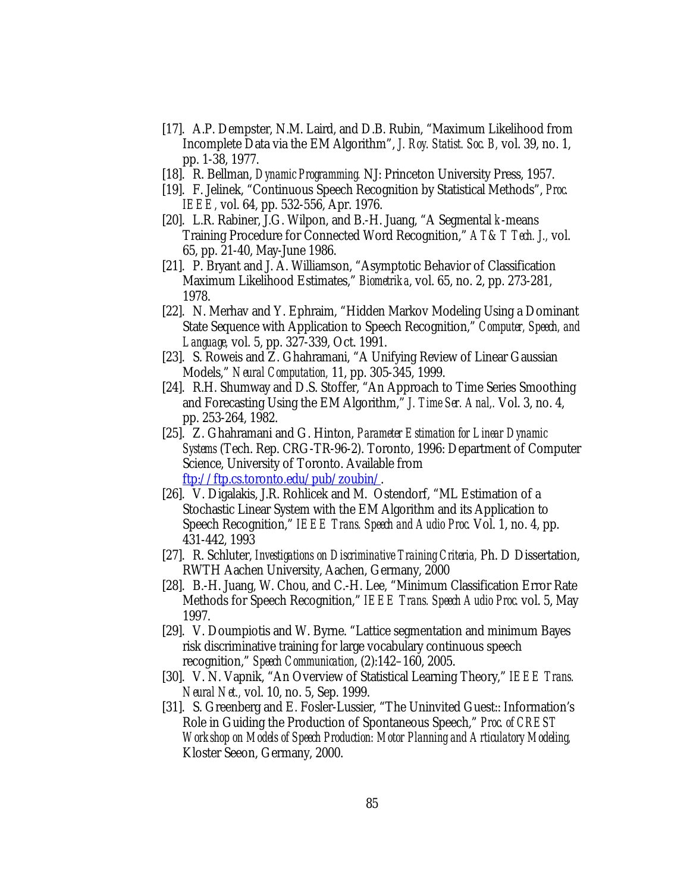[17]. A.P. Dempster, N.M. Laird, and D.B. Rubin, "Maximum Likelihood from Incomplete Data via the EM Algorithm", *J. Roy. Statist. Soc. B,* vol. 39, no. 1, pp. 1-38, 1977.

[18]. R. Bellman, *Dynamic Programming.* NJ: Princeton University Press, 1957.

[19]. F. Jelinek, "Continuous Speech Recognition by Statistical Methods", *Proc. IEEE,* vol. 64, pp. 532-556, Apr. 1976.

[20]. L.R. Rabiner, J.G. Wilpon, and B.-H. Juang, "A Segmental *k*-means Training Procedure for Connected Word Recognition," *AT&T Tech. J.,* vol. 65, pp. 21-40, May-June 1986.

[21]. P. Bryant and J. A. Williamson, "Asymptotic Behavior of Classification Maximum Likelihood Estimates," *Biometrika*, vol. 65, no. 2, pp. 273-281, 1978.

[22]. N. Merhav and Y. Ephraim, "Hidden Markov Modeling Using a Dominant State Sequence with Application to Speech Recognition," *Computer, Speech, and Language,* vol. 5, pp. 327-339, Oct. 1991.

[23]. S. Roweis and Z. Ghahramani, "A Unifying Review of Linear Gaussian Models," *Neural Computation,* 11, pp. 305-345, 1999.

[24]. R.H. Shumway and D.S. Stoffer, "An Approach to Time Series Smoothing and Forecasting Using the EM Algorithm," *J. Time Ser. Anal,.* Vol. 3, no. 4, pp. 253-264, 1982.

[25]. Z. Ghahramani and G. Hinton, *Parameter Estimation for Linear Dynamic Systems* (Tech. Rep. CRG-TR-96-2). Toronto, 1996: Department of Computer Science, University of Toronto. Available from ftp://ftp.cs.toronto.edu/pub/zoubin/.

[26]. V. Digalakis, J.R. Rohlicek and M. Ostendorf, "ML Estimation of a Stochastic Linear System with the EM Algorithm and its Application to Speech Recognition," *IEEE Trans. Speech and Audio Proc.* Vol. 1, no. 4, pp. 431-442, 1993

[27]. R. Schluter, *Investigations on Discriminative Training Criteria,* Ph. D Dissertation, RWTH Aachen University, Aachen, Germany, 2000

[28]. B.-H. Juang, W. Chou, and C.-H. Lee, "Minimum Classification Error Rate Methods for Speech Recognition," *IEEE Trans. Speech Audio Proc.* vol. 5, May 1997.

[29]. V. Doumpiotis and W. Byrne. "Lattice segmentation and minimum Bayes risk discriminative training for large vocabulary continuous speech recognition," *Speech Communication*, (2):142–160, 2005.

[30]. V. N. Vapnik, "An Overview of Statistical Learning Theory," *IEEE Trans. Neural Net.,* vol. 10, no. 5, Sep. 1999.

[31]. S. Greenberg and E. Fosler-Lussier, "The Uninvited Guest:: Information's Role in Guiding the Production of Spontaneous Speech," *Proc. of CREST Workshop on Models of Speech Production: Motor Planning and Articulatory Modeling,* Kloster Seeon, Germany, 2000.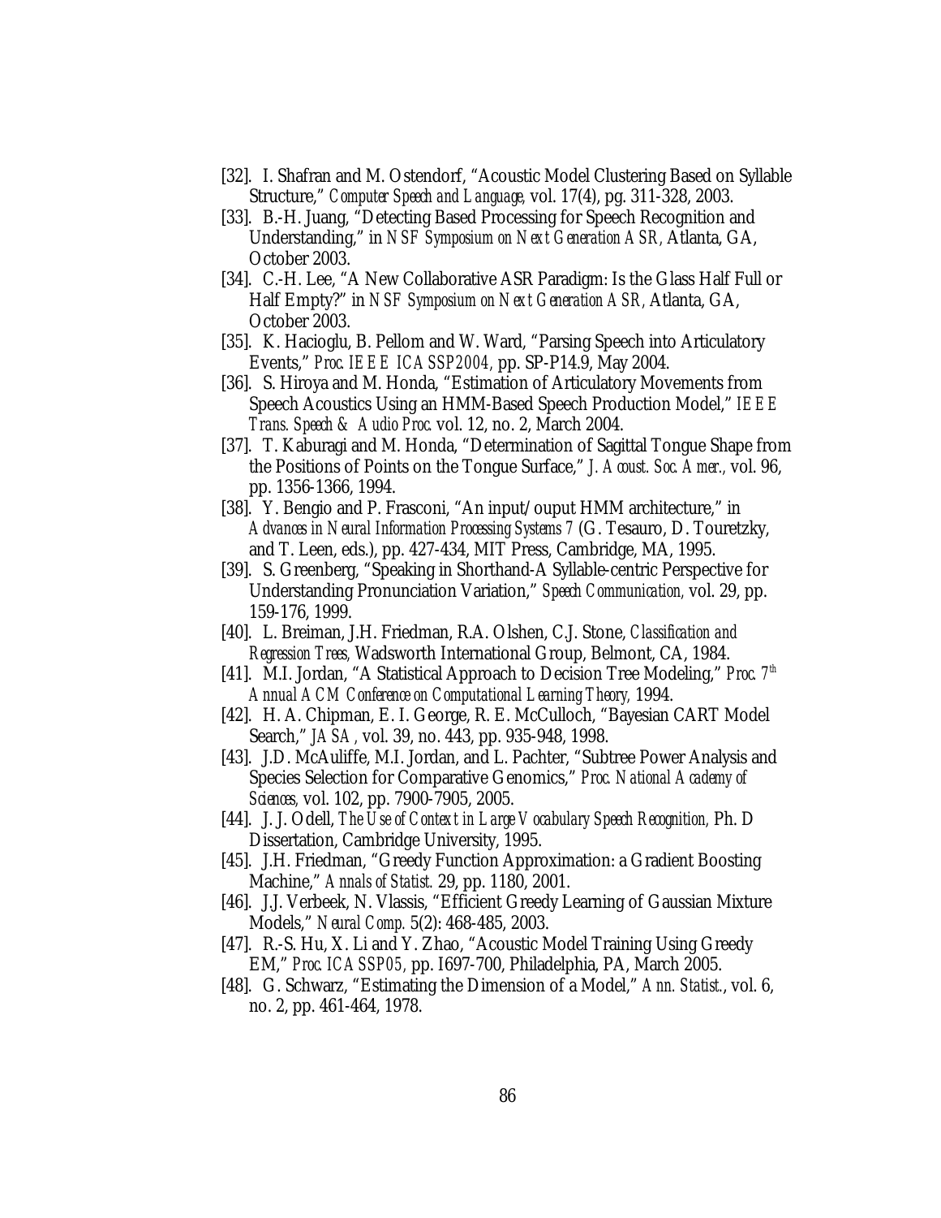[32]. I. Shafran and M. Ostendorf, "Acoustic Model Clustering Based on Syllable Structure," *Computer Speech and Language*, vol. 17(4), pg. 311-328, 2003.

[33]. B.-H. Juang, "Detecting Based Processing for Speech Recognition and Understanding," in *NSF Symposium on Next Generation ASR*, Atlanta, GA, October 2003.

[34]. C.-H. Lee, "A New Collaborative ASR Paradigm: Is the Glass Half Full or Half Empty?" in *NSF Symposium on Next Generation ASR*, Atlanta, GA, October 2003.

[35]. K. Hacioglu, B. Pellom and W. Ward, "Parsing Speech into Articulatory Events," *Proc. IEEE ICASSP2004*, pp. SP-P14.9, May 2004.

[36]. S. Hiroya and M. Honda, "Estimation of Articulatory Movements from Speech Acoustics Using an HMM-Based Speech Production Model," *IEEE Trans. Speech & Audio Proc.* vol. 12, no. 2, March 2004.

[37]. T. Kaburagi and M. Honda, "Determination of Sagittal Tongue Shape from the Positions of Points on the Tongue Surface," *J. Acoust. Soc. Amer.*, vol. 96, pp. 1356-1366, 1994.

[38]. Y. Bengio and P. Frasconi, "An input/ouput HMM architecture," in *Advances in Neural Information Processing Systems 7* (G. Tesauro, D. Touretzky, and T. Leen, eds.), pp. 427-434, MIT Press, Cambridge, MA, 1995.

[39]. S. Greenberg, "Speaking in Shorthand-A Syllable-centric Perspective for Understanding Pronunciation Variation," *Speech Communication*, vol. 29, pp. 159-176, 1999.

[40]. L. Breiman, J.H. Friedman, R.A. Olshen, C.J. Stone, *Classification and Regression Trees*, Wadsworth International Group, Belmont, CA, 1984.

[41]. M.I. Jordan, "A Statistical Approach to Decision Tree Modeling," *Proc. 7th Annual ACM Conference on Computational Learning Theory*, 1994.

[42]. H. A. Chipman, E. I. George, R. E. McCulloch, "Bayesian CART Model Search," *JASA*, vol. 39, no. 443, pp. 935-948, 1998.

[43]. J.D. McAuliffe, M.I. Jordan, and L. Pachter, "Subtree Power Analysis and Species Selection for Comparative Genomics," *Proc. National Academy of Sciences*, vol. 102, pp. 7900-7905, 2005.

[44]. J. J. Odell, *The Use of Context in Large Vocabulary Speech Recognition*, Ph. D Dissertation, Cambridge University, 1995.

[45]. J.H. Friedman, "Greedy Function Approximation: a Gradient Boosting Machine," *Annals of Statist.* 29, pp. 1180, 2001.

[46]. J.J. Verbeek, N. Vlassis, "Efficient Greedy Learning of Gaussian Mixture Models," *Neural Comp.* 5(2): 468-485, 2003.

[47]. R.-S. Hu, X. Li and Y. Zhao, "Acoustic Model Training Using Greedy EM," *Proc. ICASSP05*, pp. I697-700, Philadelphia, PA, March 2005.

[48]. G. Schwarz, "Estimating the Dimension of a Model," *Ann. Statist.*, vol. 6, no. 2, pp. 461-464, 1978.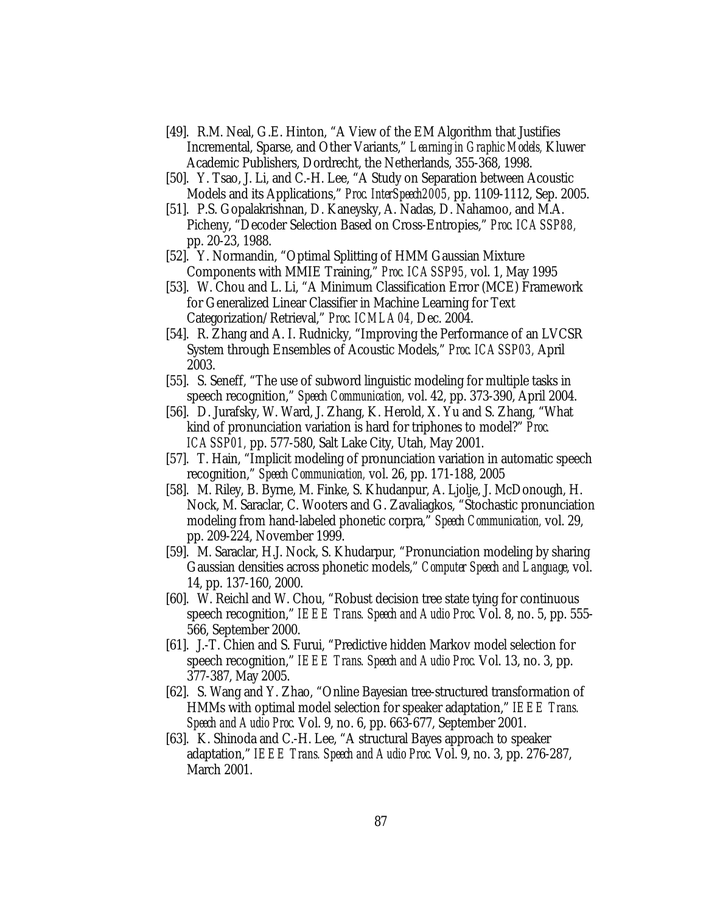[49]. R.M. Neal, G.E. Hinton, "A View of the EM Algorithm that Justifies Incremental, Sparse, and Other Variants," *Learning in Graphic Models,* Kluwer Academic Publishers, Dordrecht, the Netherlands, 355-368, 1998.

[50]. Y. Tsao, J. Li, and C.-H. Lee, "A Study on Separation between Acoustic Models and its Applications," *Proc. InterSpeech2005,* pp. 1109-1112, Sep. 2005.

[51]. P.S. Gopalakrishnan, D. Kaneysky, A. Nadas, D. Nahamoo, and M.A. Picheny, "Decoder Selection Based on Cross-Entropies," *Proc. ICASSP88,* pp. 20-23, 1988.

[52]. Y. Normandin, "Optimal Splitting of HMM Gaussian Mixture Components with MMIE Training," *Proc. ICASSP95,* vol. 1, May 1995

[53]. W. Chou and L. Li, "A Minimum Classification Error (MCE) Framework for Generalized Linear Classifier in Machine Learning for Text Categorization/Retrieval," *Proc. ICMLA04,* Dec. 2004.

[54]. R. Zhang and A. I. Rudnicky, "Improving the Performance of an LVCSR System through Ensembles of Acoustic Models," *Proc. ICASSP03,* April 2003.

[55]. S. Seneff, "The use of subword linguistic modeling for multiple tasks in speech recognition," *Speech Communication,* vol. 42, pp. 373-390, April 2004.

[56]. D. Jurafsky, W. Ward, J. Zhang, K. Herold, X. Yu and S. Zhang, "What kind of pronunciation variation is hard for triphones to model?" *Proc. ICASSP01,* pp. 577-580, Salt Lake City, Utah, May 2001.

[57]. T. Hain, "Implicit modeling of pronunciation variation in automatic speech recognition," *Speech Communication,* vol. 26, pp. 171-188, 2005

[58]. M. Riley, B. Byrne, M. Finke, S. Khudanpur, A. Ljolje, J. McDonough, H. Nock, M. Saraclar, C. Wooters and G. Zavaliagkos, "Stochastic pronunciation modeling from hand-labeled phonetic corpra," *Speech Communication,* vol. 29, pp. 209-224, November 1999.

[59]. M. Saraclar, H.J. Nock, S. Khudarpur, "Pronunciation modeling by sharing Gaussian densities across phonetic models," *Computer Speech and Language*, vol. 14, pp. 137-160, 2000.

[60]. W. Reichl and W. Chou, "Robust decision tree state tying for continuous speech recognition," *IEEE Trans. Speech and Audio Proc.* Vol. 8, no. 5, pp. 555-566, September 2000.

[61]. J.-T. Chien and S. Furui, "Predictive hidden Markov model selection for speech recognition," *IEEE Trans. Speech and Audio Proc.* Vol. 13, no. 3, pp. 377-387, May 2005.

[62]. S. Wang and Y. Zhao, "Online Bayesian tree-structured transformation of HMMs with optimal model selection for speaker adaptation," *IEEE Trans. Speech and Audio Proc.* Vol. 9, no. 6, pp. 663-677, September 2001.

[63]. K. Shinoda and C.-H. Lee, "A structural Bayes approach to speaker adaptation," *IEEE Trans. Speech and Audio Proc.* Vol. 9, no. 3, pp. 276-287, March 2001.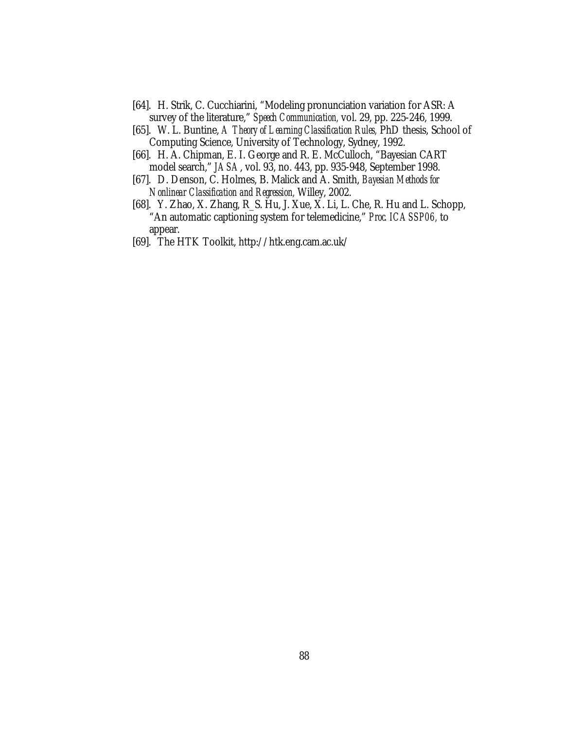[64]. H. Strik, C. Cucchiarini, "Modeling pronunciation variation for ASR: A survey of the literature," *Speech Communication,* vol. 29, pp. 225-246, 1999.

[65]. W. L. Buntine, *A Theory of Learning Classification Rules,* PhD thesis, School of Computing Science, University of Technology, Sydney, 1992.

[66]. H. A. Chipman, E. I. George and R. E. McCulloch, "Bayesian CART model search," *JASA*, vol. 93, no. 443, pp. 935-948, September 1998.

[67]. D. Denson, C. Holmes, B. Malick and A. Smith, *Bayesian Methods for Nonlinear Classification and Regression,* Willey, 2002.

[68]. Y. Zhao, X. Zhang, R_S. Hu, J. Xue, X. Li, L. Che, R. Hu and L. Schopp, "An automatic captioning system for telemedicine," *Proc. ICASSP06,* to appear.

[69]. The HTK Toolkit, http://htk.eng.cam.ac.uk/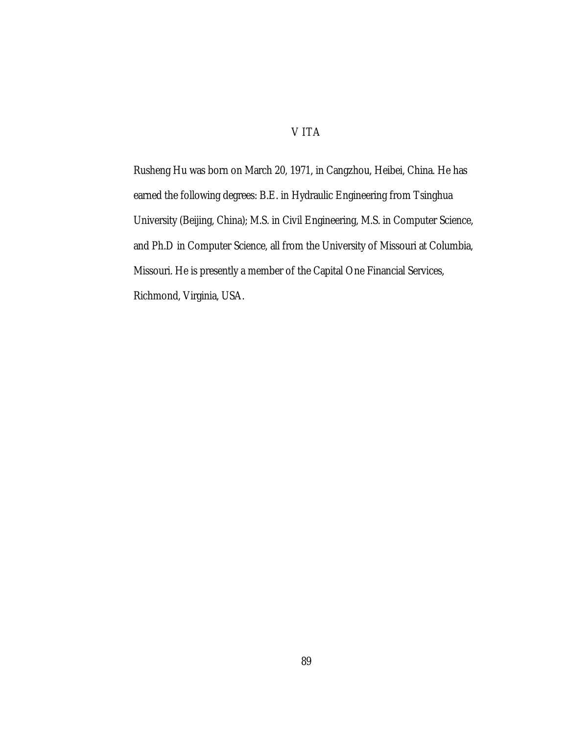# VITA

Rusheng Hu was born on March 20, 1971, in Cangzhou, Heibei, China. He has earned the following degrees: B.E. in Hydraulic Engineering from Tsinghua University (Beijing, China); M.S. in Civil Engineering, M.S. in Computer Science, and Ph.D in Computer Science, all from the University of Missouri at Columbia, Missouri. He is presently a member of the Capital One Financial Services, Richmond, Virginia, USA.